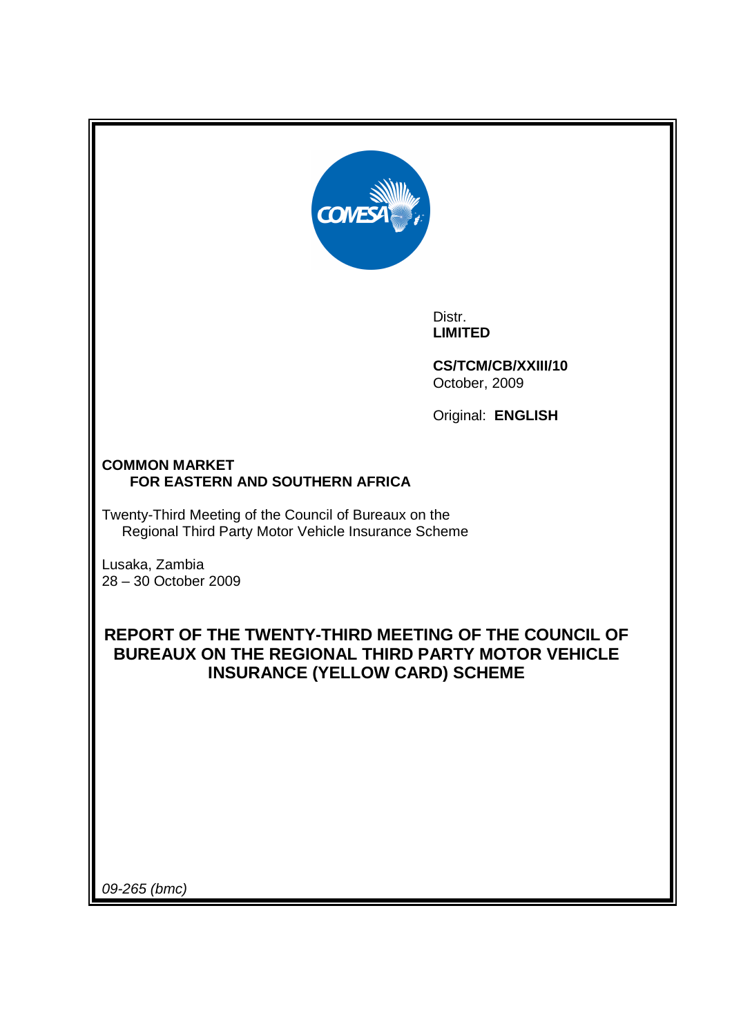Distr.
**LIMITED**

**CS/TCM/CB/XXIII/10**
October, 2009

Original: **ENGLISH**

**COMMON MARKET**
**FOR EASTERN AND SOUTHERN AFRICA**

Twenty-Third Meeting of the Council of Bureaux on the Regional Third Party Motor Vehicle Insurance Scheme

Lusaka, Zambia
28 – 30 October 2009

# REPORT OF THE TWENTY-THIRD MEETING OF THE COUNCIL OF BUREAUX ON THE REGIONAL THIRD PARTY MOTOR VEHICLE INSURANCE (YELLOW CARD) SCHEME

*09-265 (bmc)*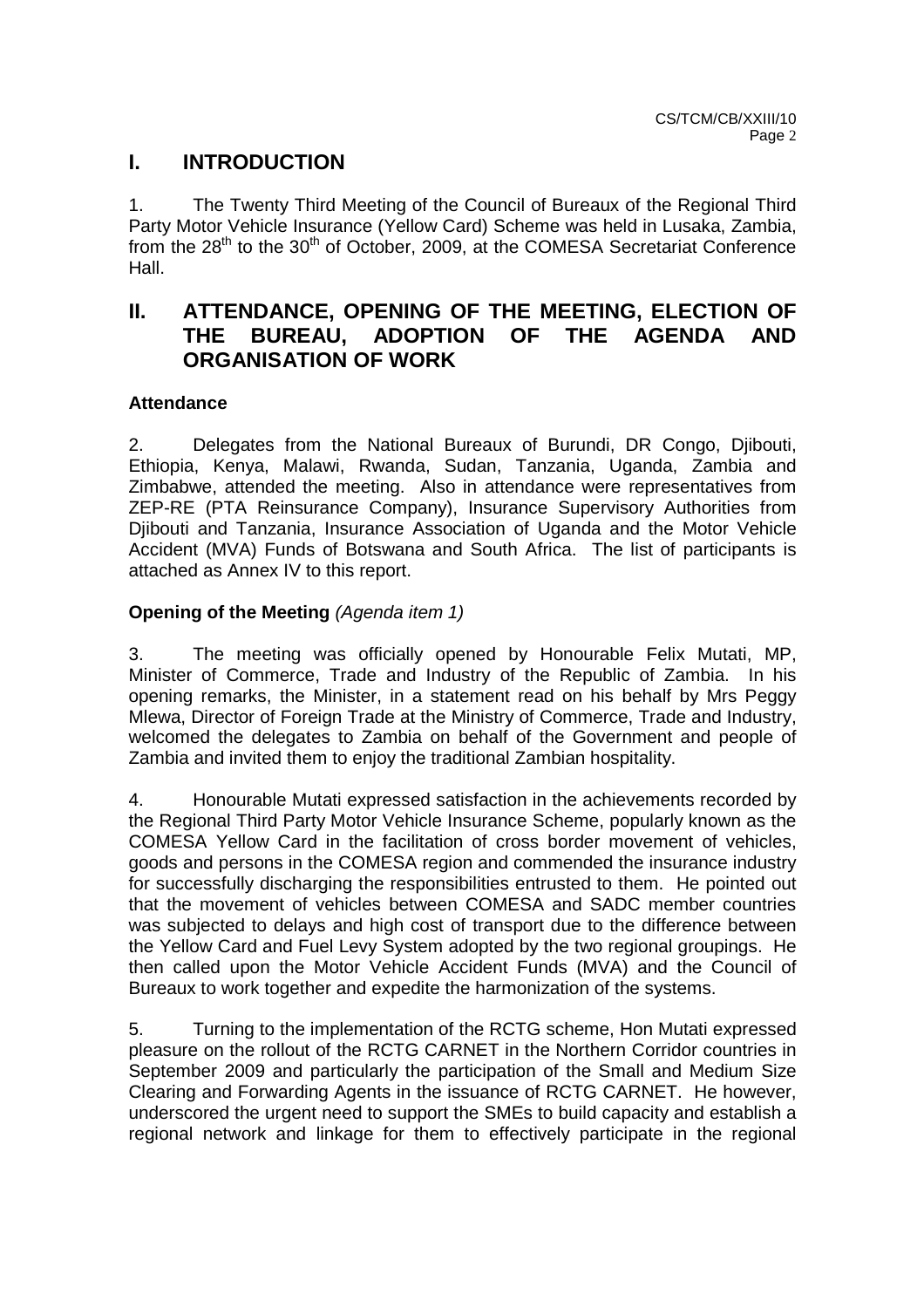## I. INTRODUCTION

1. The Twenty Third Meeting of the Council of Bureaux of the Regional Third Party Motor Vehicle Insurance (Yellow Card) Scheme was held in Lusaka, Zambia, from the 28th to the 30th of October, 2009, at the COMESA Secretariat Conference Hall.

## II. ATTENDANCE, OPENING OF THE MEETING, ELECTION OF THE BUREAU, ADOPTION OF THE AGENDA AND ORGANISATION OF WORK

### Attendance

2. Delegates from the National Bureaux of Burundi, DR Congo, Djibouti, Ethiopia, Kenya, Malawi, Rwanda, Sudan, Tanzania, Uganda, Zambia and Zimbabwe, attended the meeting. Also in attendance were representatives from ZEP-RE (PTA Reinsurance Company), Insurance Supervisory Authorities from Djibouti and Tanzania, Insurance Association of Uganda and the Motor Vehicle Accident (MVA) Funds of Botswana and South Africa. The list of participants is attached as Annex IV to this report.

### Opening of the Meeting *(Agenda item 1)*

3. The meeting was officially opened by Honourable Felix Mutati, MP, Minister of Commerce, Trade and Industry of the Republic of Zambia. In his opening remarks, the Minister, in a statement read on his behalf by Mrs Peggy Mlewa, Director of Foreign Trade at the Ministry of Commerce, Trade and Industry, welcomed the delegates to Zambia on behalf of the Government and people of Zambia and invited them to enjoy the traditional Zambian hospitality.

4. Honourable Mutati expressed satisfaction in the achievements recorded by the Regional Third Party Motor Vehicle Insurance Scheme, popularly known as the COMESA Yellow Card in the facilitation of cross border movement of vehicles, goods and persons in the COMESA region and commended the insurance industry for successfully discharging the responsibilities entrusted to them. He pointed out that the movement of vehicles between COMESA and SADC member countries was subjected to delays and high cost of transport due to the difference between the Yellow Card and Fuel Levy System adopted by the two regional groupings. He then called upon the Motor Vehicle Accident Funds (MVA) and the Council of Bureaux to work together and expedite the harmonization of the systems.

5. Turning to the implementation of the RCTG scheme, Hon Mutati expressed pleasure on the rollout of the RCTG CARNET in the Northern Corridor countries in September 2009 and particularly the participation of the Small and Medium Size Clearing and Forwarding Agents in the issuance of RCTG CARNET. He however, underscored the urgent need to support the SMEs to build capacity and establish a regional network and linkage for them to effectively participate in the regional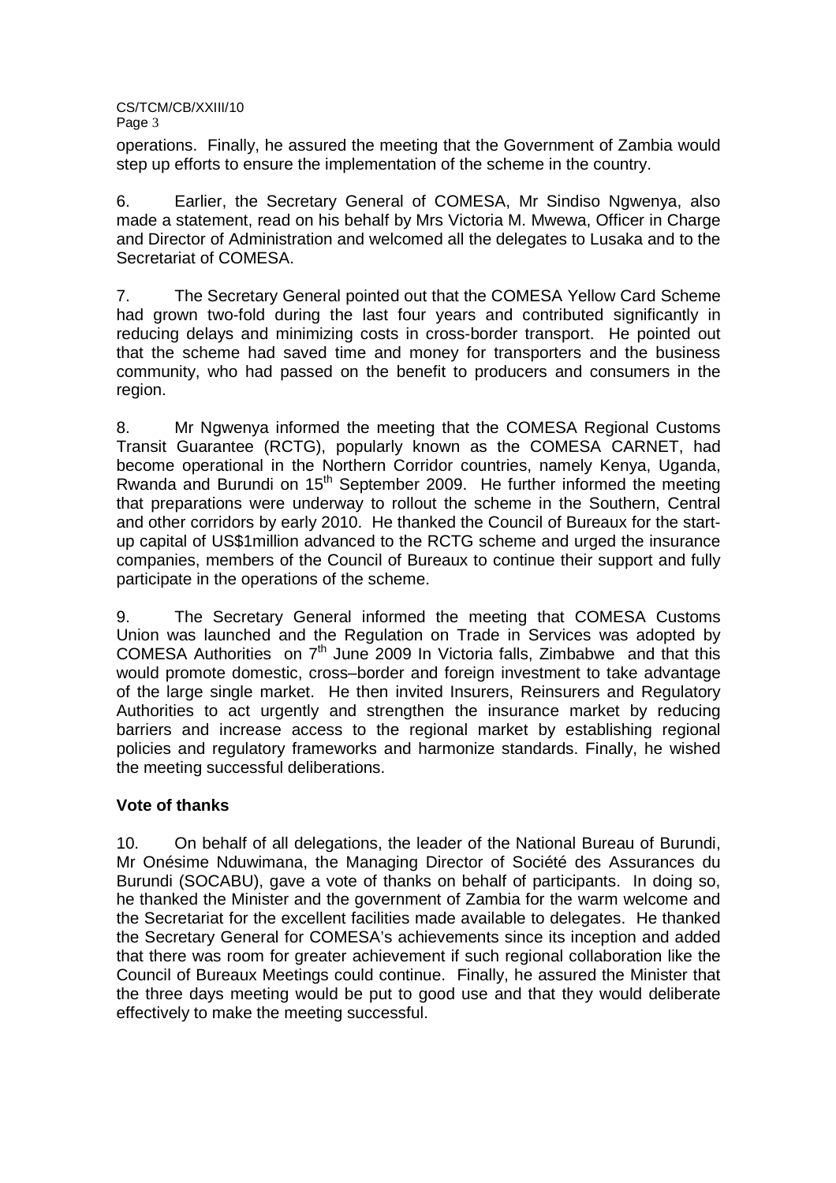operations. Finally, he assured the meeting that the Government of Zambia would step up efforts to ensure the implementation of the scheme in the country.

6. Earlier, the Secretary General of COMESA, Mr Sindiso Ngwenya, also made a statement, read on his behalf by Mrs Victoria M. Mwewa, Officer in Charge and Director of Administration and welcomed all the delegates to Lusaka and to the Secretariat of COMESA.

7. The Secretary General pointed out that the COMESA Yellow Card Scheme had grown two-fold during the last four years and contributed significantly in reducing delays and minimizing costs in cross-border transport. He pointed out that the scheme had saved time and money for transporters and the business community, who had passed on the benefit to producers and consumers in the region.

8. Mr Ngwenya informed the meeting that the COMESA Regional Customs Transit Guarantee (RCTG), popularly known as the COMESA CARNET, had become operational in the Northern Corridor countries, namely Kenya, Uganda, Rwanda and Burundi on 15th September 2009. He further informed the meeting that preparations were underway to rollout the scheme in the Southern, Central and other corridors by early 2010. He thanked the Council of Bureaux for the start-up capital of US$1million advanced to the RCTG scheme and urged the insurance companies, members of the Council of Bureaux to continue their support and fully participate in the operations of the scheme.

9. The Secretary General informed the meeting that COMESA Customs Union was launched and the Regulation on Trade in Services was adopted by COMESA Authorities on 7th June 2009 In Victoria falls, Zimbabwe and that this would promote domestic, cross–border and foreign investment to take advantage of the large single market. He then invited Insurers, Reinsurers and Regulatory Authorities to act urgently and strengthen the insurance market by reducing barriers and increase access to the regional market by establishing regional policies and regulatory frameworks and harmonize standards. Finally, he wished the meeting successful deliberations.

**Vote of thanks**

10. On behalf of all delegations, the leader of the National Bureau of Burundi, Mr Onésime Nduwimana, the Managing Director of Société des Assurances du Burundi (SOCABU), gave a vote of thanks on behalf of participants. In doing so, he thanked the Minister and the government of Zambia for the warm welcome and the Secretariat for the excellent facilities made available to delegates. He thanked the Secretary General for COMESA's achievements since its inception and added that there was room for greater achievement if such regional collaboration like the Council of Bureaux Meetings could continue. Finally, he assured the Minister that the three days meeting would be put to good use and that they would deliberate effectively to make the meeting successful.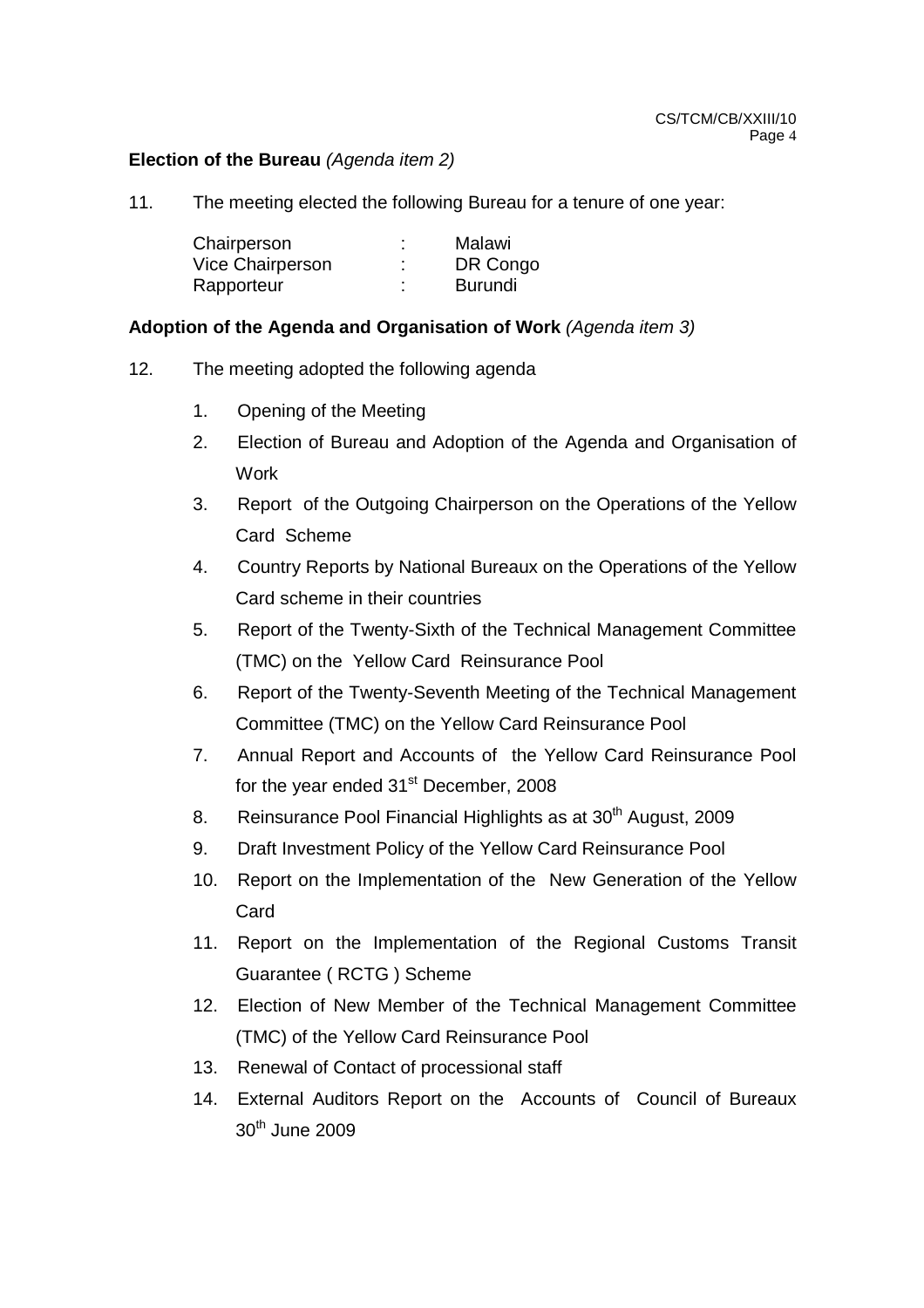**Election of the Bureau** *(Agenda item 2)*

11. The meeting elected the following Bureau for a tenure of one year:

| | | |
|---|---|---|
| Chairperson | : | Malawi |
| Vice Chairperson | : | DR Congo |
| Rapporteur | : | Burundi |

**Adoption of the Agenda and Organisation of Work** *(Agenda item 3)*

12. The meeting adopted the following agenda

1. Opening of the Meeting
2. Election of Bureau and Adoption of the Agenda and Organisation of Work
3. Report of the Outgoing Chairperson on the Operations of the Yellow Card Scheme
4. Country Reports by National Bureaux on the Operations of the Yellow Card scheme in their countries
5. Report of the Twenty-Sixth of the Technical Management Committee (TMC) on the Yellow Card Reinsurance Pool
6. Report of the Twenty-Seventh Meeting of the Technical Management Committee (TMC) on the Yellow Card Reinsurance Pool
7. Annual Report and Accounts of the Yellow Card Reinsurance Pool for the year ended 31st December, 2008
8. Reinsurance Pool Financial Highlights as at 30th August, 2009
9. Draft Investment Policy of the Yellow Card Reinsurance Pool
10. Report on the Implementation of the New Generation of the Yellow Card
11. Report on the Implementation of the Regional Customs Transit Guarantee ( RCTG ) Scheme
12. Election of New Member of the Technical Management Committee (TMC) of the Yellow Card Reinsurance Pool
13. Renewal of Contact of processional staff
14. External Auditors Report on the Accounts of Council of Bureaux 30th June 2009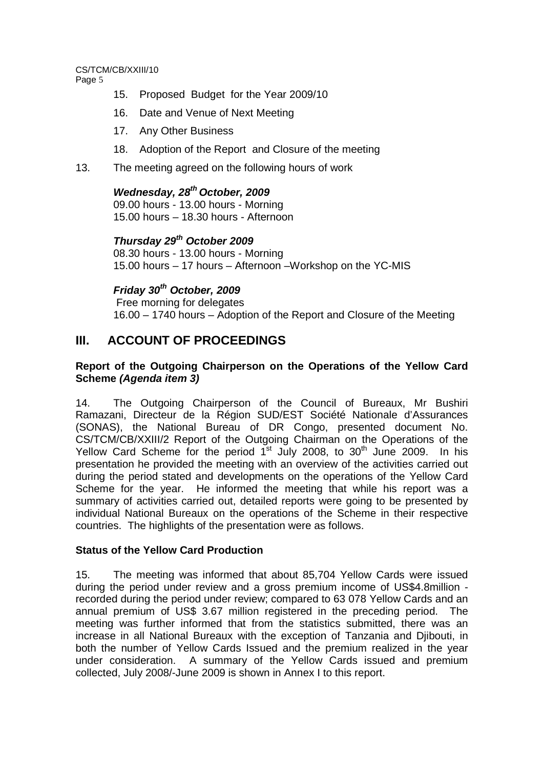15. Proposed Budget for the Year 2009/10

16. Date and Venue of Next Meeting

17. Any Other Business

18. Adoption of the Report and Closure of the meeting

13. The meeting agreed on the following hours of work

***Wednesday, 28th October, 2009***
09.00 hours - 13.00 hours - Morning
15.00 hours – 18.30 hours - Afternoon

***Thursday 29th October 2009***
08.30 hours - 13.00 hours - Morning
15.00 hours – 17 hours – Afternoon –Workshop on the YC-MIS

***Friday 30th October, 2009***
Free morning for delegates
16.00 – 1740 hours – Adoption of the Report and Closure of the Meeting

## III. ACCOUNT OF PROCEEDINGS

**Report of the Outgoing Chairperson on the Operations of the Yellow Card Scheme *(Agenda item 3)***

14. The Outgoing Chairperson of the Council of Bureaux, Mr Bushiri Ramazani, Directeur de la Région SUD/EST Société Nationale d'Assurances (SONAS), the National Bureau of DR Congo, presented document No. CS/TCM/CB/XXIII/2 Report of the Outgoing Chairman on the Operations of the Yellow Card Scheme for the period 1st July 2008, to 30th June 2009. In his presentation he provided the meeting with an overview of the activities carried out during the period stated and developments on the operations of the Yellow Card Scheme for the year. He informed the meeting that while his report was a summary of activities carried out, detailed reports were going to be presented by individual National Bureaux on the operations of the Scheme in their respective countries. The highlights of the presentation were as follows.

**Status of the Yellow Card Production**

15. The meeting was informed that about 85,704 Yellow Cards were issued during the period under review and a gross premium income of US$4.8million - recorded during the period under review; compared to 63 078 Yellow Cards and an annual premium of US$ 3.67 million registered in the preceding period. The meeting was further informed that from the statistics submitted, there was an increase in all National Bureaux with the exception of Tanzania and Djibouti, in both the number of Yellow Cards Issued and the premium realized in the year under consideration. A summary of the Yellow Cards issued and premium collected, July 2008/-June 2009 is shown in Annex I to this report.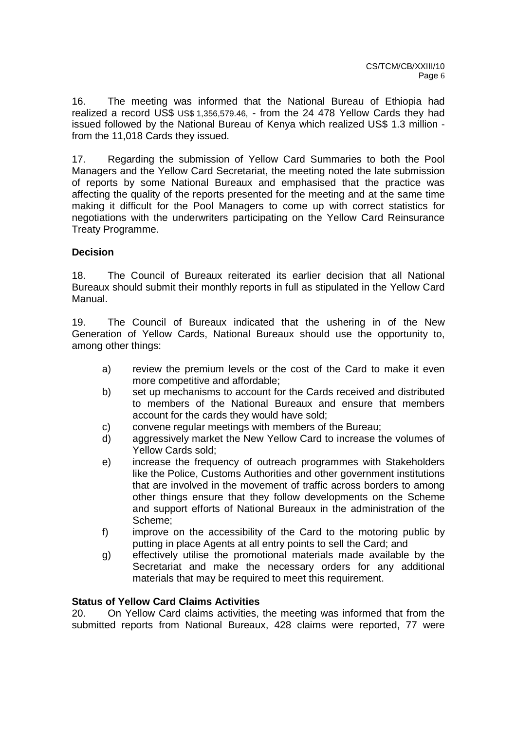16. The meeting was informed that the National Bureau of Ethiopia had realized a record US$ US$ 1,356,579.46, - from the 24 478 Yellow Cards they had issued followed by the National Bureau of Kenya which realized US$ 1.3 million - from the 11,018 Cards they issued.

17. Regarding the submission of Yellow Card Summaries to both the Pool Managers and the Yellow Card Secretariat, the meeting noted the late submission of reports by some National Bureaux and emphasised that the practice was affecting the quality of the reports presented for the meeting and at the same time making it difficult for the Pool Managers to come up with correct statistics for negotiations with the underwriters participating on the Yellow Card Reinsurance Treaty Programme.

**Decision**

18. The Council of Bureaux reiterated its earlier decision that all National Bureaux should submit their monthly reports in full as stipulated in the Yellow Card Manual.

19. The Council of Bureaux indicated that the ushering in of the New Generation of Yellow Cards, National Bureaux should use the opportunity to, among other things:

a) review the premium levels or the cost of the Card to make it even more competitive and affordable;
b) set up mechanisms to account for the Cards received and distributed to members of the National Bureaux and ensure that members account for the cards they would have sold;
c) convene regular meetings with members of the Bureau;
d) aggressively market the New Yellow Card to increase the volumes of Yellow Cards sold;
e) increase the frequency of outreach programmes with Stakeholders like the Police, Customs Authorities and other government institutions that are involved in the movement of traffic across borders to among other things ensure that they follow developments on the Scheme and support efforts of National Bureaux in the administration of the Scheme;
f) improve on the accessibility of the Card to the motoring public by putting in place Agents at all entry points to sell the Card; and
g) effectively utilise the promotional materials made available by the Secretariat and make the necessary orders for any additional materials that may be required to meet this requirement.

**Status of Yellow Card Claims Activities**

20. On Yellow Card claims activities, the meeting was informed that from the submitted reports from National Bureaux, 428 claims were reported, 77 were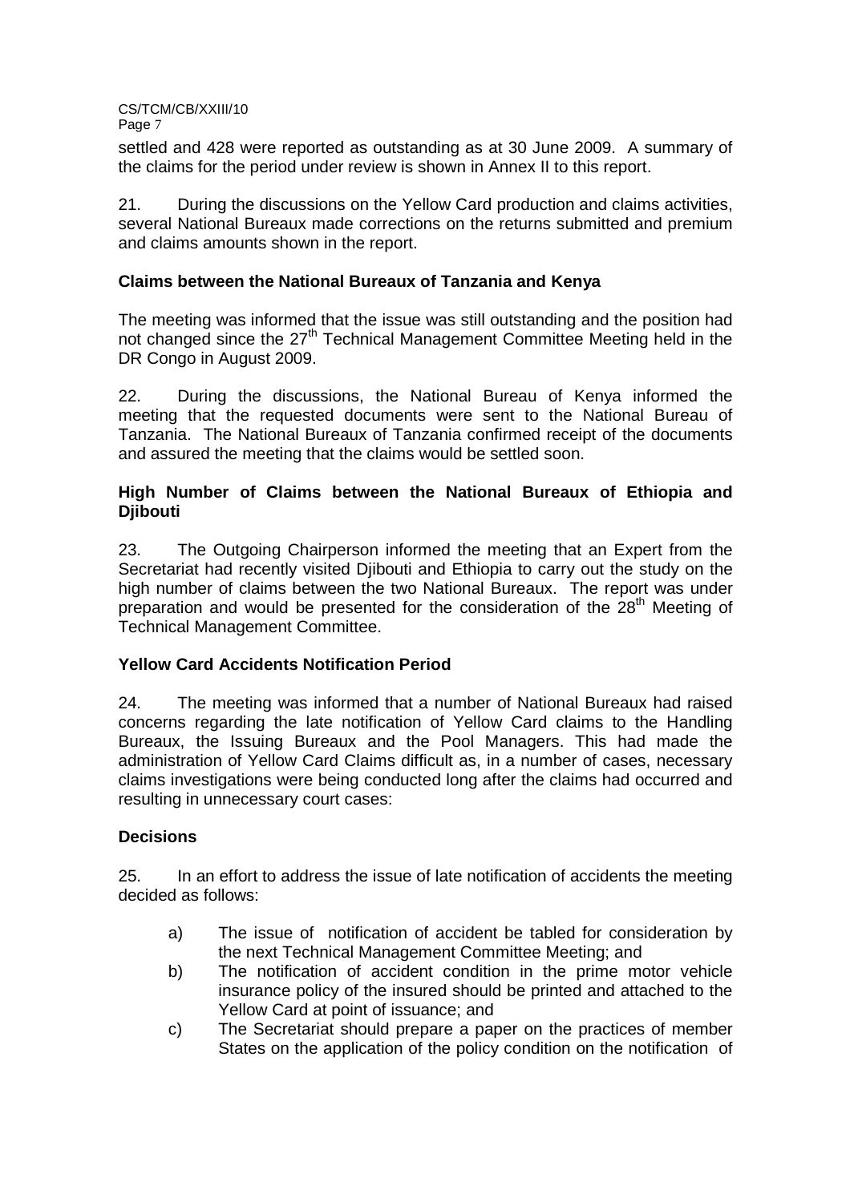settled and 428 were reported as outstanding as at 30 June 2009. A summary of the claims for the period under review is shown in Annex II to this report.

21. During the discussions on the Yellow Card production and claims activities, several National Bureaux made corrections on the returns submitted and premium and claims amounts shown in the report.

**Claims between the National Bureaux of Tanzania and Kenya**

The meeting was informed that the issue was still outstanding and the position had not changed since the 27th Technical Management Committee Meeting held in the DR Congo in August 2009.

22. During the discussions, the National Bureau of Kenya informed the meeting that the requested documents were sent to the National Bureau of Tanzania. The National Bureaux of Tanzania confirmed receipt of the documents and assured the meeting that the claims would be settled soon.

**High Number of Claims between the National Bureaux of Ethiopia and Djibouti**

23. The Outgoing Chairperson informed the meeting that an Expert from the Secretariat had recently visited Djibouti and Ethiopia to carry out the study on the high number of claims between the two National Bureaux. The report was under preparation and would be presented for the consideration of the 28th Meeting of Technical Management Committee.

**Yellow Card Accidents Notification Period**

24. The meeting was informed that a number of National Bureaux had raised concerns regarding the late notification of Yellow Card claims to the Handling Bureaux, the Issuing Bureaux and the Pool Managers. This had made the administration of Yellow Card Claims difficult as, in a number of cases, necessary claims investigations were being conducted long after the claims had occurred and resulting in unnecessary court cases:

**Decisions**

25. In an effort to address the issue of late notification of accidents the meeting decided as follows:

a) The issue of notification of accident be tabled for consideration by the next Technical Management Committee Meeting; and

b) The notification of accident condition in the prime motor vehicle insurance policy of the insured should be printed and attached to the Yellow Card at point of issuance; and

c) The Secretariat should prepare a paper on the practices of member States on the application of the policy condition on the notification of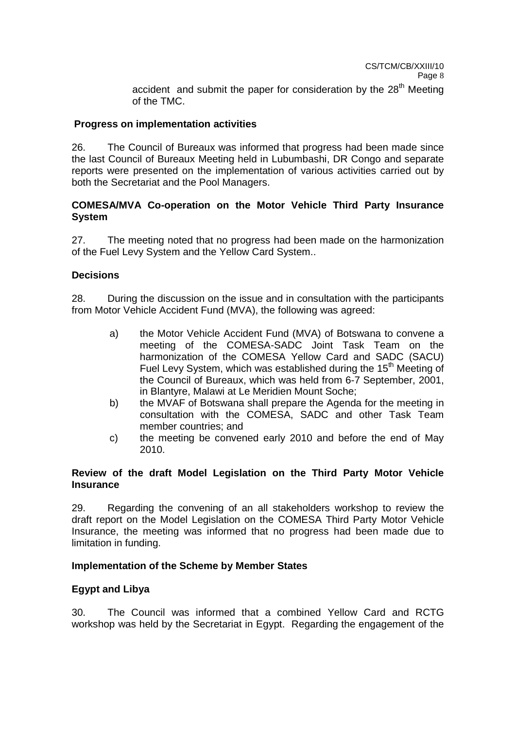accident and submit the paper for consideration by the 28th Meeting of the TMC.

**Progress on implementation activities**

26. The Council of Bureaux was informed that progress had been made since the last Council of Bureaux Meeting held in Lubumbashi, DR Congo and separate reports were presented on the implementation of various activities carried out by both the Secretariat and the Pool Managers.

**COMESA/MVA Co-operation on the Motor Vehicle Third Party Insurance System**

27. The meeting noted that no progress had been made on the harmonization of the Fuel Levy System and the Yellow Card System..

**Decisions**

28. During the discussion on the issue and in consultation with the participants from Motor Vehicle Accident Fund (MVA), the following was agreed:

a) the Motor Vehicle Accident Fund (MVA) of Botswana to convene a meeting of the COMESA-SADC Joint Task Team on the harmonization of the COMESA Yellow Card and SADC (SACU) Fuel Levy System, which was established during the 15th Meeting of the Council of Bureaux, which was held from 6-7 September, 2001, in Blantyre, Malawi at Le Meridien Mount Soche;

b) the MVAF of Botswana shall prepare the Agenda for the meeting in consultation with the COMESA, SADC and other Task Team member countries; and

c) the meeting be convened early 2010 and before the end of May 2010.

**Review of the draft Model Legislation on the Third Party Motor Vehicle Insurance**

29. Regarding the convening of an all stakeholders workshop to review the draft report on the Model Legislation on the COMESA Third Party Motor Vehicle Insurance, the meeting was informed that no progress had been made due to limitation in funding.

**Implementation of the Scheme by Member States**

**Egypt and Libya**

30. The Council was informed that a combined Yellow Card and RCTG workshop was held by the Secretariat in Egypt. Regarding the engagement of the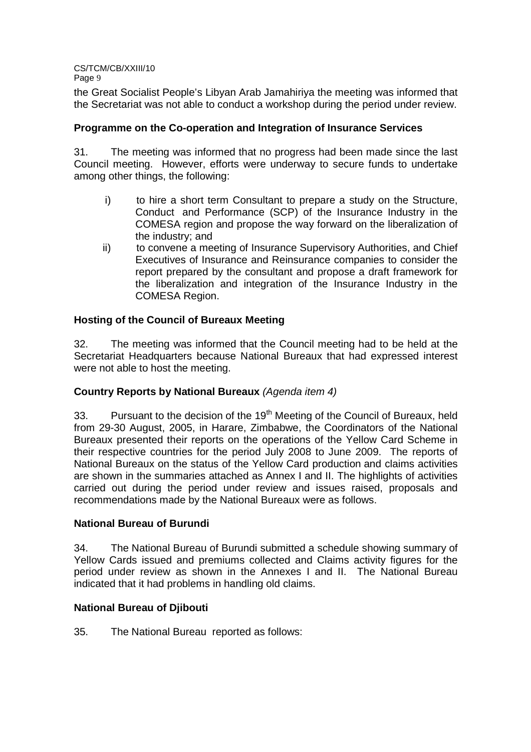the Great Socialist People's Libyan Arab Jamahiriya the meeting was informed that the Secretariat was not able to conduct a workshop during the period under review.

**Programme on the Co-operation and Integration of Insurance Services**

31. The meeting was informed that no progress had been made since the last Council meeting. However, efforts were underway to secure funds to undertake among other things, the following:

i) to hire a short term Consultant to prepare a study on the Structure, Conduct and Performance (SCP) of the Insurance Industry in the COMESA region and propose the way forward on the liberalization of the industry; and

ii) to convene a meeting of Insurance Supervisory Authorities, and Chief Executives of Insurance and Reinsurance companies to consider the report prepared by the consultant and propose a draft framework for the liberalization and integration of the Insurance Industry in the COMESA Region.

**Hosting of the Council of Bureaux Meeting**

32. The meeting was informed that the Council meeting had to be held at the Secretariat Headquarters because National Bureaux that had expressed interest were not able to host the meeting.

**Country Reports by National Bureaux** *(Agenda item 4)*

33. Pursuant to the decision of the 19th Meeting of the Council of Bureaux, held from 29-30 August, 2005, in Harare, Zimbabwe, the Coordinators of the National Bureaux presented their reports on the operations of the Yellow Card Scheme in their respective countries for the period July 2008 to June 2009. The reports of National Bureaux on the status of the Yellow Card production and claims activities are shown in the summaries attached as Annex I and II. The highlights of activities carried out during the period under review and issues raised, proposals and recommendations made by the National Bureaux were as follows.

**National Bureau of Burundi**

34. The National Bureau of Burundi submitted a schedule showing summary of Yellow Cards issued and premiums collected and Claims activity figures for the period under review as shown in the Annexes I and II. The National Bureau indicated that it had problems in handling old claims.

**National Bureau of Djibouti**

35. The National Bureau reported as follows: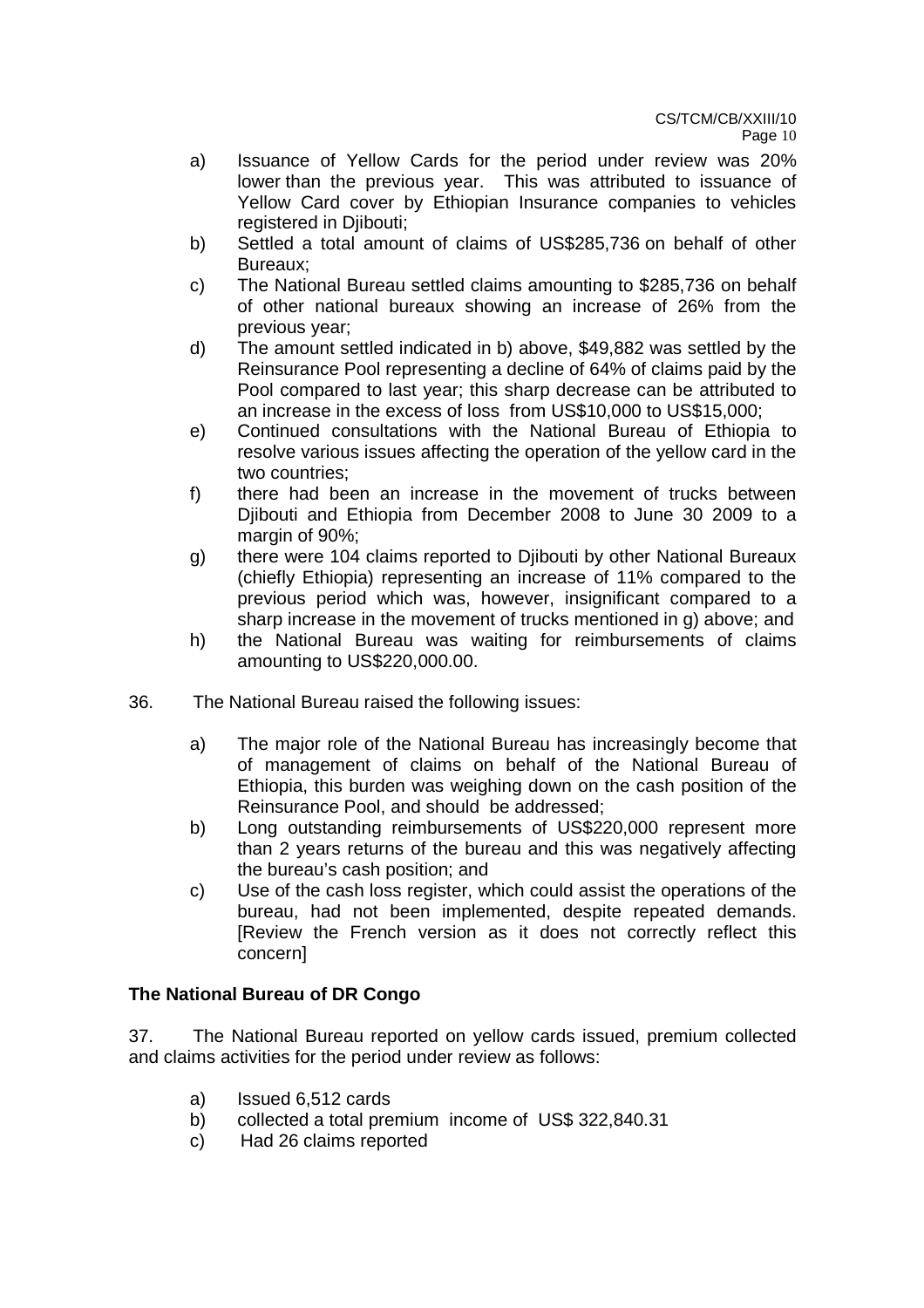a) Issuance of Yellow Cards for the period under review was 20% lower than the previous year. This was attributed to issuance of Yellow Card cover by Ethiopian Insurance companies to vehicles registered in Djibouti;
b) Settled a total amount of claims of US$285,736 on behalf of other Bureaux;
c) The National Bureau settled claims amounting to $285,736 on behalf of other national bureaux showing an increase of 26% from the previous year;
d) The amount settled indicated in b) above, $49,882 was settled by the Reinsurance Pool representing a decline of 64% of claims paid by the Pool compared to last year; this sharp decrease can be attributed to an increase in the excess of loss from US$10,000 to US$15,000;
e) Continued consultations with the National Bureau of Ethiopia to resolve various issues affecting the operation of the yellow card in the two countries;
f) there had been an increase in the movement of trucks between Djibouti and Ethiopia from December 2008 to June 30 2009 to a margin of 90%;
g) there were 104 claims reported to Djibouti by other National Bureaux (chiefly Ethiopia) representing an increase of 11% compared to the previous period which was, however, insignificant compared to a sharp increase in the movement of trucks mentioned in g) above; and
h) the National Bureau was waiting for reimbursements of claims amounting to US$220,000.00.

36. The National Bureau raised the following issues:

a) The major role of the National Bureau has increasingly become that of management of claims on behalf of the National Bureau of Ethiopia, this burden was weighing down on the cash position of the Reinsurance Pool, and should be addressed;
b) Long outstanding reimbursements of US$220,000 represent more than 2 years returns of the bureau and this was negatively affecting the bureau's cash position; and
c) Use of the cash loss register, which could assist the operations of the bureau, had not been implemented, despite repeated demands. [Review the French version as it does not correctly reflect this concern]

**The National Bureau of DR Congo**

37. The National Bureau reported on yellow cards issued, premium collected and claims activities for the period under review as follows:

a) Issued 6,512 cards
b) collected a total premium income of US$ 322,840.31
c) Had 26 claims reported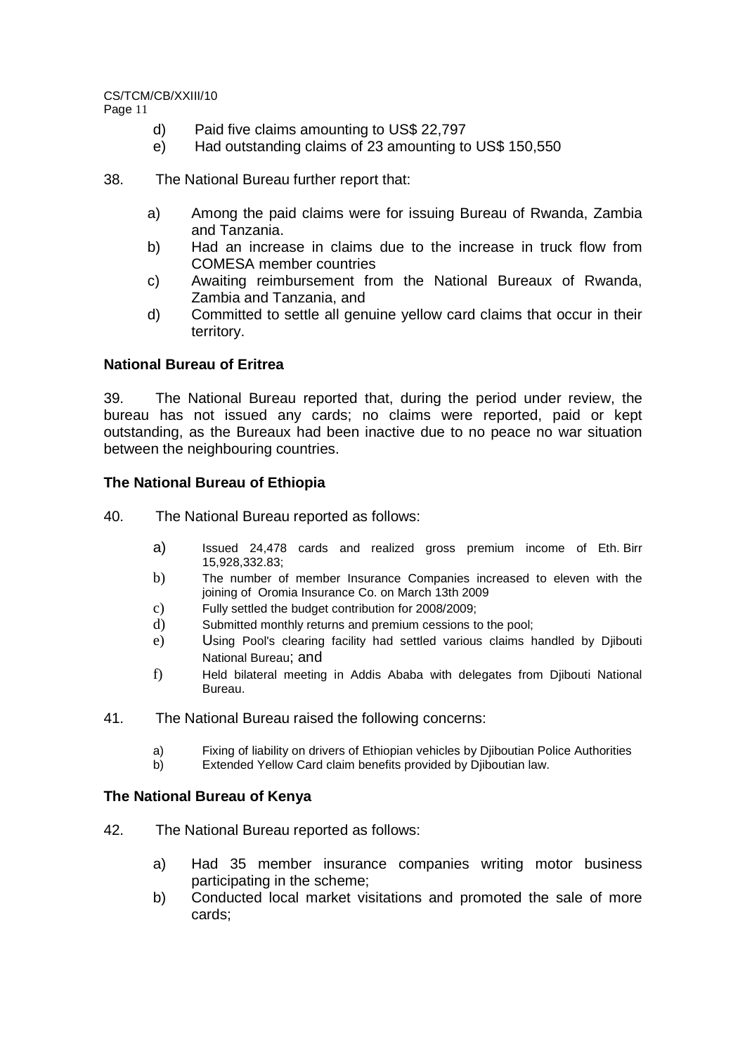d) Paid five claims amounting to US$ 22,797
e) Had outstanding claims of 23 amounting to US$ 150,550

38. The National Bureau further report that:

a) Among the paid claims were for issuing Bureau of Rwanda, Zambia and Tanzania.
b) Had an increase in claims due to the increase in truck flow from COMESA member countries
c) Awaiting reimbursement from the National Bureaux of Rwanda, Zambia and Tanzania, and
d) Committed to settle all genuine yellow card claims that occur in their territory.

**National Bureau of Eritrea**

39. The National Bureau reported that, during the period under review, the bureau has not issued any cards; no claims were reported, paid or kept outstanding, as the Bureaux had been inactive due to no peace no war situation between the neighbouring countries.

**The National Bureau of Ethiopia**

40. The National Bureau reported as follows:

a) Issued 24,478 cards and realized gross premium income of Eth. Birr 15,928,332.83;
b) The number of member Insurance Companies increased to eleven with the joining of Oromia Insurance Co. on March 13th 2009
c) Fully settled the budget contribution for 2008/2009;
d) Submitted monthly returns and premium cessions to the pool;
e) Using Pool's clearing facility had settled various claims handled by Djibouti National Bureau; and
f) Held bilateral meeting in Addis Ababa with delegates from Djibouti National Bureau.

41. The National Bureau raised the following concerns:

a) Fixing of liability on drivers of Ethiopian vehicles by Djiboutian Police Authorities
b) Extended Yellow Card claim benefits provided by Djiboutian law.

**The National Bureau of Kenya**

42. The National Bureau reported as follows:

a) Had 35 member insurance companies writing motor business participating in the scheme;
b) Conducted local market visitations and promoted the sale of more cards;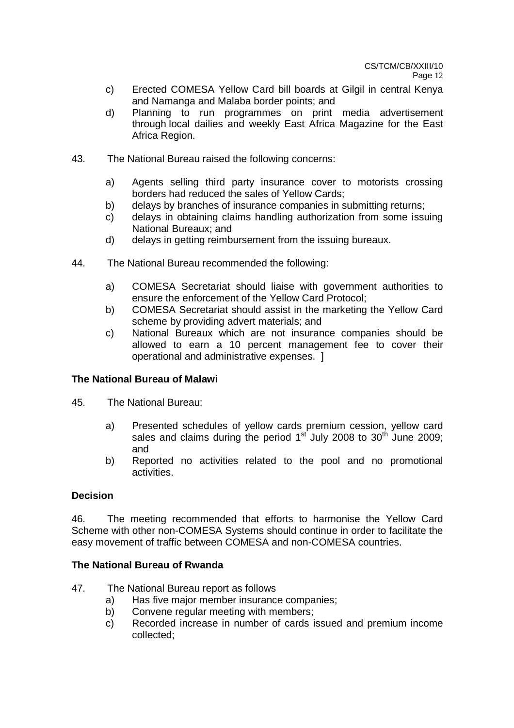c) Erected COMESA Yellow Card bill boards at Gilgil in central Kenya and Namanga and Malaba border points; and

d) Planning to run programmes on print media advertisement through local dailies and weekly East Africa Magazine for the East Africa Region.

43. The National Bureau raised the following concerns:

   a) Agents selling third party insurance cover to motorists crossing borders had reduced the sales of Yellow Cards;
   b) delays by branches of insurance companies in submitting returns;
   c) delays in obtaining claims handling authorization from some issuing National Bureaux; and
   d) delays in getting reimbursement from the issuing bureaux.

44. The National Bureau recommended the following:

   a) COMESA Secretariat should liaise with government authorities to ensure the enforcement of the Yellow Card Protocol;
   b) COMESA Secretariat should assist in the marketing the Yellow Card scheme by providing advert materials; and
   c) National Bureaux which are not insurance companies should be allowed to earn a 10 percent management fee to cover their operational and administrative expenses. ]

**The National Bureau of Malawi**

45. The National Bureau:

   a) Presented schedules of yellow cards premium cession, yellow card sales and claims during the period 1st July 2008 to 30th June 2009; and
   b) Reported no activities related to the pool and no promotional activities.

**Decision**

46. The meeting recommended that efforts to harmonise the Yellow Card Scheme with other non-COMESA Systems should continue in order to facilitate the easy movement of traffic between COMESA and non-COMESA countries.

**The National Bureau of Rwanda**

47. The National Bureau report as follows
   a) Has five major member insurance companies;
   b) Convene regular meeting with members;
   c) Recorded increase in number of cards issued and premium income collected;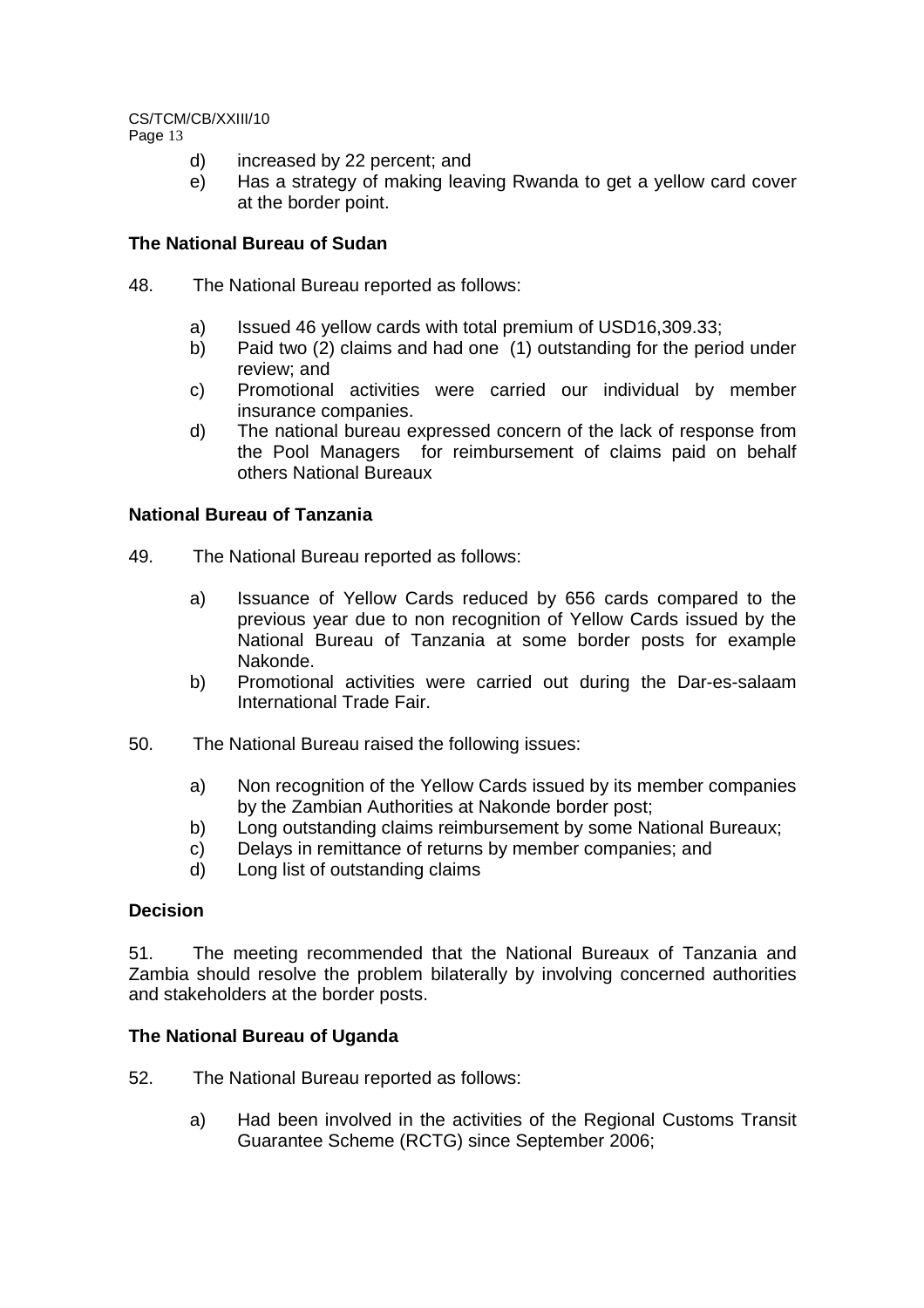d) increased by 22 percent; and
e) Has a strategy of making leaving Rwanda to get a yellow card cover at the border point.

**The National Bureau of Sudan**

48. The National Bureau reported as follows:

a) Issued 46 yellow cards with total premium of USD16,309.33;
b) Paid two (2) claims and had one (1) outstanding for the period under review; and
c) Promotional activities were carried our individual by member insurance companies.
d) The national bureau expressed concern of the lack of response from the Pool Managers for reimbursement of claims paid on behalf others National Bureaux

**National Bureau of Tanzania**

49. The National Bureau reported as follows:

a) Issuance of Yellow Cards reduced by 656 cards compared to the previous year due to non recognition of Yellow Cards issued by the National Bureau of Tanzania at some border posts for example Nakonde.
b) Promotional activities were carried out during the Dar-es-salaam International Trade Fair.

50. The National Bureau raised the following issues:

a) Non recognition of the Yellow Cards issued by its member companies by the Zambian Authorities at Nakonde border post;
b) Long outstanding claims reimbursement by some National Bureaux;
c) Delays in remittance of returns by member companies; and
d) Long list of outstanding claims

**Decision**

51. The meeting recommended that the National Bureaux of Tanzania and Zambia should resolve the problem bilaterally by involving concerned authorities and stakeholders at the border posts.

**The National Bureau of Uganda**

52. The National Bureau reported as follows:

a) Had been involved in the activities of the Regional Customs Transit Guarantee Scheme (RCTG) since September 2006;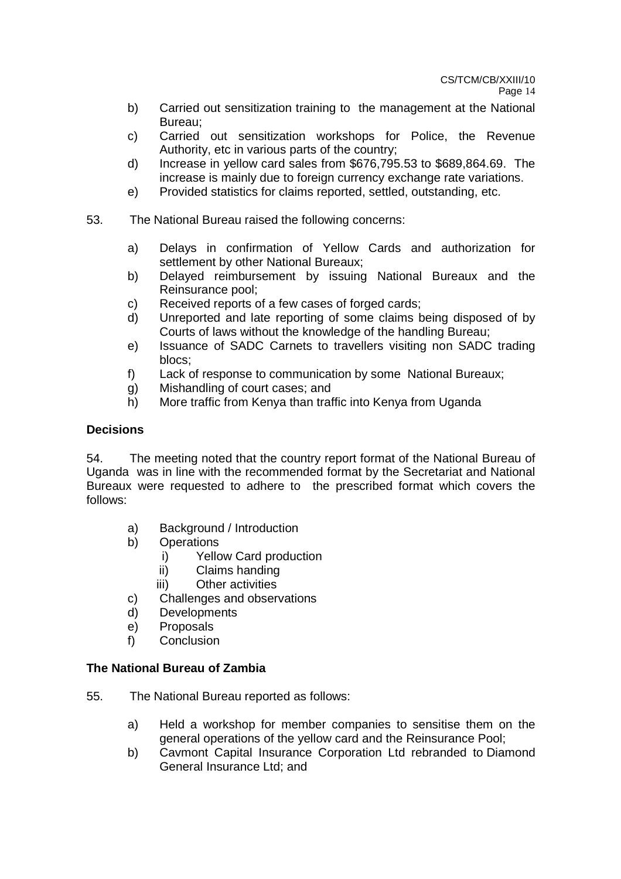b) Carried out sensitization training to the management at the National Bureau;
c) Carried out sensitization workshops for Police, the Revenue Authority, etc in various parts of the country;
d) Increase in yellow card sales from \$676,795.53 to \$689,864.69. The increase is mainly due to foreign currency exchange rate variations.
e) Provided statistics for claims reported, settled, outstanding, etc.

53. The National Bureau raised the following concerns:

a) Delays in confirmation of Yellow Cards and authorization for settlement by other National Bureaux;
b) Delayed reimbursement by issuing National Bureaux and the Reinsurance pool;
c) Received reports of a few cases of forged cards;
d) Unreported and late reporting of some claims being disposed of by Courts of laws without the knowledge of the handling Bureau;
e) Issuance of SADC Carnets to travellers visiting non SADC trading blocs;
f) Lack of response to communication by some National Bureaux;
g) Mishandling of court cases; and
h) More traffic from Kenya than traffic into Kenya from Uganda

**Decisions**

54. The meeting noted that the country report format of the National Bureau of Uganda was in line with the recommended format by the Secretariat and National Bureaux were requested to adhere to the prescribed format which covers the follows:

a) Background / Introduction
b) Operations
   i) Yellow Card production
   ii) Claims handing
   iii) Other activities
c) Challenges and observations
d) Developments
e) Proposals
f) Conclusion

**The National Bureau of Zambia**

55. The National Bureau reported as follows:

a) Held a workshop for member companies to sensitise them on the general operations of the yellow card and the Reinsurance Pool;
b) Cavmont Capital Insurance Corporation Ltd rebranded to Diamond General Insurance Ltd; and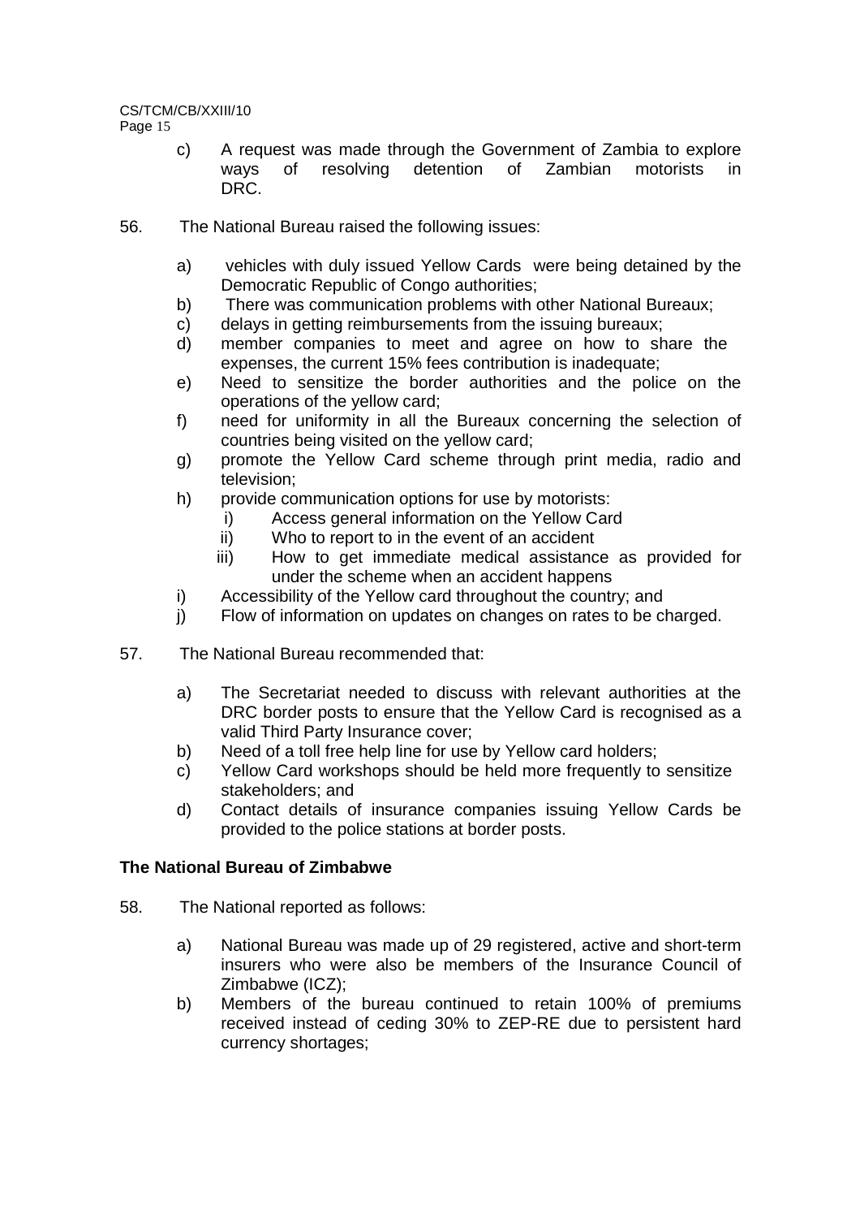c) A request was made through the Government of Zambia to explore ways of resolving detention of Zambian motorists in DRC.

56. The National Bureau raised the following issues:

a) vehicles with duly issued Yellow Cards were being detained by the Democratic Republic of Congo authorities;
b) There was communication problems with other National Bureaux;
c) delays in getting reimbursements from the issuing bureaux;
d) member companies to meet and agree on how to share the expenses, the current 15% fees contribution is inadequate;
e) Need to sensitize the border authorities and the police on the operations of the yellow card;
f) need for uniformity in all the Bureaux concerning the selection of countries being visited on the yellow card;
g) promote the Yellow Card scheme through print media, radio and television;
h) provide communication options for use by motorists:
   i) Access general information on the Yellow Card
   ii) Who to report to in the event of an accident
   iii) How to get immediate medical assistance as provided for under the scheme when an accident happens
i) Accessibility of the Yellow card throughout the country; and
j) Flow of information on updates on changes on rates to be charged.

57. The National Bureau recommended that:

a) The Secretariat needed to discuss with relevant authorities at the DRC border posts to ensure that the Yellow Card is recognised as a valid Third Party Insurance cover;
b) Need of a toll free help line for use by Yellow card holders;
c) Yellow Card workshops should be held more frequently to sensitize stakeholders; and
d) Contact details of insurance companies issuing Yellow Cards be provided to the police stations at border posts.

**The National Bureau of Zimbabwe**

58. The National reported as follows:

a) National Bureau was made up of 29 registered, active and short-term insurers who were also be members of the Insurance Council of Zimbabwe (ICZ);
b) Members of the bureau continued to retain 100% of premiums received instead of ceding 30% to ZEP-RE due to persistent hard currency shortages;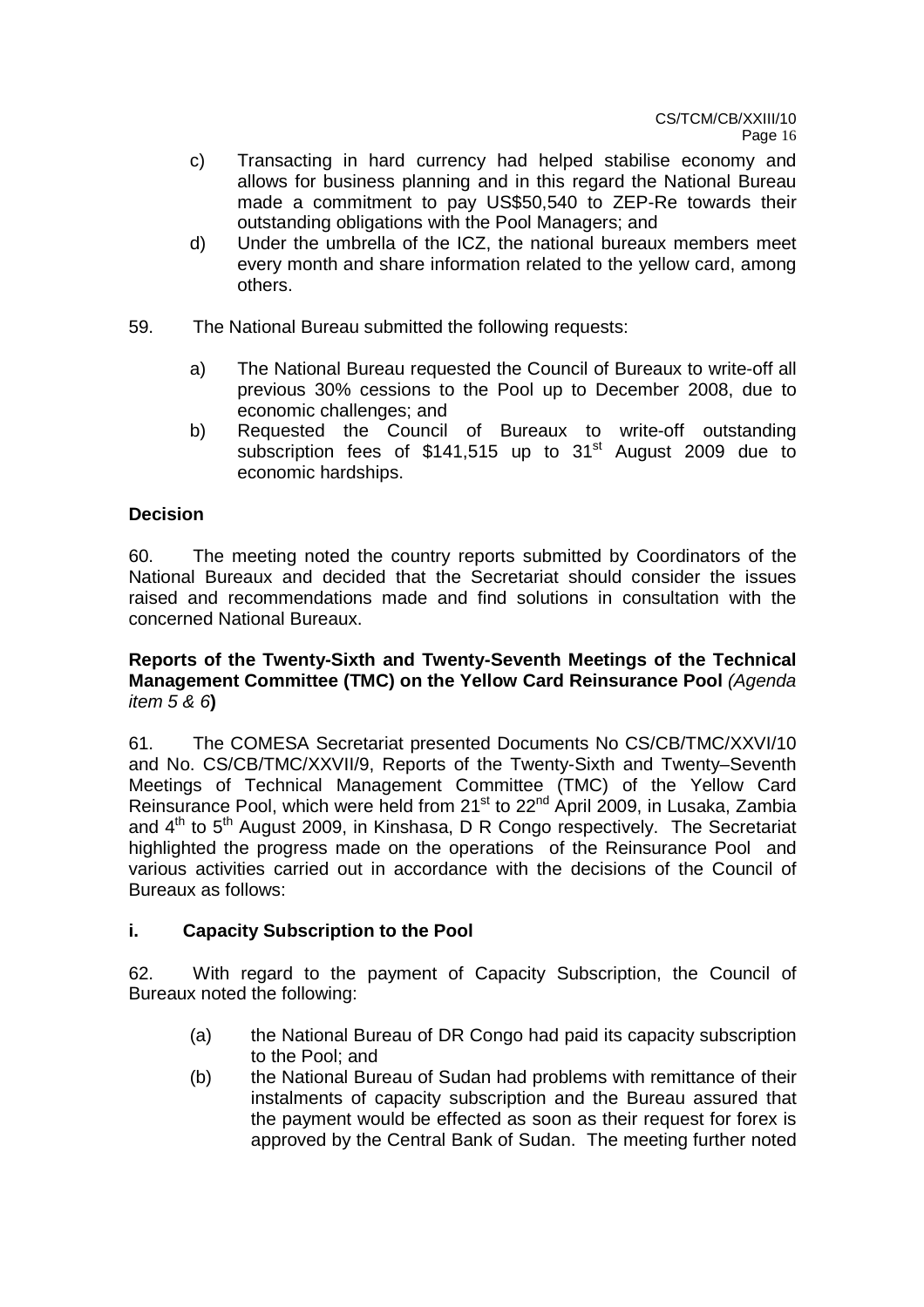c) Transacting in hard currency had helped stabilise economy and allows for business planning and in this regard the National Bureau made a commitment to pay US$50,540 to ZEP-Re towards their outstanding obligations with the Pool Managers; and

d) Under the umbrella of the ICZ, the national bureaux members meet every month and share information related to the yellow card, among others.

59. The National Bureau submitted the following requests:

a) The National Bureau requested the Council of Bureaux to write-off all previous 30% cessions to the Pool up to December 2008, due to economic challenges; and

b) Requested the Council of Bureaux to write-off outstanding subscription fees of $141,515 up to 31st August 2009 due to economic hardships.

**Decision**

60. The meeting noted the country reports submitted by Coordinators of the National Bureaux and decided that the Secretariat should consider the issues raised and recommendations made and find solutions in consultation with the concerned National Bureaux.

**Reports of the Twenty-Sixth and Twenty-Seventh Meetings of the Technical Management Committee (TMC) on the Yellow Card Reinsurance Pool** *(Agenda item 5 & 6)*

61. The COMESA Secretariat presented Documents No CS/CB/TMC/XXVI/10 and No. CS/CB/TMC/XXVII/9, Reports of the Twenty-Sixth and Twenty–Seventh Meetings of Technical Management Committee (TMC) of the Yellow Card Reinsurance Pool, which were held from 21st to 22nd April 2009, in Lusaka, Zambia and 4th to 5th August 2009, in Kinshasa, D R Congo respectively. The Secretariat highlighted the progress made on the operations of the Reinsurance Pool and various activities carried out in accordance with the decisions of the Council of Bureaux as follows:

**i. Capacity Subscription to the Pool**

62. With regard to the payment of Capacity Subscription, the Council of Bureaux noted the following:

(a) the National Bureau of DR Congo had paid its capacity subscription to the Pool; and

(b) the National Bureau of Sudan had problems with remittance of their instalments of capacity subscription and the Bureau assured that the payment would be effected as soon as their request for forex is approved by the Central Bank of Sudan. The meeting further noted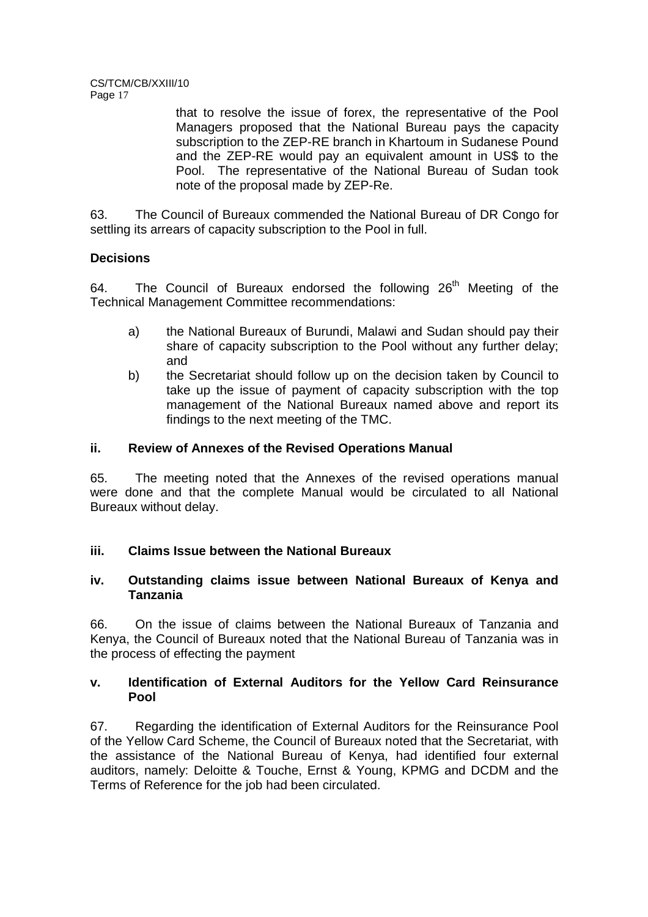that to resolve the issue of forex, the representative of the Pool Managers proposed that the National Bureau pays the capacity subscription to the ZEP-RE branch in Khartoum in Sudanese Pound and the ZEP-RE would pay an equivalent amount in US$ to the Pool. The representative of the National Bureau of Sudan took note of the proposal made by ZEP-Re.

63. The Council of Bureaux commended the National Bureau of DR Congo for settling its arrears of capacity subscription to the Pool in full.

**Decisions**

64. The Council of Bureaux endorsed the following 26th Meeting of the Technical Management Committee recommendations:

a) the National Bureaux of Burundi, Malawi and Sudan should pay their share of capacity subscription to the Pool without any further delay; and

b) the Secretariat should follow up on the decision taken by Council to take up the issue of payment of capacity subscription with the top management of the National Bureaux named above and report its findings to the next meeting of the TMC.

### ii. Review of Annexes of the Revised Operations Manual

65. The meeting noted that the Annexes of the revised operations manual were done and that the complete Manual would be circulated to all National Bureaux without delay.

### iii. Claims Issue between the National Bureaux

### iv. Outstanding claims issue between National Bureaux of Kenya and Tanzania

66. On the issue of claims between the National Bureaux of Tanzania and Kenya, the Council of Bureaux noted that the National Bureau of Tanzania was in the process of effecting the payment

### v. Identification of External Auditors for the Yellow Card Reinsurance Pool

67. Regarding the identification of External Auditors for the Reinsurance Pool of the Yellow Card Scheme, the Council of Bureaux noted that the Secretariat, with the assistance of the National Bureau of Kenya, had identified four external auditors, namely: Deloitte & Touche, Ernst & Young, KPMG and DCDM and the Terms of Reference for the job had been circulated.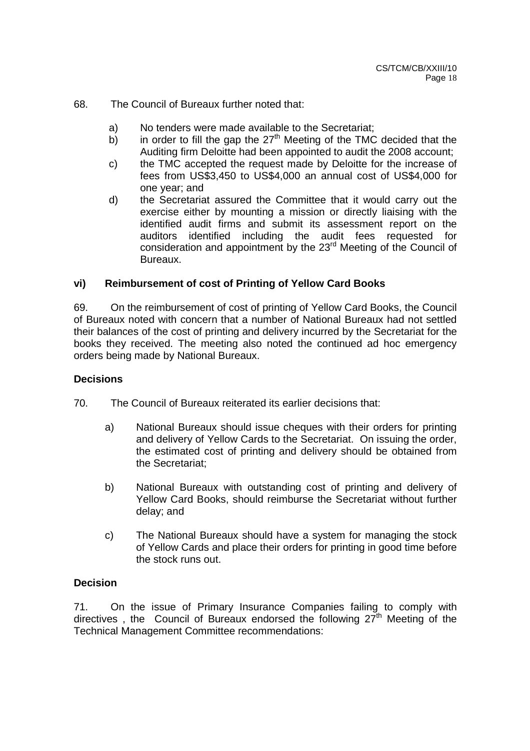68. The Council of Bureaux further noted that:

a) No tenders were made available to the Secretariat;

b) in order to fill the gap the 27th Meeting of the TMC decided that the Auditing firm Deloitte had been appointed to audit the 2008 account;

c) the TMC accepted the request made by Deloitte for the increase of fees from US$3,450 to US$4,000 an annual cost of US$4,000 for one year; and

d) the Secretariat assured the Committee that it would carry out the exercise either by mounting a mission or directly liaising with the identified audit firms and submit its assessment report on the auditors identified including the audit fees requested for consideration and appointment by the 23rd Meeting of the Council of Bureaux.

### vi) Reimbursement of cost of Printing of Yellow Card Books

69. On the reimbursement of cost of printing of Yellow Card Books, the Council of Bureaux noted with concern that a number of National Bureaux had not settled their balances of the cost of printing and delivery incurred by the Secretariat for the books they received. The meeting also noted the continued ad hoc emergency orders being made by National Bureaux.

### Decisions

70. The Council of Bureaux reiterated its earlier decisions that:

a) National Bureaux should issue cheques with their orders for printing and delivery of Yellow Cards to the Secretariat. On issuing the order, the estimated cost of printing and delivery should be obtained from the Secretariat;

b) National Bureaux with outstanding cost of printing and delivery of Yellow Card Books, should reimburse the Secretariat without further delay; and

c) The National Bureaux should have a system for managing the stock of Yellow Cards and place their orders for printing in good time before the stock runs out.

### Decision

71. On the issue of Primary Insurance Companies failing to comply with directives , the Council of Bureaux endorsed the following 27th Meeting of the Technical Management Committee recommendations: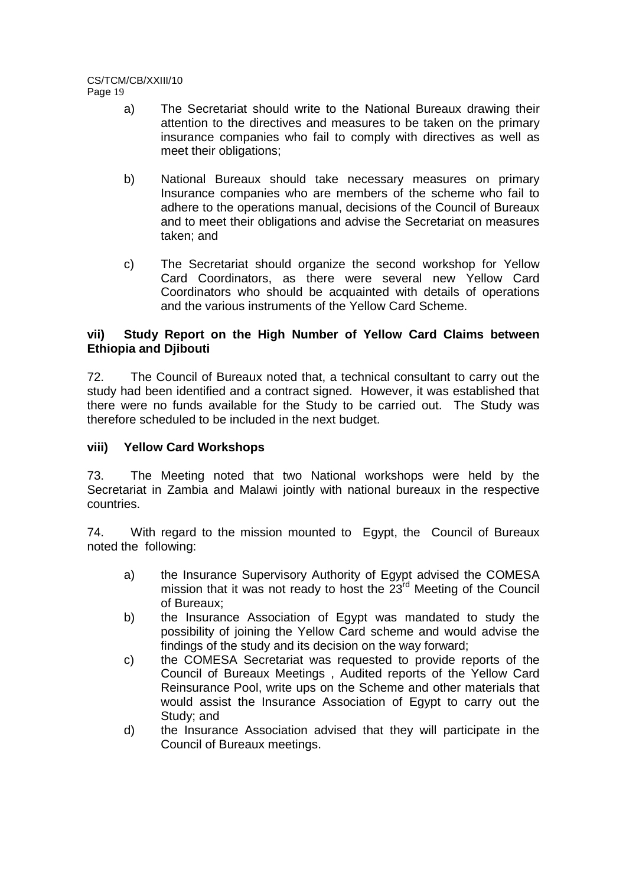a) The Secretariat should write to the National Bureaux drawing their attention to the directives and measures to be taken on the primary insurance companies who fail to comply with directives as well as meet their obligations;

b) National Bureaux should take necessary measures on primary Insurance companies who are members of the scheme who fail to adhere to the operations manual, decisions of the Council of Bureaux and to meet their obligations and advise the Secretariat on measures taken; and

c) The Secretariat should organize the second workshop for Yellow Card Coordinators, as there were several new Yellow Card Coordinators who should be acquainted with details of operations and the various instruments of the Yellow Card Scheme.

**vii) Study Report on the High Number of Yellow Card Claims between Ethiopia and Djibouti**

72. The Council of Bureaux noted that, a technical consultant to carry out the study had been identified and a contract signed. However, it was established that there were no funds available for the Study to be carried out. The Study was therefore scheduled to be included in the next budget.

**viii) Yellow Card Workshops**

73. The Meeting noted that two National workshops were held by the Secretariat in Zambia and Malawi jointly with national bureaux in the respective countries.

74. With regard to the mission mounted to Egypt, the Council of Bureaux noted the following:

a) the Insurance Supervisory Authority of Egypt advised the COMESA mission that it was not ready to host the 23rd Meeting of the Council of Bureaux;
b) the Insurance Association of Egypt was mandated to study the possibility of joining the Yellow Card scheme and would advise the findings of the study and its decision on the way forward;
c) the COMESA Secretariat was requested to provide reports of the Council of Bureaux Meetings , Audited reports of the Yellow Card Reinsurance Pool, write ups on the Scheme and other materials that would assist the Insurance Association of Egypt to carry out the Study; and
d) the Insurance Association advised that they will participate in the Council of Bureaux meetings.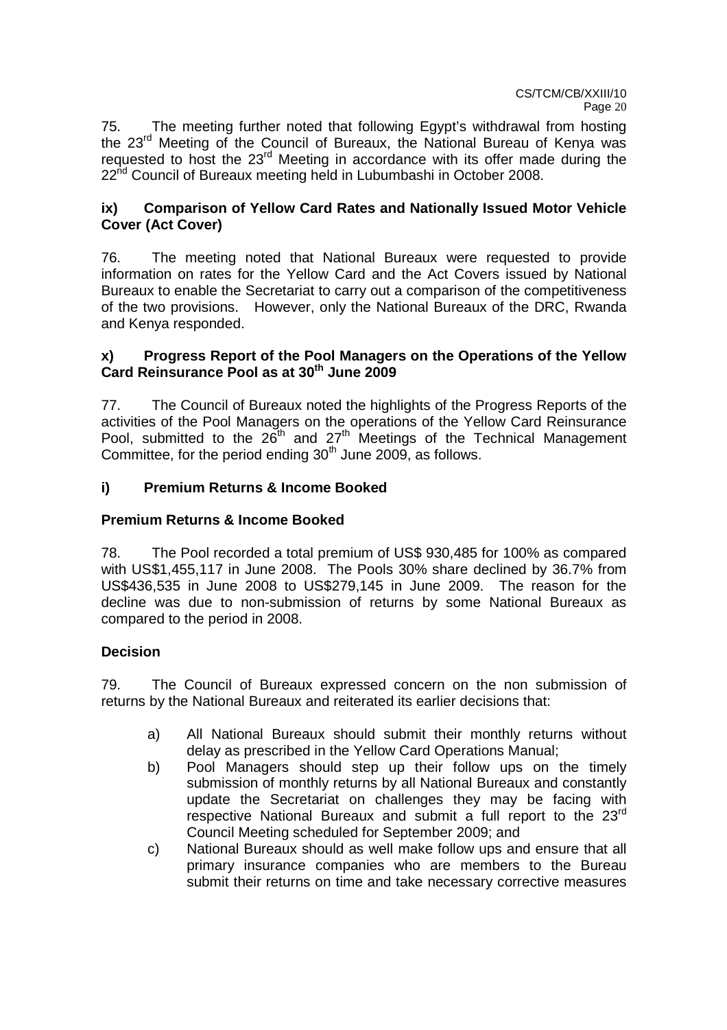75. The meeting further noted that following Egypt's withdrawal from hosting the 23rd Meeting of the Council of Bureaux, the National Bureau of Kenya was requested to host the 23rd Meeting in accordance with its offer made during the 22nd Council of Bureaux meeting held in Lubumbashi in October 2008.

### ix) Comparison of Yellow Card Rates and Nationally Issued Motor Vehicle Cover (Act Cover)

76. The meeting noted that National Bureaux were requested to provide information on rates for the Yellow Card and the Act Covers issued by National Bureaux to enable the Secretariat to carry out a comparison of the competitiveness of the two provisions. However, only the National Bureaux of the DRC, Rwanda and Kenya responded.

### x) Progress Report of the Pool Managers on the Operations of the Yellow Card Reinsurance Pool as at 30th June 2009

77. The Council of Bureaux noted the highlights of the Progress Reports of the activities of the Pool Managers on the operations of the Yellow Card Reinsurance Pool, submitted to the 26th and 27th Meetings of the Technical Management Committee, for the period ending 30th June 2009, as follows.

### i) Premium Returns & Income Booked

**Premium Returns & Income Booked**

78. The Pool recorded a total premium of US$ 930,485 for 100% as compared with US$1,455,117 in June 2008. The Pools 30% share declined by 36.7% from US$436,535 in June 2008 to US$279,145 in June 2009. The reason for the decline was due to non-submission of returns by some National Bureaux as compared to the period in 2008.

**Decision**

79. The Council of Bureaux expressed concern on the non submission of returns by the National Bureaux and reiterated its earlier decisions that:

a) All National Bureaux should submit their monthly returns without delay as prescribed in the Yellow Card Operations Manual;

b) Pool Managers should step up their follow ups on the timely submission of monthly returns by all National Bureaux and constantly update the Secretariat on challenges they may be facing with respective National Bureaux and submit a full report to the 23rd Council Meeting scheduled for September 2009; and

c) National Bureaux should as well make follow ups and ensure that all primary insurance companies who are members to the Bureau submit their returns on time and take necessary corrective measures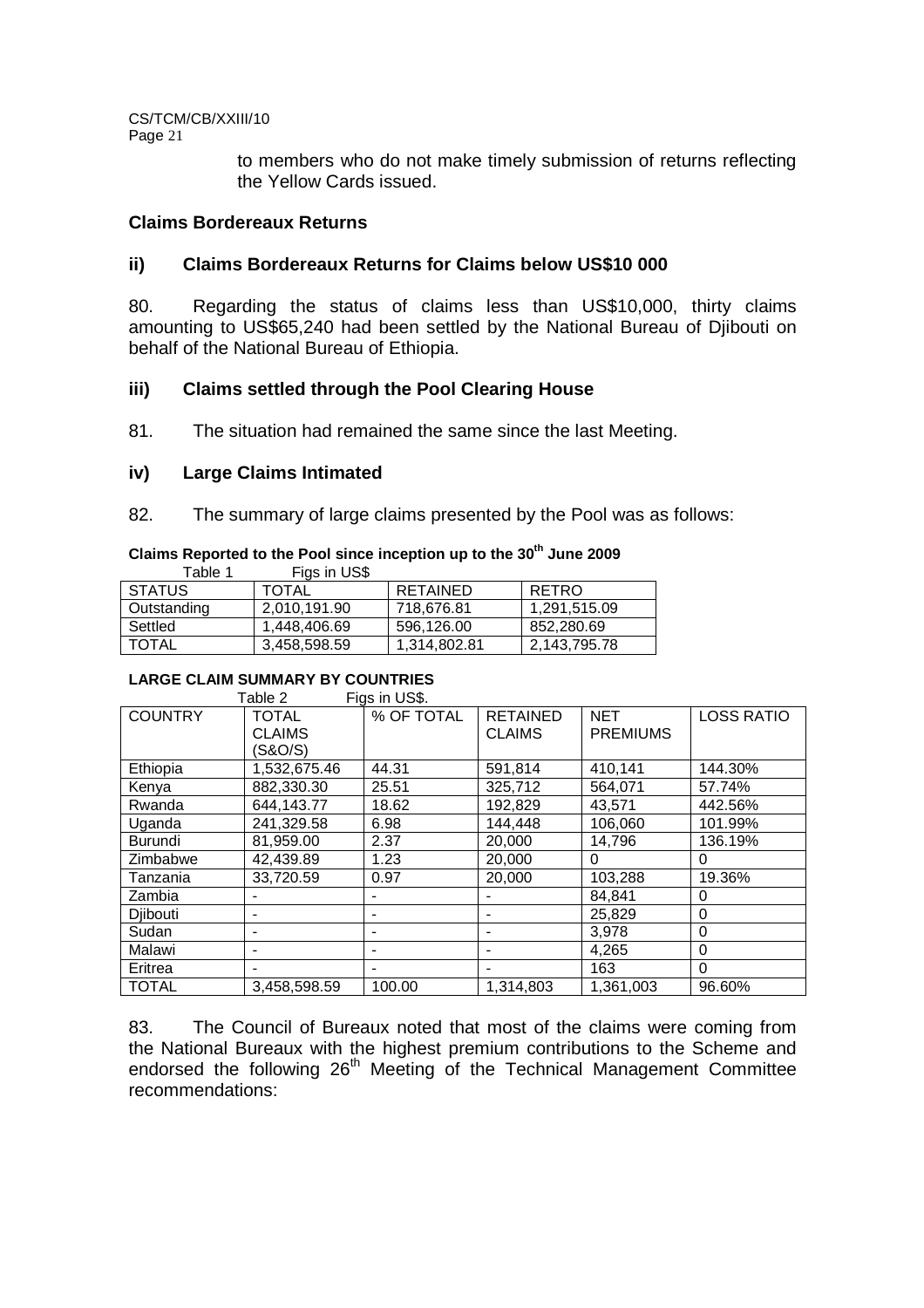to members who do not make timely submission of returns reflecting the Yellow Cards issued.

### Claims Bordereaux Returns

### ii) Claims Bordereaux Returns for Claims below US$10 000

80. Regarding the status of claims less than US$10,000, thirty claims amounting to US$65,240 had been settled by the National Bureau of Djibouti on behalf of the National Bureau of Ethiopia.

### iii) Claims settled through the Pool Clearing House

81. The situation had remained the same since the last Meeting.

### iv) Large Claims Intimated

82. The summary of large claims presented by the Pool was as follows:

**Claims Reported to the Pool since inception up to the 30th June 2009**

Table 1 Figs in US$

| STATUS | TOTAL | RETAINED | RETRO |
|---|---|---|---|
| Outstanding | 2,010,191.90 | 718,676.81 | 1,291,515.09 |
| Settled | 1,448,406.69 | 596,126.00 | 852,280.69 |
| TOTAL | 3,458,598.59 | 1,314,802.81 | 2,143,795.78 |

**LARGE CLAIM SUMMARY BY COUNTRIES**

Table 2 Figs in US$.

| COUNTRY | TOTAL CLAIMS (S&O/S) | % OF TOTAL | RETAINED CLAIMS | NET PREMIUMS | LOSS RATIO |
|---|---|---|---|---|---|
| Ethiopia | 1,532,675.46 | 44.31 | 591,814 | 410,141 | 144.30% |
| Kenya | 882,330.30 | 25.51 | 325,712 | 564,071 | 57.74% |
| Rwanda | 644,143.77 | 18.62 | 192,829 | 43,571 | 442.56% |
| Uganda | 241,329.58 | 6.98 | 144,448 | 106,060 | 101.99% |
| Burundi | 81,959.00 | 2.37 | 20,000 | 14,796 | 136.19% |
| Zimbabwe | 42,439.89 | 1.23 | 20,000 | 0 | 0 |
| Tanzania | 33,720.59 | 0.97 | 20,000 | 103,288 | 19.36% |
| Zambia | - | - | - | 84,841 | 0 |
| Djibouti | - | - | - | 25,829 | 0 |
| Sudan | - | - | - | 3,978 | 0 |
| Malawi | - | - | - | 4,265 | 0 |
| Eritrea | - | - | - | 163 | 0 |
| TOTAL | 3,458,598.59 | 100.00 | 1,314,803 | 1,361,003 | 96.60% |

83. The Council of Bureaux noted that most of the claims were coming from the National Bureaux with the highest premium contributions to the Scheme and endorsed the following 26th Meeting of the Technical Management Committee recommendations: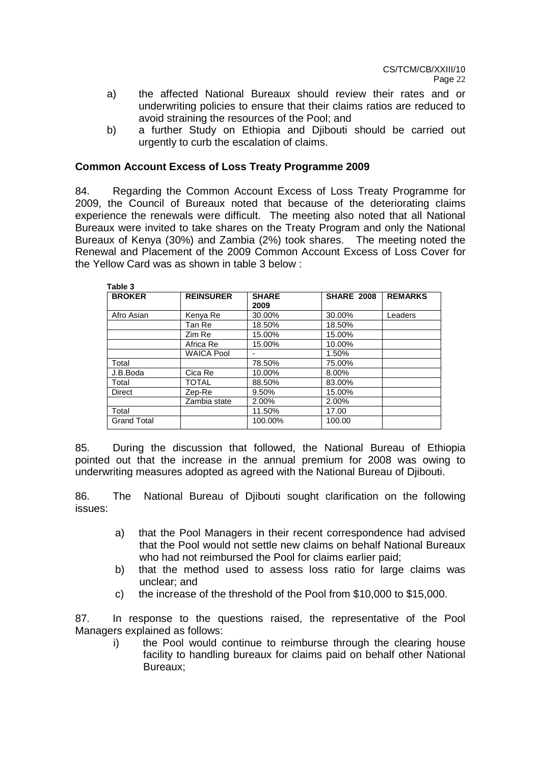a) the affected National Bureaux should review their rates and or underwriting policies to ensure that their claims ratios are reduced to avoid straining the resources of the Pool; and

b) a further Study on Ethiopia and Djibouti should be carried out urgently to curb the escalation of claims.

**Common Account Excess of Loss Treaty Programme 2009**

84. Regarding the Common Account Excess of Loss Treaty Programme for 2009, the Council of Bureaux noted that because of the deteriorating claims experience the renewals were difficult. The meeting also noted that all National Bureaux were invited to take shares on the Treaty Program and only the National Bureaux of Kenya (30%) and Zambia (2%) took shares. The meeting noted the Renewal and Placement of the 2009 Common Account Excess of Loss Cover for the Yellow Card was as shown in table 3 below :

**Table 3**

| BROKER | REINSURER | SHARE 2009 | SHARE 2008 | REMARKS |
|---|---|---|---|---|
| Afro Asian | Kenya Re | 30.00% | 30.00% | Leaders |
| | Tan Re | 18.50% | 18.50% | |
| | Zim Re | 15.00% | 15.00% | |
| | Africa Re | 15.00% | 10.00% | |
| | WAICA Pool | - | 1.50% | |
| Total | | 78.50% | 75.00% | |
| J.B.Boda | Cica Re | 10.00% | 8.00% | |
| Total | TOTAL | 88.50% | 83.00% | |
| Direct | Zep-Re | 9.50% | 15.00% | |
| | Zambia state | 2.00% | 2.00% | |
| Total | | 11.50% | 17.00 | |
| Grand Total | | 100.00% | 100.00 | |

85. During the discussion that followed, the National Bureau of Ethiopia pointed out that the increase in the annual premium for 2008 was owing to underwriting measures adopted as agreed with the National Bureau of Djibouti.

86. The National Bureau of Djibouti sought clarification on the following issues:

a) that the Pool Managers in their recent correspondence had advised that the Pool would not settle new claims on behalf National Bureaux who had not reimbursed the Pool for claims earlier paid;

b) that the method used to assess loss ratio for large claims was unclear; and

c) the increase of the threshold of the Pool from $10,000 to $15,000.

87. In response to the questions raised, the representative of the Pool Managers explained as follows:

i) the Pool would continue to reimburse through the clearing house facility to handling bureaux for claims paid on behalf other National Bureaux;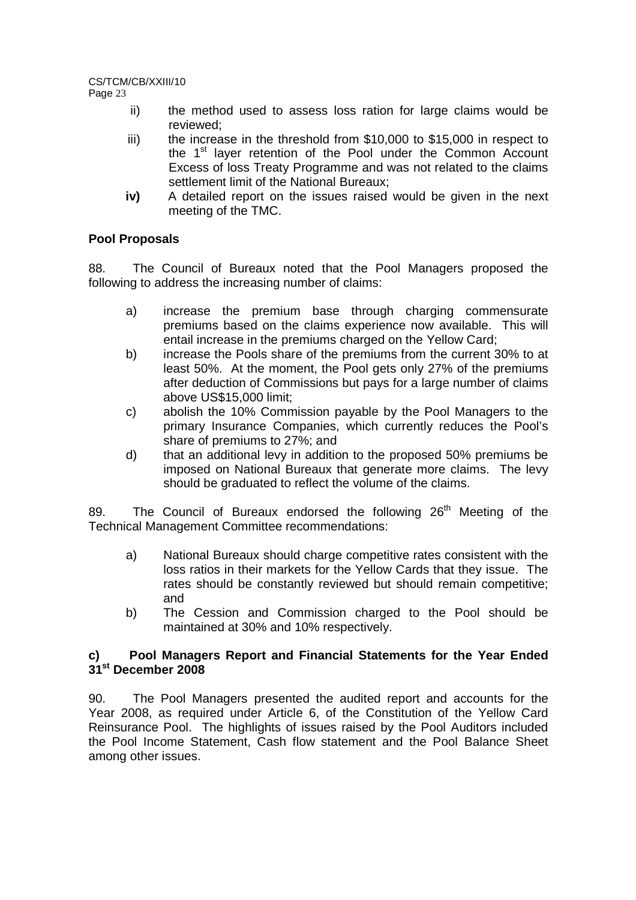ii) the method used to assess loss ration for large claims would be reviewed;

iii) the increase in the threshold from \$10,000 to \$15,000 in respect to the 1st layer retention of the Pool under the Common Account Excess of loss Treaty Programme and was not related to the claims settlement limit of the National Bureaux;

**iv)** A detailed report on the issues raised would be given in the next meeting of the TMC.

### Pool Proposals

88. The Council of Bureaux noted that the Pool Managers proposed the following to address the increasing number of claims:

a) increase the premium base through charging commensurate premiums based on the claims experience now available. This will entail increase in the premiums charged on the Yellow Card;

b) increase the Pools share of the premiums from the current 30% to at least 50%. At the moment, the Pool gets only 27% of the premiums after deduction of Commissions but pays for a large number of claims above US\$15,000 limit;

c) abolish the 10% Commission payable by the Pool Managers to the primary Insurance Companies, which currently reduces the Pool's share of premiums to 27%; and

d) that an additional levy in addition to the proposed 50% premiums be imposed on National Bureaux that generate more claims. The levy should be graduated to reflect the volume of the claims.

89. The Council of Bureaux endorsed the following 26th Meeting of the Technical Management Committee recommendations:

a) National Bureaux should charge competitive rates consistent with the loss ratios in their markets for the Yellow Cards that they issue. The rates should be constantly reviewed but should remain competitive; and

b) The Cession and Commission charged to the Pool should be maintained at 30% and 10% respectively.

### c) Pool Managers Report and Financial Statements for the Year Ended 31st December 2008

90. The Pool Managers presented the audited report and accounts for the Year 2008, as required under Article 6, of the Constitution of the Yellow Card Reinsurance Pool. The highlights of issues raised by the Pool Auditors included the Pool Income Statement, Cash flow statement and the Pool Balance Sheet among other issues.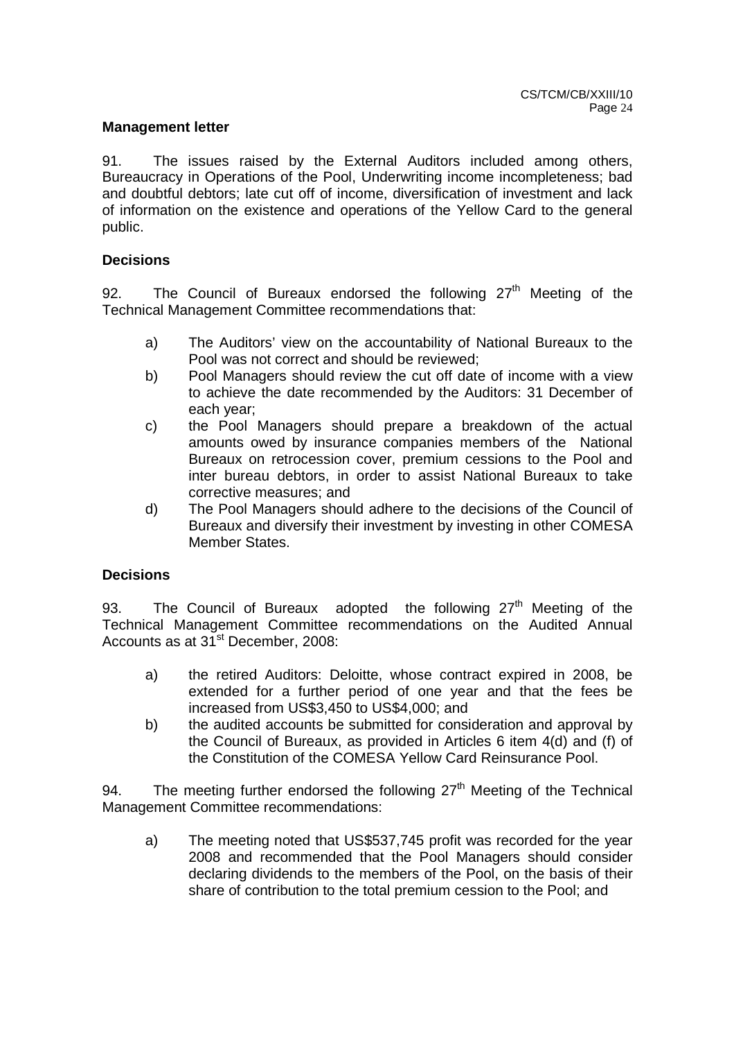**Management letter**

91. The issues raised by the External Auditors included among others, Bureaucracy in Operations of the Pool, Underwriting income incompleteness; bad and doubtful debtors; late cut off of income, diversification of investment and lack of information on the existence and operations of the Yellow Card to the general public.

**Decisions**

92. The Council of Bureaux endorsed the following 27th Meeting of the Technical Management Committee recommendations that:

a) The Auditors' view on the accountability of National Bureaux to the Pool was not correct and should be reviewed;

b) Pool Managers should review the cut off date of income with a view to achieve the date recommended by the Auditors: 31 December of each year;

c) the Pool Managers should prepare a breakdown of the actual amounts owed by insurance companies members of the National Bureaux on retrocession cover, premium cessions to the Pool and inter bureau debtors, in order to assist National Bureaux to take corrective measures; and

d) The Pool Managers should adhere to the decisions of the Council of Bureaux and diversify their investment by investing in other COMESA Member States.

**Decisions**

93. The Council of Bureaux adopted the following 27th Meeting of the Technical Management Committee recommendations on the Audited Annual Accounts as at 31st December, 2008:

a) the retired Auditors: Deloitte, whose contract expired in 2008, be extended for a further period of one year and that the fees be increased from US$3,450 to US$4,000; and

b) the audited accounts be submitted for consideration and approval by the Council of Bureaux, as provided in Articles 6 item 4(d) and (f) of the Constitution of the COMESA Yellow Card Reinsurance Pool.

94. The meeting further endorsed the following 27th Meeting of the Technical Management Committee recommendations:

a) The meeting noted that US$537,745 profit was recorded for the year 2008 and recommended that the Pool Managers should consider declaring dividends to the members of the Pool, on the basis of their share of contribution to the total premium cession to the Pool; and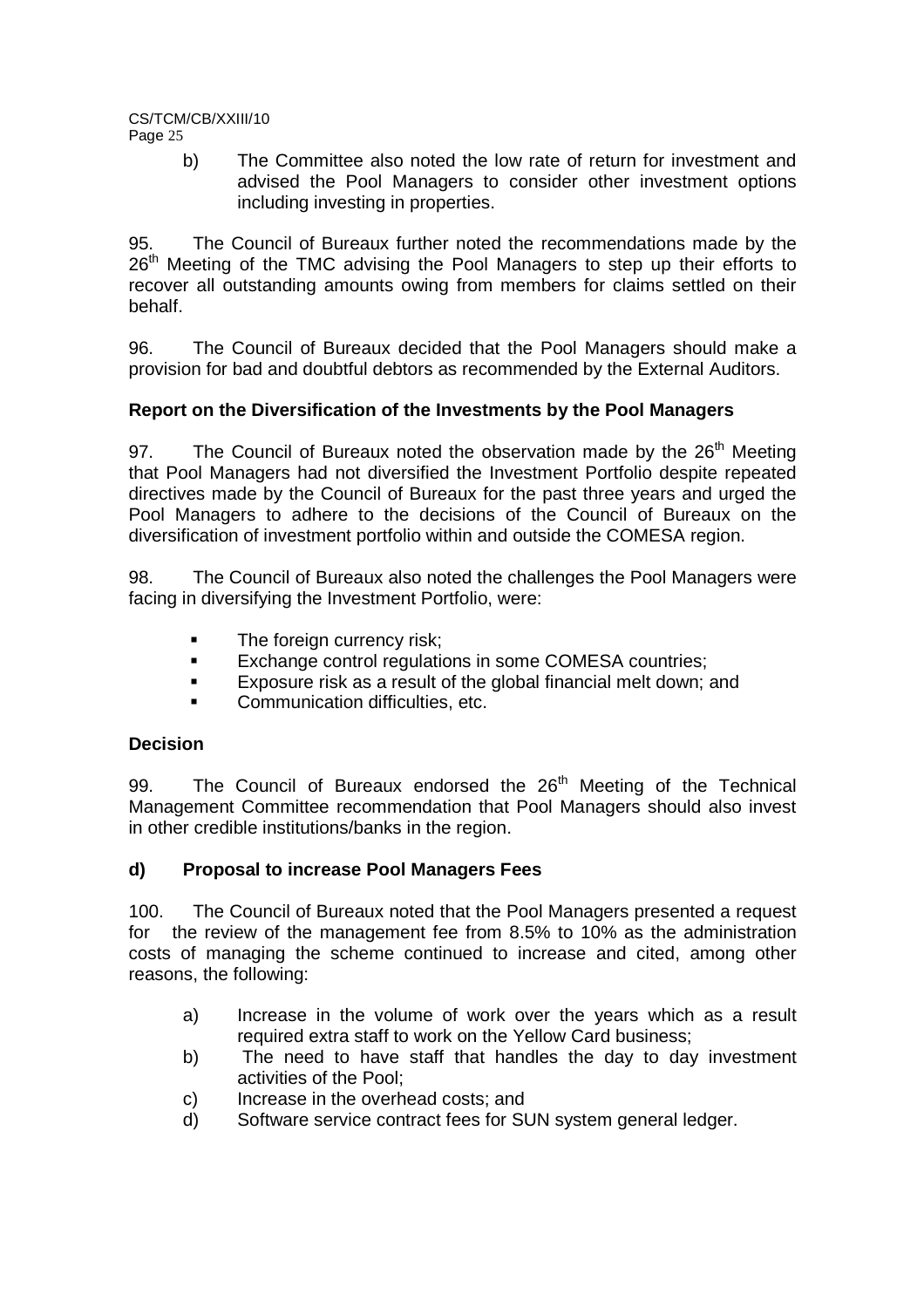b) The Committee also noted the low rate of return for investment and advised the Pool Managers to consider other investment options including investing in properties.

95. The Council of Bureaux further noted the recommendations made by the 26th Meeting of the TMC advising the Pool Managers to step up their efforts to recover all outstanding amounts owing from members for claims settled on their behalf.

96. The Council of Bureaux decided that the Pool Managers should make a provision for bad and doubtful debtors as recommended by the External Auditors.

**Report on the Diversification of the Investments by the Pool Managers**

97. The Council of Bureaux noted the observation made by the 26th Meeting that Pool Managers had not diversified the Investment Portfolio despite repeated directives made by the Council of Bureaux for the past three years and urged the Pool Managers to adhere to the decisions of the Council of Bureaux on the diversification of investment portfolio within and outside the COMESA region.

98. The Council of Bureaux also noted the challenges the Pool Managers were facing in diversifying the Investment Portfolio, were:

- The foreign currency risk;
- Exchange control regulations in some COMESA countries;
- Exposure risk as a result of the global financial melt down; and
- Communication difficulties, etc.

**Decision**

99. The Council of Bureaux endorsed the 26th Meeting of the Technical Management Committee recommendation that Pool Managers should also invest in other credible institutions/banks in the region.

**d) Proposal to increase Pool Managers Fees**

100. The Council of Bureaux noted that the Pool Managers presented a request for the review of the management fee from 8.5% to 10% as the administration costs of managing the scheme continued to increase and cited, among other reasons, the following:

a) Increase in the volume of work over the years which as a result required extra staff to work on the Yellow Card business;

b) The need to have staff that handles the day to day investment activities of the Pool;

c) Increase in the overhead costs; and

d) Software service contract fees for SUN system general ledger.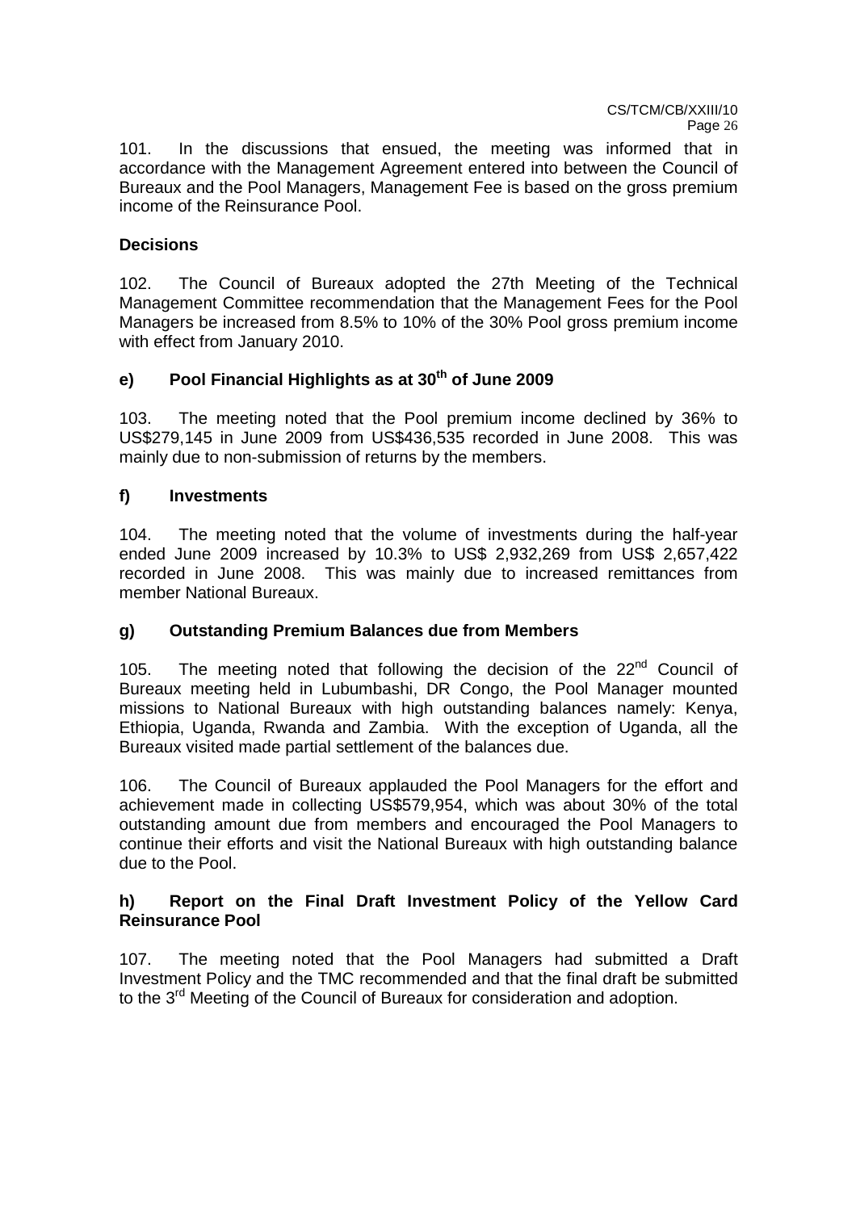101. In the discussions that ensued, the meeting was informed that in accordance with the Management Agreement entered into between the Council of Bureaux and the Pool Managers, Management Fee is based on the gross premium income of the Reinsurance Pool.

**Decisions**

102. The Council of Bureaux adopted the 27th Meeting of the Technical Management Committee recommendation that the Management Fees for the Pool Managers be increased from 8.5% to 10% of the 30% Pool gross premium income with effect from January 2010.

### e) Pool Financial Highlights as at 30th of June 2009

103. The meeting noted that the Pool premium income declined by 36% to US$279,145 in June 2009 from US$436,535 recorded in June 2008. This was mainly due to non-submission of returns by the members.

### f) Investments

104. The meeting noted that the volume of investments during the half-year ended June 2009 increased by 10.3% to US$ 2,932,269 from US$ 2,657,422 recorded in June 2008. This was mainly due to increased remittances from member National Bureaux.

### g) Outstanding Premium Balances due from Members

105. The meeting noted that following the decision of the 22nd Council of Bureaux meeting held in Lubumbashi, DR Congo, the Pool Manager mounted missions to National Bureaux with high outstanding balances namely: Kenya, Ethiopia, Uganda, Rwanda and Zambia. With the exception of Uganda, all the Bureaux visited made partial settlement of the balances due.

106. The Council of Bureaux applauded the Pool Managers for the effort and achievement made in collecting US$579,954, which was about 30% of the total outstanding amount due from members and encouraged the Pool Managers to continue their efforts and visit the National Bureaux with high outstanding balance due to the Pool.

### h) Report on the Final Draft Investment Policy of the Yellow Card Reinsurance Pool

107. The meeting noted that the Pool Managers had submitted a Draft Investment Policy and the TMC recommended and that the final draft be submitted to the 3rd Meeting of the Council of Bureaux for consideration and adoption.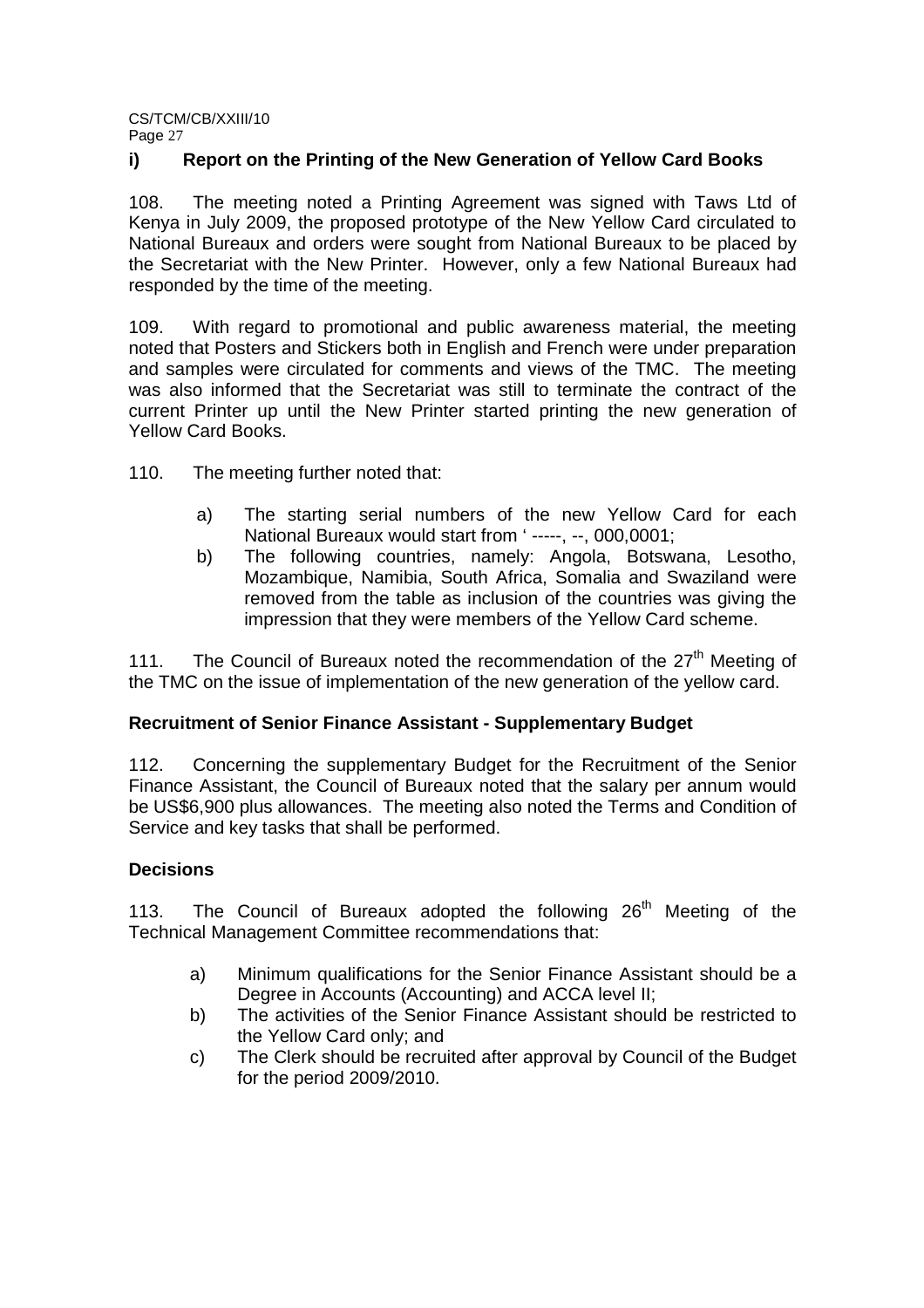### i) Report on the Printing of the New Generation of Yellow Card Books

108. The meeting noted a Printing Agreement was signed with Taws Ltd of Kenya in July 2009, the proposed prototype of the New Yellow Card circulated to National Bureaux and orders were sought from National Bureaux to be placed by the Secretariat with the New Printer. However, only a few National Bureaux had responded by the time of the meeting.

109. With regard to promotional and public awareness material, the meeting noted that Posters and Stickers both in English and French were under preparation and samples were circulated for comments and views of the TMC. The meeting was also informed that the Secretariat was still to terminate the contract of the current Printer up until the New Printer started printing the new generation of Yellow Card Books.

110. The meeting further noted that:

a) The starting serial numbers of the new Yellow Card for each National Bureaux would start from ' -----, --, 000,0001;

b) The following countries, namely: Angola, Botswana, Lesotho, Mozambique, Namibia, South Africa, Somalia and Swaziland were removed from the table as inclusion of the countries was giving the impression that they were members of the Yellow Card scheme.

111. The Council of Bureaux noted the recommendation of the 27th Meeting of the TMC on the issue of implementation of the new generation of the yellow card.

### Recruitment of Senior Finance Assistant - Supplementary Budget

112. Concerning the supplementary Budget for the Recruitment of the Senior Finance Assistant, the Council of Bureaux noted that the salary per annum would be US$6,900 plus allowances. The meeting also noted the Terms and Condition of Service and key tasks that shall be performed.

### Decisions

113. The Council of Bureaux adopted the following 26th Meeting of the Technical Management Committee recommendations that:

a) Minimum qualifications for the Senior Finance Assistant should be a Degree in Accounts (Accounting) and ACCA level II;

b) The activities of the Senior Finance Assistant should be restricted to the Yellow Card only; and

c) The Clerk should be recruited after approval by Council of the Budget for the period 2009/2010.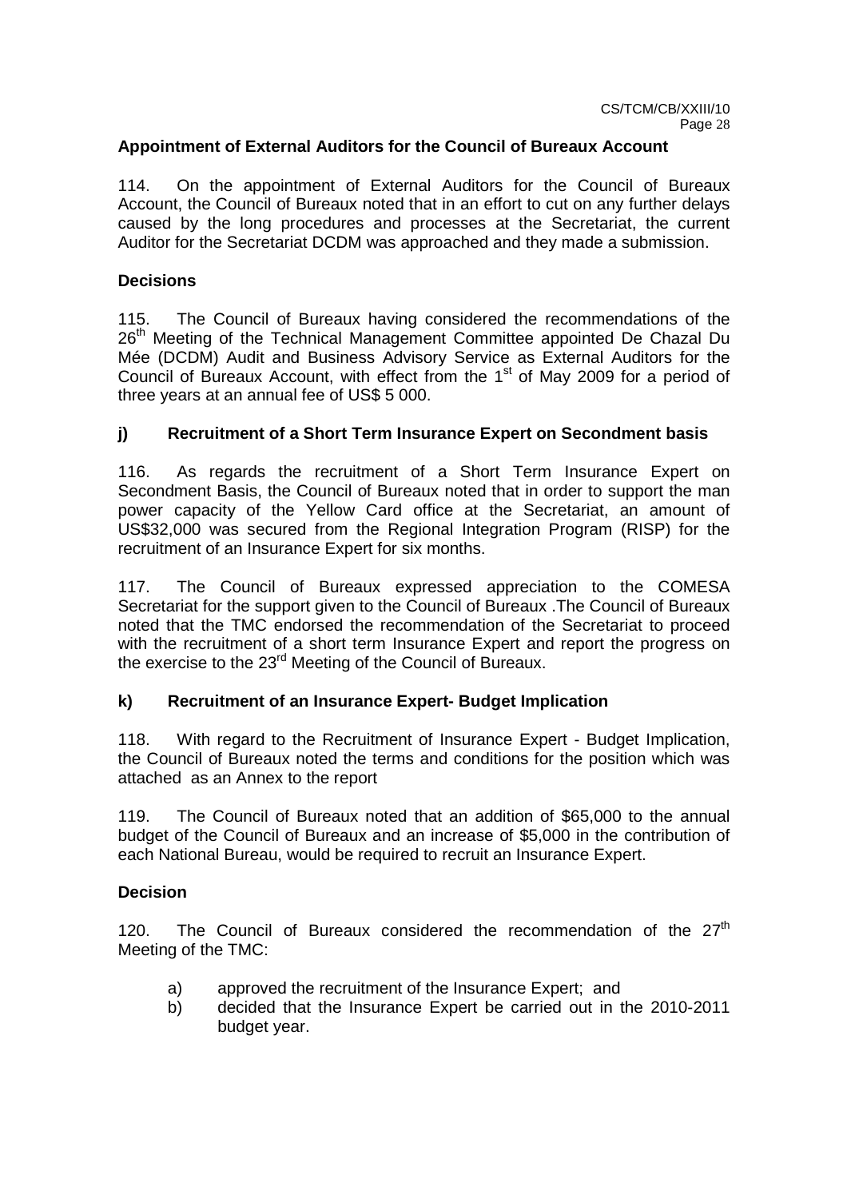### Appointment of External Auditors for the Council of Bureaux Account

114. On the appointment of External Auditors for the Council of Bureaux Account, the Council of Bureaux noted that in an effort to cut on any further delays caused by the long procedures and processes at the Secretariat, the current Auditor for the Secretariat DCDM was approached and they made a submission.

### Decisions

115. The Council of Bureaux having considered the recommendations of the 26th Meeting of the Technical Management Committee appointed De Chazal Du Mée (DCDM) Audit and Business Advisory Service as External Auditors for the Council of Bureaux Account, with effect from the 1st of May 2009 for a period of three years at an annual fee of US$ 5 000.

### j) Recruitment of a Short Term Insurance Expert on Secondment basis

116. As regards the recruitment of a Short Term Insurance Expert on Secondment Basis, the Council of Bureaux noted that in order to support the man power capacity of the Yellow Card office at the Secretariat, an amount of US$32,000 was secured from the Regional Integration Program (RISP) for the recruitment of an Insurance Expert for six months.

117. The Council of Bureaux expressed appreciation to the COMESA Secretariat for the support given to the Council of Bureaux .The Council of Bureaux noted that the TMC endorsed the recommendation of the Secretariat to proceed with the recruitment of a short term Insurance Expert and report the progress on the exercise to the 23rd Meeting of the Council of Bureaux.

### k) Recruitment of an Insurance Expert- Budget Implication

118. With regard to the Recruitment of Insurance Expert - Budget Implication, the Council of Bureaux noted the terms and conditions for the position which was attached as an Annex to the report

119. The Council of Bureaux noted that an addition of $65,000 to the annual budget of the Council of Bureaux and an increase of $5,000 in the contribution of each National Bureau, would be required to recruit an Insurance Expert.

### Decision

120. The Council of Bureaux considered the recommendation of the 27th Meeting of the TMC:

a) approved the recruitment of the Insurance Expert; and
b) decided that the Insurance Expert be carried out in the 2010-2011 budget year.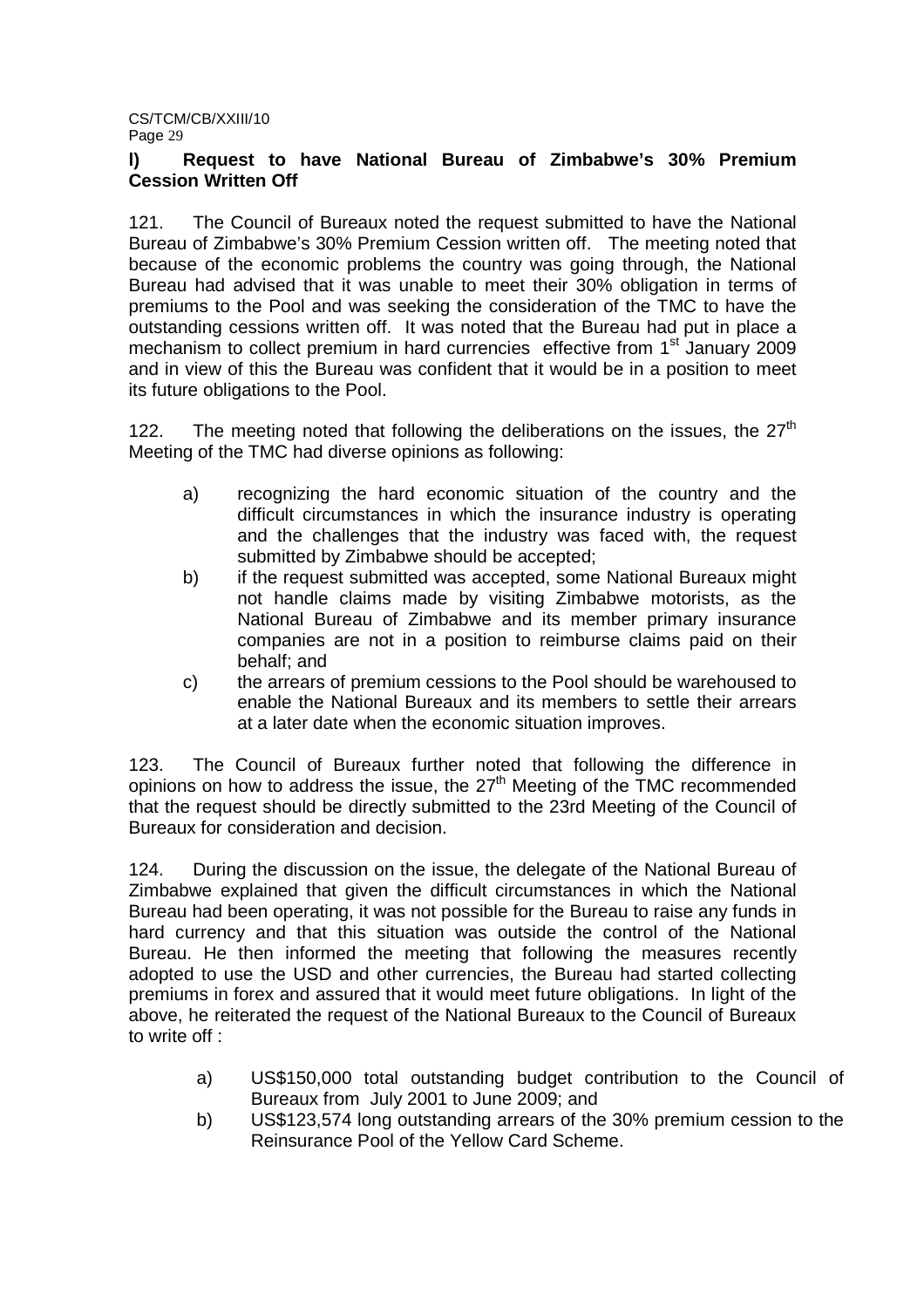**l) Request to have National Bureau of Zimbabwe's 30% Premium Cession Written Off**

121. The Council of Bureaux noted the request submitted to have the National Bureau of Zimbabwe's 30% Premium Cession written off. The meeting noted that because of the economic problems the country was going through, the National Bureau had advised that it was unable to meet their 30% obligation in terms of premiums to the Pool and was seeking the consideration of the TMC to have the outstanding cessions written off. It was noted that the Bureau had put in place a mechanism to collect premium in hard currencies effective from 1st January 2009 and in view of this the Bureau was confident that it would be in a position to meet its future obligations to the Pool.

122. The meeting noted that following the deliberations on the issues, the 27th Meeting of the TMC had diverse opinions as following:

a) recognizing the hard economic situation of the country and the difficult circumstances in which the insurance industry is operating and the challenges that the industry was faced with, the request submitted by Zimbabwe should be accepted;

b) if the request submitted was accepted, some National Bureaux might not handle claims made by visiting Zimbabwe motorists, as the National Bureau of Zimbabwe and its member primary insurance companies are not in a position to reimburse claims paid on their behalf; and

c) the arrears of premium cessions to the Pool should be warehoused to enable the National Bureaux and its members to settle their arrears at a later date when the economic situation improves.

123. The Council of Bureaux further noted that following the difference in opinions on how to address the issue, the 27th Meeting of the TMC recommended that the request should be directly submitted to the 23rd Meeting of the Council of Bureaux for consideration and decision.

124. During the discussion on the issue, the delegate of the National Bureau of Zimbabwe explained that given the difficult circumstances in which the National Bureau had been operating, it was not possible for the Bureau to raise any funds in hard currency and that this situation was outside the control of the National Bureau. He then informed the meeting that following the measures recently adopted to use the USD and other currencies, the Bureau had started collecting premiums in forex and assured that it would meet future obligations. In light of the above, he reiterated the request of the National Bureaux to the Council of Bureaux to write off :

a) US$150,000 total outstanding budget contribution to the Council of Bureaux from July 2001 to June 2009; and

b) US$123,574 long outstanding arrears of the 30% premium cession to the Reinsurance Pool of the Yellow Card Scheme.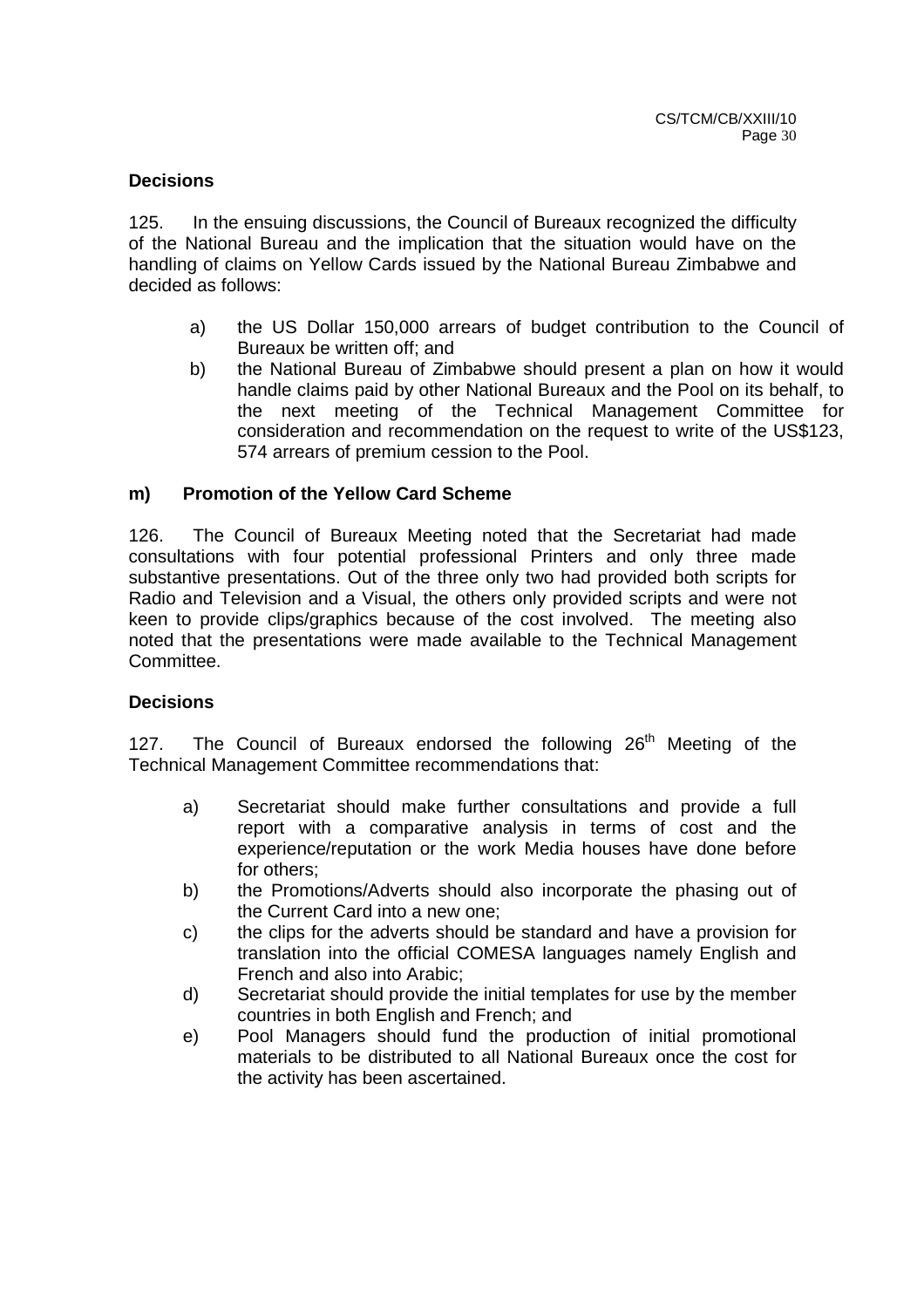**Decisions**

125. In the ensuing discussions, the Council of Bureaux recognized the difficulty of the National Bureau and the implication that the situation would have on the handling of claims on Yellow Cards issued by the National Bureau Zimbabwe and decided as follows:

a) the US Dollar 150,000 arrears of budget contribution to the Council of Bureaux be written off; and
b) the National Bureau of Zimbabwe should present a plan on how it would handle claims paid by other National Bureaux and the Pool on its behalf, to the next meeting of the Technical Management Committee for consideration and recommendation on the request to write of the US$123, 574 arrears of premium cession to the Pool.

## m) Promotion of the Yellow Card Scheme

126. The Council of Bureaux Meeting noted that the Secretariat had made consultations with four potential professional Printers and only three made substantive presentations. Out of the three only two had provided both scripts for Radio and Television and a Visual, the others only provided scripts and were not keen to provide clips/graphics because of the cost involved. The meeting also noted that the presentations were made available to the Technical Management Committee.

**Decisions**

127. The Council of Bureaux endorsed the following 26th Meeting of the Technical Management Committee recommendations that:

a) Secretariat should make further consultations and provide a full report with a comparative analysis in terms of cost and the experience/reputation or the work Media houses have done before for others;
b) the Promotions/Adverts should also incorporate the phasing out of the Current Card into a new one;
c) the clips for the adverts should be standard and have a provision for translation into the official COMESA languages namely English and French and also into Arabic;
d) Secretariat should provide the initial templates for use by the member countries in both English and French; and
e) Pool Managers should fund the production of initial promotional materials to be distributed to all National Bureaux once the cost for the activity has been ascertained.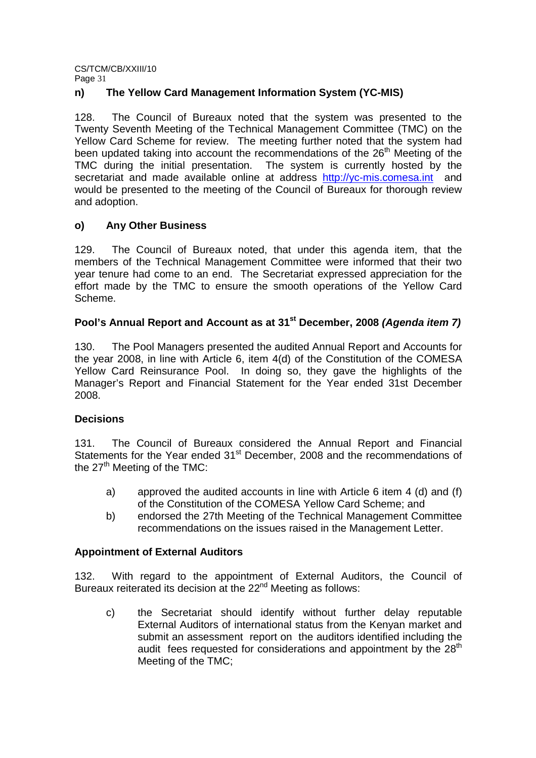## n) The Yellow Card Management Information System (YC-MIS)

128. The Council of Bureaux noted that the system was presented to the Twenty Seventh Meeting of the Technical Management Committee (TMC) on the Yellow Card Scheme for review. The meeting further noted that the system had been updated taking into account the recommendations of the 26th Meeting of the TMC during the initial presentation. The system is currently hosted by the secretariat and made available online at address http://yc-mis.comesa.int and would be presented to the meeting of the Council of Bureaux for thorough review and adoption.

## o) Any Other Business

129. The Council of Bureaux noted, that under this agenda item, that the members of the Technical Management Committee were informed that their two year tenure had come to an end. The Secretariat expressed appreciation for the effort made by the TMC to ensure the smooth operations of the Yellow Card Scheme.

## Pool's Annual Report and Account as at 31st December, 2008 *(Agenda item 7)*

130. The Pool Managers presented the audited Annual Report and Accounts for the year 2008, in line with Article 6, item 4(d) of the Constitution of the COMESA Yellow Card Reinsurance Pool. In doing so, they gave the highlights of the Manager's Report and Financial Statement for the Year ended 31st December 2008.

### Decisions

131. The Council of Bureaux considered the Annual Report and Financial Statements for the Year ended 31st December, 2008 and the recommendations of the 27th Meeting of the TMC:

a) approved the audited accounts in line with Article 6 item 4 (d) and (f) of the Constitution of the COMESA Yellow Card Scheme; and

b) endorsed the 27th Meeting of the Technical Management Committee recommendations on the issues raised in the Management Letter.

### Appointment of External Auditors

132. With regard to the appointment of External Auditors, the Council of Bureaux reiterated its decision at the 22nd Meeting as follows:

c) the Secretariat should identify without further delay reputable External Auditors of international status from the Kenyan market and submit an assessment report on the auditors identified including the audit fees requested for considerations and appointment by the 28th Meeting of the TMC;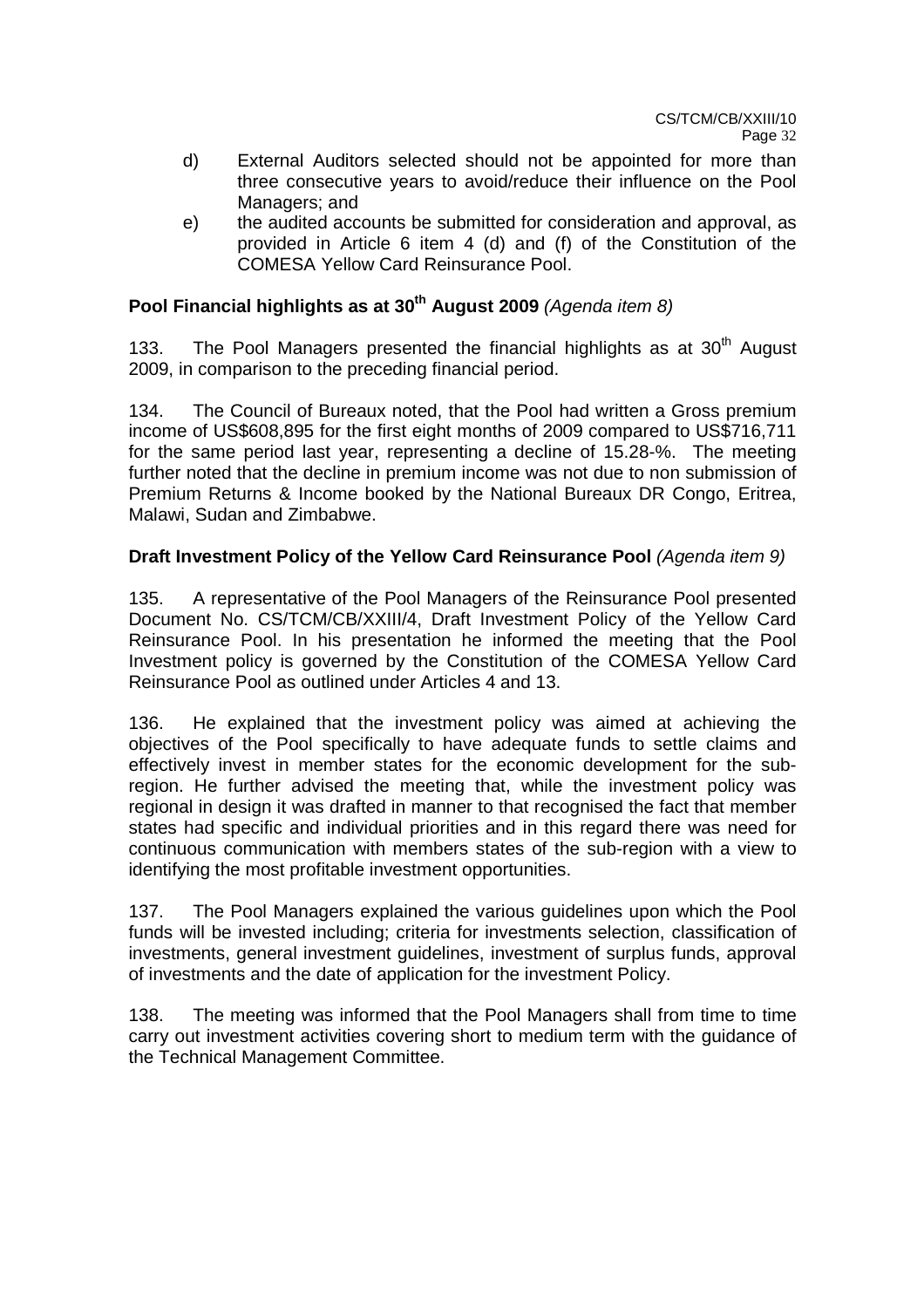d) External Auditors selected should not be appointed for more than three consecutive years to avoid/reduce their influence on the Pool Managers; and

e) the audited accounts be submitted for consideration and approval, as provided in Article 6 item 4 (d) and (f) of the Constitution of the COMESA Yellow Card Reinsurance Pool.

**Pool Financial highlights as at 30th August 2009** *(Agenda item 8)*

133. The Pool Managers presented the financial highlights as at 30th August 2009, in comparison to the preceding financial period.

134. The Council of Bureaux noted, that the Pool had written a Gross premium income of US$608,895 for the first eight months of 2009 compared to US$716,711 for the same period last year, representing a decline of 15.28-%. The meeting further noted that the decline in premium income was not due to non submission of Premium Returns & Income booked by the National Bureaux DR Congo, Eritrea, Malawi, Sudan and Zimbabwe.

**Draft Investment Policy of the Yellow Card Reinsurance Pool** *(Agenda item 9)*

135. A representative of the Pool Managers of the Reinsurance Pool presented Document No. CS/TCM/CB/XXIII/4, Draft Investment Policy of the Yellow Card Reinsurance Pool. In his presentation he informed the meeting that the Pool Investment policy is governed by the Constitution of the COMESA Yellow Card Reinsurance Pool as outlined under Articles 4 and 13.

136. He explained that the investment policy was aimed at achieving the objectives of the Pool specifically to have adequate funds to settle claims and effectively invest in member states for the economic development for the sub-region. He further advised the meeting that, while the investment policy was regional in design it was drafted in manner to that recognised the fact that member states had specific and individual priorities and in this regard there was need for continuous communication with members states of the sub-region with a view to identifying the most profitable investment opportunities.

137. The Pool Managers explained the various guidelines upon which the Pool funds will be invested including; criteria for investments selection, classification of investments, general investment guidelines, investment of surplus funds, approval of investments and the date of application for the investment Policy.

138. The meeting was informed that the Pool Managers shall from time to time carry out investment activities covering short to medium term with the guidance of the Technical Management Committee.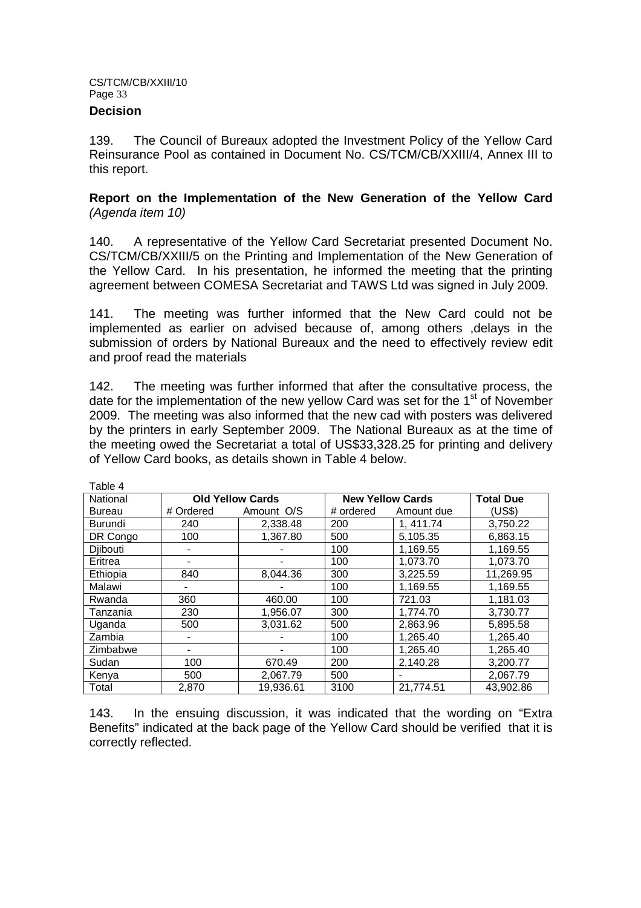**Decision**

139. The Council of Bureaux adopted the Investment Policy of the Yellow Card Reinsurance Pool as contained in Document No. CS/TCM/CB/XXIII/4, Annex III to this report.

**Report on the Implementation of the New Generation of the Yellow Card** *(Agenda item 10)*

140. A representative of the Yellow Card Secretariat presented Document No. CS/TCM/CB/XXIII/5 on the Printing and Implementation of the New Generation of the Yellow Card. In his presentation, he informed the meeting that the printing agreement between COMESA Secretariat and TAWS Ltd was signed in July 2009.

141. The meeting was further informed that the New Card could not be implemented as earlier on advised because of, among others ,delays in the submission of orders by National Bureaux and the need to effectively review edit and proof read the materials

142. The meeting was further informed that after the consultative process, the date for the implementation of the new yellow Card was set for the 1st of November 2009. The meeting was also informed that the new cad with posters was delivered by the printers in early September 2009. The National Bureaux as at the time of the meeting owed the Secretariat a total of US$33,328.25 for printing and delivery of Yellow Card books, as details shown in Table 4 below.

Table 4

| National | Old Yellow Cards | | New Yellow Cards | | Total Due |
|---|---|---|---|---|---|
| Bureau | # Ordered | Amount O/S | # ordered | Amount due | (US$) |
| Burundi | 240 | 2,338.48 | 200 | 1, 411.74 | 3,750.22 |
| DR Congo | 100 | 1,367.80 | 500 | 5,105.35 | 6,863.15 |
| Djibouti | - | - | 100 | 1,169.55 | 1,169.55 |
| Eritrea | - | - | 100 | 1,073.70 | 1,073.70 |
| Ethiopia | 840 | 8,044.36 | 300 | 3,225.59 | 11,269.95 |
| Malawi | - | - | 100 | 1,169.55 | 1,169.55 |
| Rwanda | 360 | 460.00 | 100 | 721.03 | 1,181.03 |
| Tanzania | 230 | 1,956.07 | 300 | 1,774.70 | 3,730.77 |
| Uganda | 500 | 3,031.62 | 500 | 2,863.96 | 5,895.58 |
| Zambia | - | - | 100 | 1,265.40 | 1,265.40 |
| Zimbabwe | - | - | 100 | 1,265.40 | 1,265.40 |
| Sudan | 100 | 670.49 | 200 | 2,140.28 | 3,200.77 |
| Kenya | 500 | 2,067.79 | 500 | - | 2,067.79 |
| Total | 2,870 | 19,936.61 | 3100 | 21,774.51 | 43,902.86 |

143. In the ensuing discussion, it was indicated that the wording on "Extra Benefits" indicated at the back page of the Yellow Card should be verified that it is correctly reflected.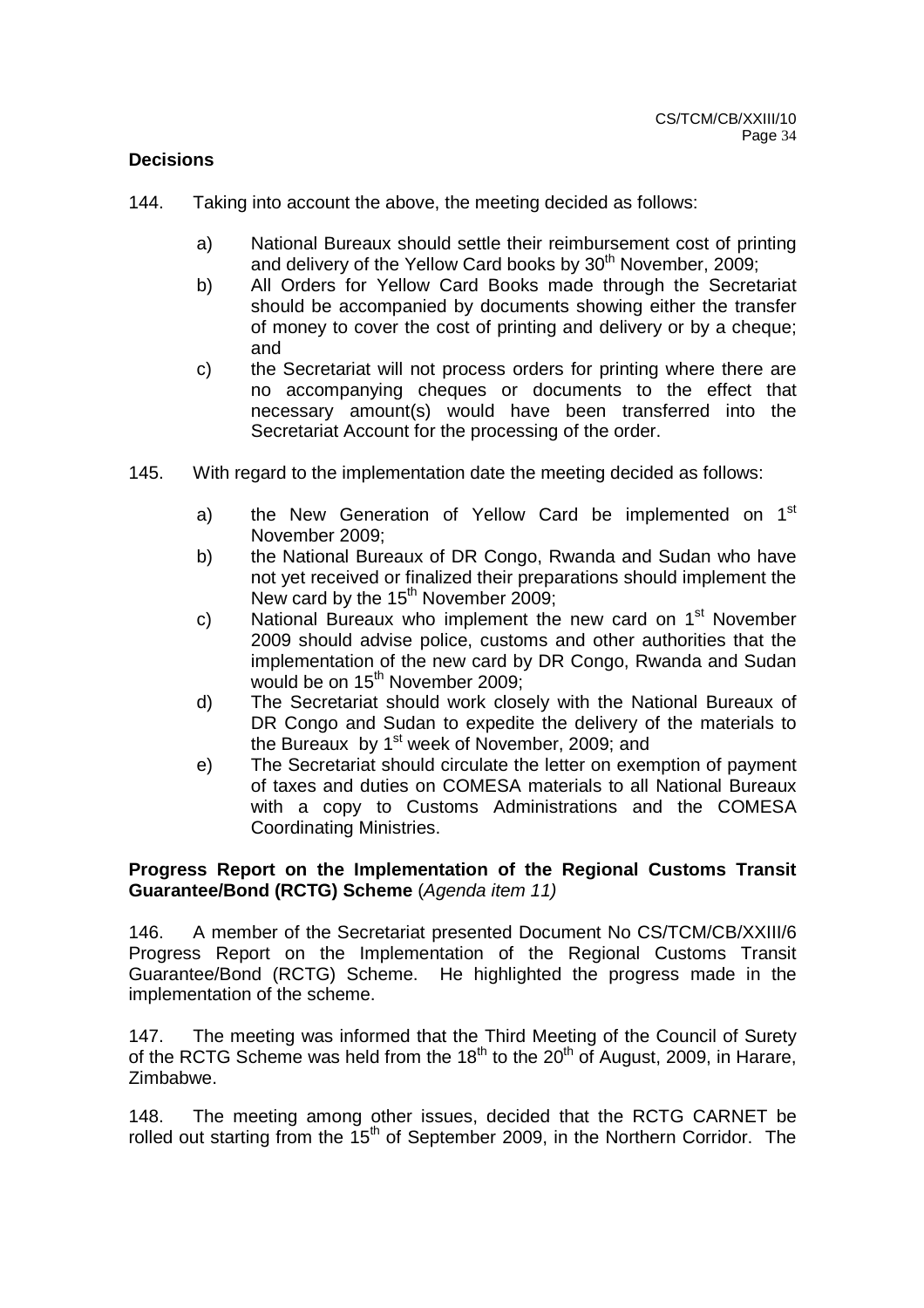**Decisions**

144. Taking into account the above, the meeting decided as follows:

a) National Bureaux should settle their reimbursement cost of printing and delivery of the Yellow Card books by 30th November, 2009;

b) All Orders for Yellow Card Books made through the Secretariat should be accompanied by documents showing either the transfer of money to cover the cost of printing and delivery or by a cheque; and

c) the Secretariat will not process orders for printing where there are no accompanying cheques or documents to the effect that necessary amount(s) would have been transferred into the Secretariat Account for the processing of the order.

145. With regard to the implementation date the meeting decided as follows:

a) the New Generation of Yellow Card be implemented on 1st November 2009;

b) the National Bureaux of DR Congo, Rwanda and Sudan who have not yet received or finalized their preparations should implement the New card by the 15th November 2009;

c) National Bureaux who implement the new card on 1st November 2009 should advise police, customs and other authorities that the implementation of the new card by DR Congo, Rwanda and Sudan would be on 15th November 2009;

d) The Secretariat should work closely with the National Bureaux of DR Congo and Sudan to expedite the delivery of the materials to the Bureaux by 1st week of November, 2009; and

e) The Secretariat should circulate the letter on exemption of payment of taxes and duties on COMESA materials to all National Bureaux with a copy to Customs Administrations and the COMESA Coordinating Ministries.

**Progress Report on the Implementation of the Regional Customs Transit Guarantee/Bond (RCTG) Scheme** (*Agenda item 11)*

146. A member of the Secretariat presented Document No CS/TCM/CB/XXIII/6 Progress Report on the Implementation of the Regional Customs Transit Guarantee/Bond (RCTG) Scheme. He highlighted the progress made in the implementation of the scheme.

147. The meeting was informed that the Third Meeting of the Council of Surety of the RCTG Scheme was held from the 18th to the 20th of August, 2009, in Harare, Zimbabwe.

148. The meeting among other issues, decided that the RCTG CARNET be rolled out starting from the 15th of September 2009, in the Northern Corridor. The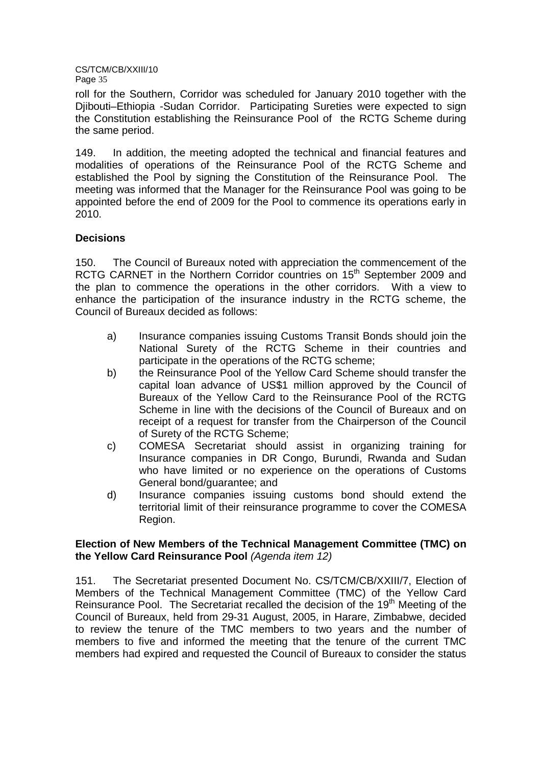roll for the Southern, Corridor was scheduled for January 2010 together with the Djibouti–Ethiopia -Sudan Corridor. Participating Sureties were expected to sign the Constitution establishing the Reinsurance Pool of the RCTG Scheme during the same period.

149. In addition, the meeting adopted the technical and financial features and modalities of operations of the Reinsurance Pool of the RCTG Scheme and established the Pool by signing the Constitution of the Reinsurance Pool. The meeting was informed that the Manager for the Reinsurance Pool was going to be appointed before the end of 2009 for the Pool to commence its operations early in 2010.

**Decisions**

150. The Council of Bureaux noted with appreciation the commencement of the RCTG CARNET in the Northern Corridor countries on 15th September 2009 and the plan to commence the operations in the other corridors. With a view to enhance the participation of the insurance industry in the RCTG scheme, the Council of Bureaux decided as follows:

a) Insurance companies issuing Customs Transit Bonds should join the National Surety of the RCTG Scheme in their countries and participate in the operations of the RCTG scheme;

b) the Reinsurance Pool of the Yellow Card Scheme should transfer the capital loan advance of US$1 million approved by the Council of Bureaux of the Yellow Card to the Reinsurance Pool of the RCTG Scheme in line with the decisions of the Council of Bureaux and on receipt of a request for transfer from the Chairperson of the Council of Surety of the RCTG Scheme;

c) COMESA Secretariat should assist in organizing training for Insurance companies in DR Congo, Burundi, Rwanda and Sudan who have limited or no experience on the operations of Customs General bond/guarantee; and

d) Insurance companies issuing customs bond should extend the territorial limit of their reinsurance programme to cover the COMESA Region.

**Election of New Members of the Technical Management Committee (TMC) on the Yellow Card Reinsurance Pool** *(Agenda item 12)*

151. The Secretariat presented Document No. CS/TCM/CB/XXIII/7, Election of Members of the Technical Management Committee (TMC) of the Yellow Card Reinsurance Pool. The Secretariat recalled the decision of the 19th Meeting of the Council of Bureaux, held from 29-31 August, 2005, in Harare, Zimbabwe, decided to review the tenure of the TMC members to two years and the number of members to five and informed the meeting that the tenure of the current TMC members had expired and requested the Council of Bureaux to consider the status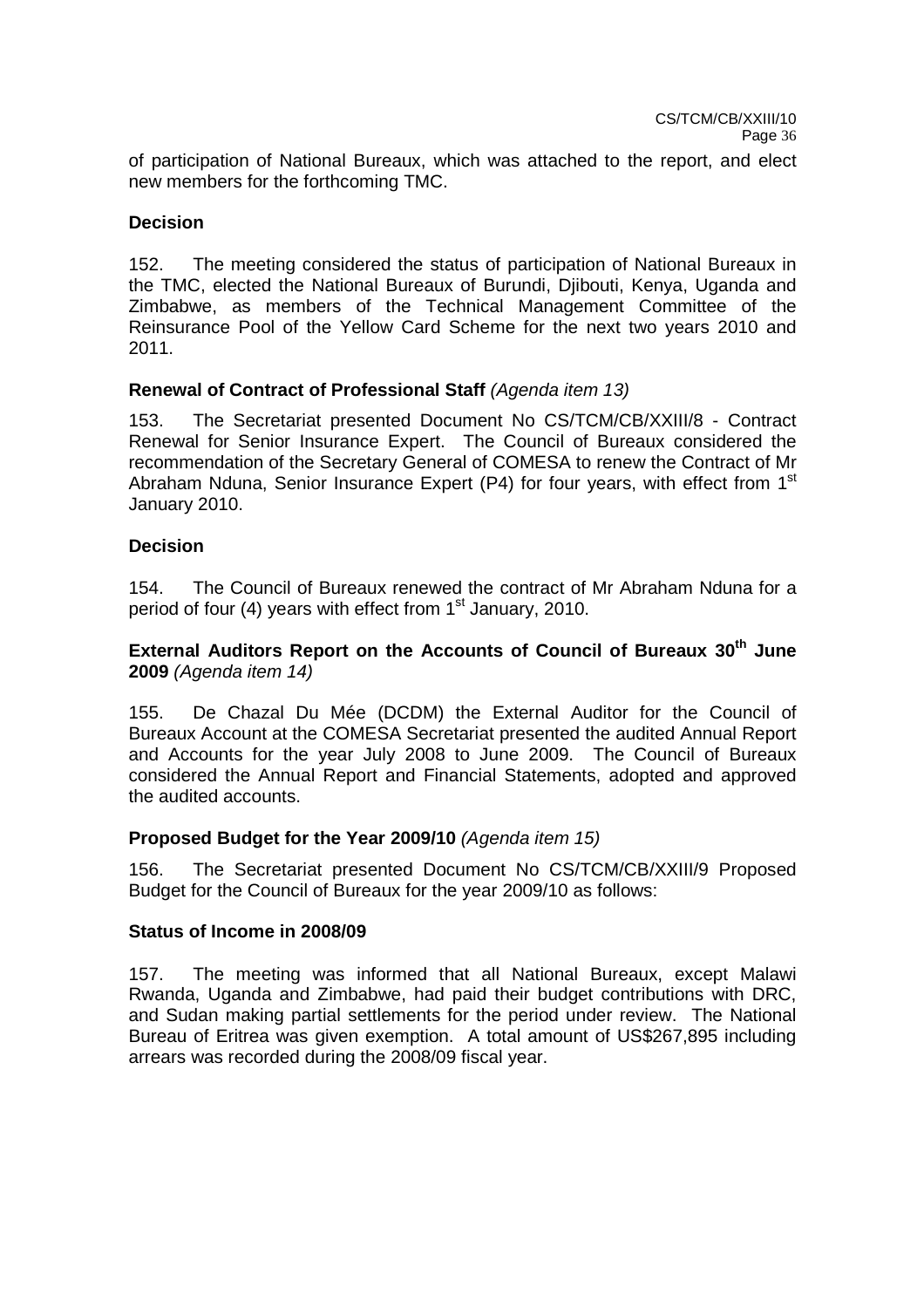of participation of National Bureaux, which was attached to the report, and elect new members for the forthcoming TMC.

**Decision**

152. The meeting considered the status of participation of National Bureaux in the TMC, elected the National Bureaux of Burundi, Djibouti, Kenya, Uganda and Zimbabwe, as members of the Technical Management Committee of the Reinsurance Pool of the Yellow Card Scheme for the next two years 2010 and 2011.

**Renewal of Contract of Professional Staff** *(Agenda item 13)*

153. The Secretariat presented Document No CS/TCM/CB/XXIII/8 - Contract Renewal for Senior Insurance Expert. The Council of Bureaux considered the recommendation of the Secretary General of COMESA to renew the Contract of Mr Abraham Nduna, Senior Insurance Expert (P4) for four years, with effect from 1st January 2010.

**Decision**

154. The Council of Bureaux renewed the contract of Mr Abraham Nduna for a period of four (4) years with effect from 1st January, 2010.

**External Auditors Report on the Accounts of Council of Bureaux 30th June 2009** *(Agenda item 14)*

155. De Chazal Du Mée (DCDM) the External Auditor for the Council of Bureaux Account at the COMESA Secretariat presented the audited Annual Report and Accounts for the year July 2008 to June 2009. The Council of Bureaux considered the Annual Report and Financial Statements, adopted and approved the audited accounts.

**Proposed Budget for the Year 2009/10** *(Agenda item 15)*

156. The Secretariat presented Document No CS/TCM/CB/XXIII/9 Proposed Budget for the Council of Bureaux for the year 2009/10 as follows:

**Status of Income in 2008/09**

157. The meeting was informed that all National Bureaux, except Malawi Rwanda, Uganda and Zimbabwe, had paid their budget contributions with DRC, and Sudan making partial settlements for the period under review. The National Bureau of Eritrea was given exemption. A total amount of US$267,895 including arrears was recorded during the 2008/09 fiscal year.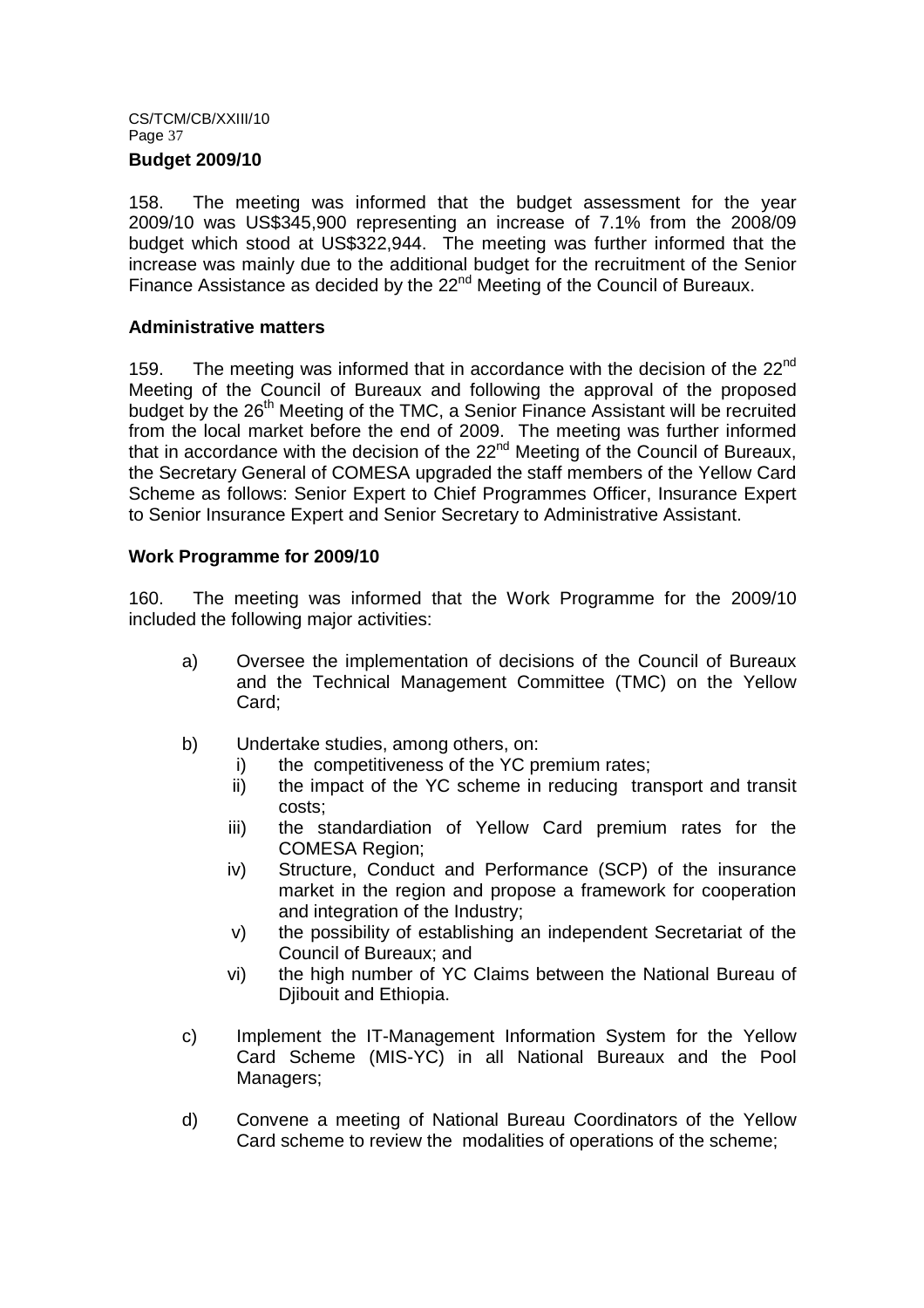## Budget 2009/10

158. The meeting was informed that the budget assessment for the year 2009/10 was US$345,900 representing an increase of 7.1% from the 2008/09 budget which stood at US$322,944. The meeting was further informed that the increase was mainly due to the additional budget for the recruitment of the Senior Finance Assistance as decided by the 22nd Meeting of the Council of Bureaux.

## Administrative matters

159. The meeting was informed that in accordance with the decision of the 22nd Meeting of the Council of Bureaux and following the approval of the proposed budget by the 26th Meeting of the TMC, a Senior Finance Assistant will be recruited from the local market before the end of 2009. The meeting was further informed that in accordance with the decision of the 22nd Meeting of the Council of Bureaux, the Secretary General of COMESA upgraded the staff members of the Yellow Card Scheme as follows: Senior Expert to Chief Programmes Officer, Insurance Expert to Senior Insurance Expert and Senior Secretary to Administrative Assistant.

## Work Programme for 2009/10

160. The meeting was informed that the Work Programme for the 2009/10 included the following major activities:

a) Oversee the implementation of decisions of the Council of Bureaux and the Technical Management Committee (TMC) on the Yellow Card;

b) Undertake studies, among others, on:
   i) the competitiveness of the YC premium rates;
   ii) the impact of the YC scheme in reducing transport and transit costs;
   iii) the standardiation of Yellow Card premium rates for the COMESA Region;
   iv) Structure, Conduct and Performance (SCP) of the insurance market in the region and propose a framework for cooperation and integration of the Industry;
   v) the possibility of establishing an independent Secretariat of the Council of Bureaux; and
   vi) the high number of YC Claims between the National Bureau of Djibouit and Ethiopia.

c) Implement the IT-Management Information System for the Yellow Card Scheme (MIS-YC) in all National Bureaux and the Pool Managers;

d) Convene a meeting of National Bureau Coordinators of the Yellow Card scheme to review the modalities of operations of the scheme;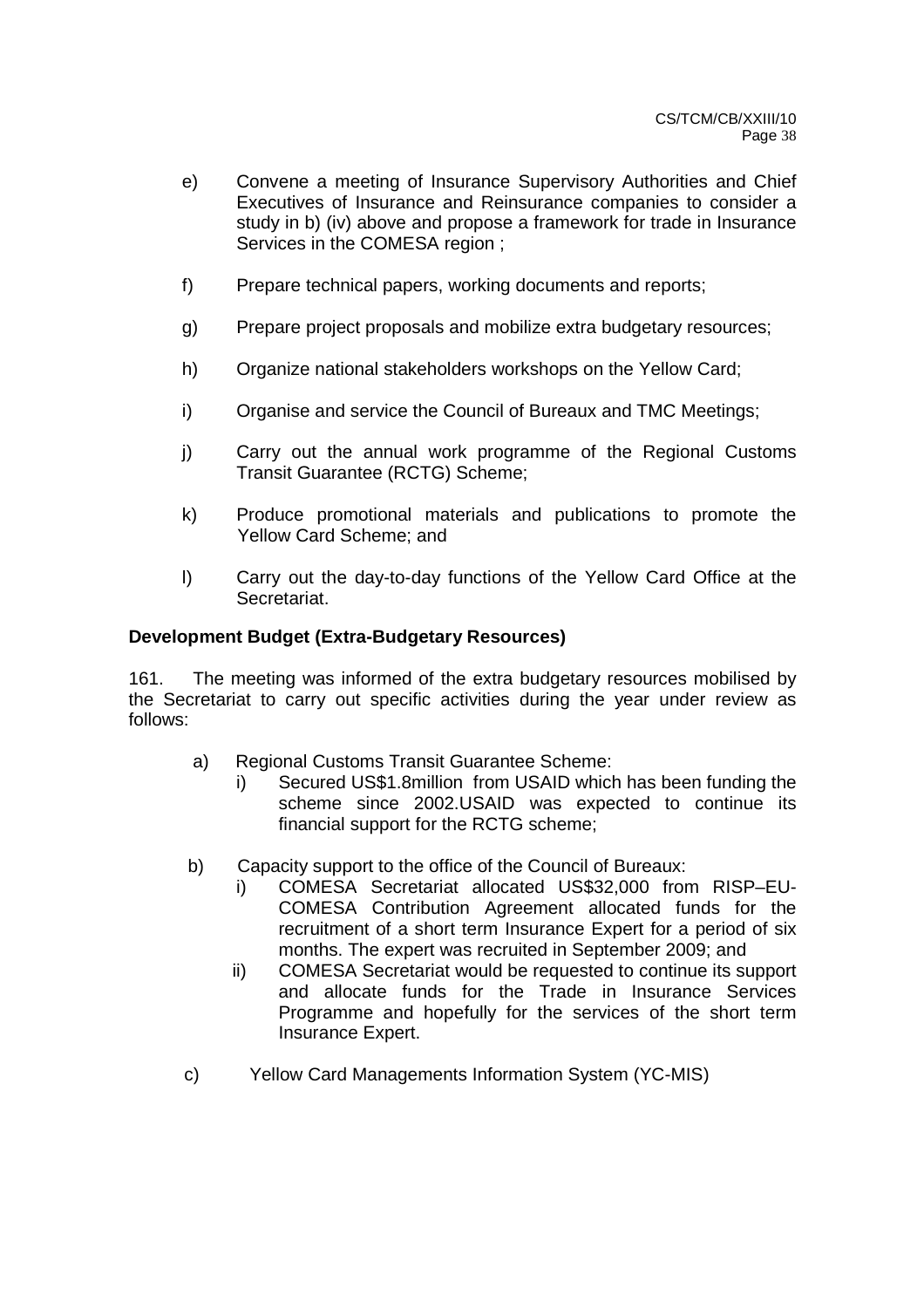e) Convene a meeting of Insurance Supervisory Authorities and Chief Executives of Insurance and Reinsurance companies to consider a study in b) (iv) above and propose a framework for trade in Insurance Services in the COMESA region ;

f) Prepare technical papers, working documents and reports;

g) Prepare project proposals and mobilize extra budgetary resources;

h) Organize national stakeholders workshops on the Yellow Card;

i) Organise and service the Council of Bureaux and TMC Meetings;

j) Carry out the annual work programme of the Regional Customs Transit Guarantee (RCTG) Scheme;

k) Produce promotional materials and publications to promote the Yellow Card Scheme; and

l) Carry out the day-to-day functions of the Yellow Card Office at the Secretariat.

**Development Budget (Extra-Budgetary Resources)**

161. The meeting was informed of the extra budgetary resources mobilised by the Secretariat to carry out specific activities during the year under review as follows:

a) Regional Customs Transit Guarantee Scheme:
   i) Secured US$1.8million from USAID which has been funding the scheme since 2002.USAID was expected to continue its financial support for the RCTG scheme;

b) Capacity support to the office of the Council of Bureaux:
   i) COMESA Secretariat allocated US$32,000 from RISP–EU-COMESA Contribution Agreement allocated funds for the recruitment of a short term Insurance Expert for a period of six months. The expert was recruited in September 2009; and
   ii) COMESA Secretariat would be requested to continue its support and allocate funds for the Trade in Insurance Services Programme and hopefully for the services of the short term Insurance Expert.

c) Yellow Card Managements Information System (YC-MIS)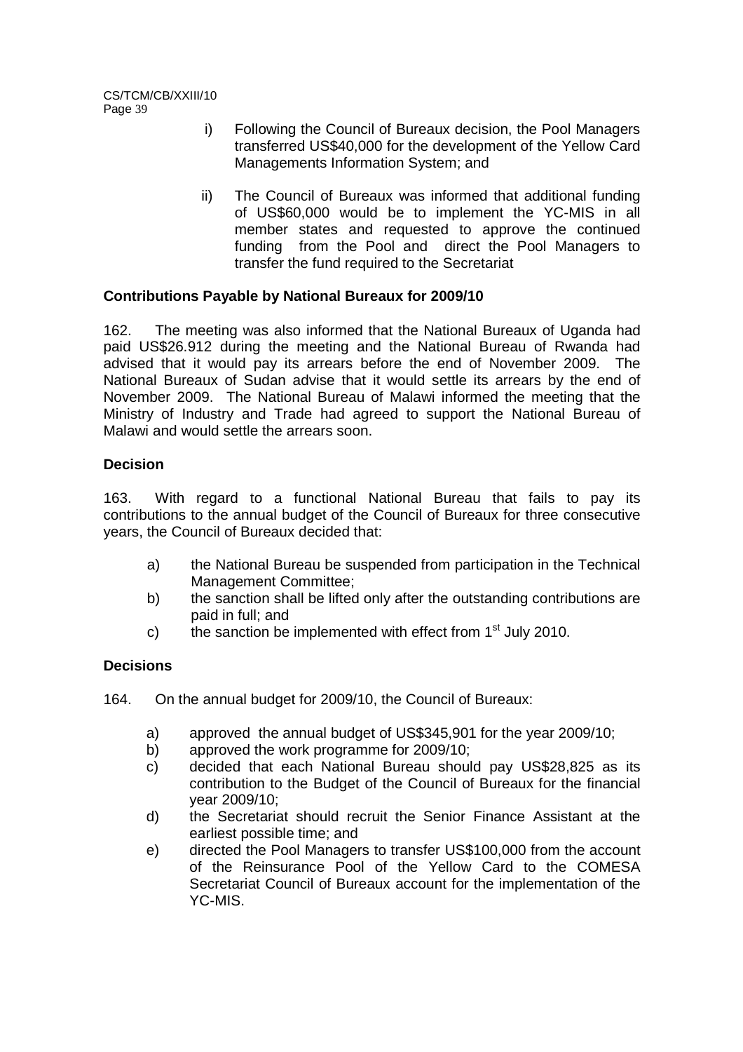i) Following the Council of Bureaux decision, the Pool Managers transferred US$40,000 for the development of the Yellow Card Managements Information System; and

ii) The Council of Bureaux was informed that additional funding of US$60,000 would be to implement the YC-MIS in all member states and requested to approve the continued funding from the Pool and direct the Pool Managers to transfer the fund required to the Secretariat

**Contributions Payable by National Bureaux for 2009/10**

162. The meeting was also informed that the National Bureaux of Uganda had paid US$26.912 during the meeting and the National Bureau of Rwanda had advised that it would pay its arrears before the end of November 2009. The National Bureaux of Sudan advise that it would settle its arrears by the end of November 2009. The National Bureau of Malawi informed the meeting that the Ministry of Industry and Trade had agreed to support the National Bureau of Malawi and would settle the arrears soon.

**Decision**

163. With regard to a functional National Bureau that fails to pay its contributions to the annual budget of the Council of Bureaux for three consecutive years, the Council of Bureaux decided that:

a) the National Bureau be suspended from participation in the Technical Management Committee;
b) the sanction shall be lifted only after the outstanding contributions are paid in full; and
c) the sanction be implemented with effect from 1st July 2010.

**Decisions**

164. On the annual budget for 2009/10, the Council of Bureaux:

a) approved the annual budget of US$345,901 for the year 2009/10;
b) approved the work programme for 2009/10;
c) decided that each National Bureau should pay US$28,825 as its contribution to the Budget of the Council of Bureaux for the financial year 2009/10;
d) the Secretariat should recruit the Senior Finance Assistant at the earliest possible time; and
e) directed the Pool Managers to transfer US$100,000 from the account of the Reinsurance Pool of the Yellow Card to the COMESA Secretariat Council of Bureaux account for the implementation of the YC-MIS.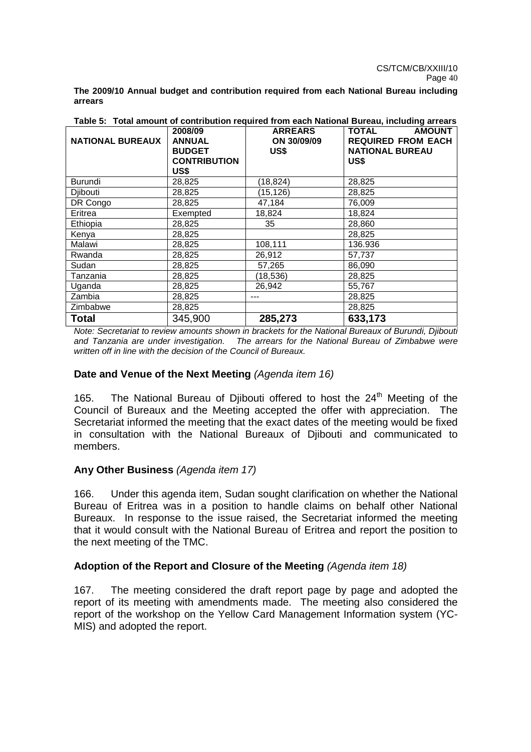**The 2009/10 Annual budget and contribution required from each National Bureau including arrears**

**Table 5: Total amount of contribution required from each National Bureau, including arrears**

| NATIONAL BUREAUX | 2008/09 ANNUAL BUDGET CONTRIBUTION US$ | ARREARS ON 30/09/09 US$ | TOTAL AMOUNT REQUIRED FROM EACH NATIONAL BUREAU US$ |
|---|---|---|---|
| Burundi | 28,825 | (18,824) | 28,825 |
| Djibouti | 28,825 | (15,126) | 28,825 |
| DR Congo | 28,825 | 47,184 | 76,009 |
| Eritrea | Exempted | 18,824 | 18,824 |
| Ethiopia | 28,825 | 35 | 28,860 |
| Kenya | 28,825 | | 28,825 |
| Malawi | 28,825 | 108,111 | 136.936 |
| Rwanda | 28,825 | 26,912 | 57,737 |
| Sudan | 28,825 | 57,265 | 86,090 |
| Tanzania | 28,825 | (18,536) | 28,825 |
| Uganda | 28,825 | 26,942 | 55,767 |
| Zambia | 28,825 | --- | 28,825 |
| Zimbabwe | 28,825 | | 28,825 |
| **Total** | 345,900 | **285,273** | **633,173** |

*Note: Secretariat to review amounts shown in brackets for the National Bureaux of Burundi, Djibouti and Tanzania are under investigation. The arrears for the National Bureau of Zimbabwe were written off in line with the decision of the Council of Bureaux.*

### Date and Venue of the Next Meeting *(Agenda item 16)*

165. The National Bureau of Djibouti offered to host the 24th Meeting of the Council of Bureaux and the Meeting accepted the offer with appreciation. The Secretariat informed the meeting that the exact dates of the meeting would be fixed in consultation with the National Bureaux of Djibouti and communicated to members.

### Any Other Business *(Agenda item 17)*

166. Under this agenda item, Sudan sought clarification on whether the National Bureau of Eritrea was in a position to handle claims on behalf other National Bureaux. In response to the issue raised, the Secretariat informed the meeting that it would consult with the National Bureau of Eritrea and report the position to the next meeting of the TMC.

### Adoption of the Report and Closure of the Meeting *(Agenda item 18)*

167. The meeting considered the draft report page by page and adopted the report of its meeting with amendments made. The meeting also considered the report of the workshop on the Yellow Card Management Information system (YC-MIS) and adopted the report.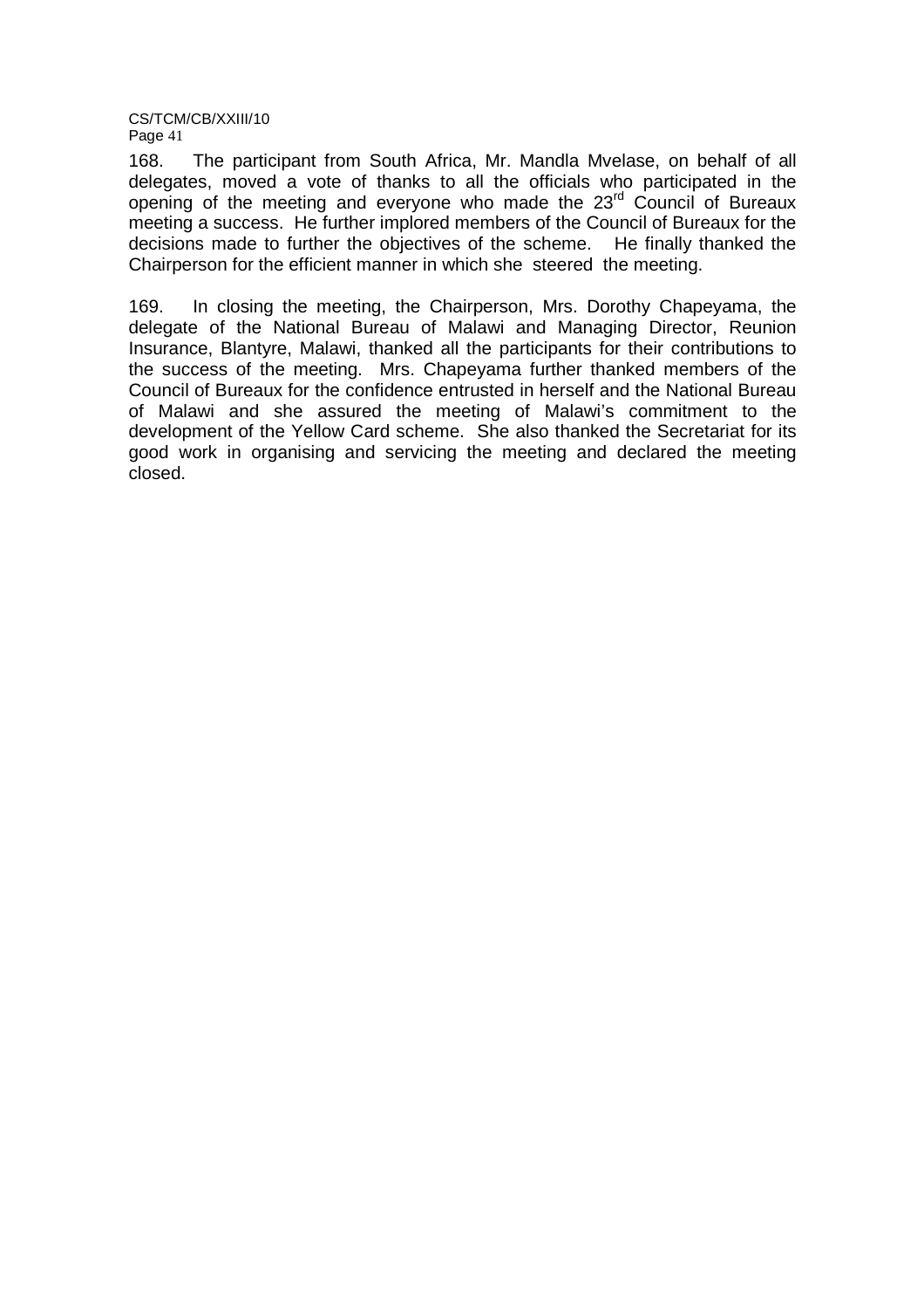168. The participant from South Africa, Mr. Mandla Mvelase, on behalf of all delegates, moved a vote of thanks to all the officials who participated in the opening of the meeting and everyone who made the 23rd Council of Bureaux meeting a success. He further implored members of the Council of Bureaux for the decisions made to further the objectives of the scheme. He finally thanked the Chairperson for the efficient manner in which she steered the meeting.

169. In closing the meeting, the Chairperson, Mrs. Dorothy Chapeyama, the delegate of the National Bureau of Malawi and Managing Director, Reunion Insurance, Blantyre, Malawi, thanked all the participants for their contributions to the success of the meeting. Mrs. Chapeyama further thanked members of the Council of Bureaux for the confidence entrusted in herself and the National Bureau of Malawi and she assured the meeting of Malawi's commitment to the development of the Yellow Card scheme. She also thanked the Secretariat for its good work in organising and servicing the meeting and declared the meeting closed.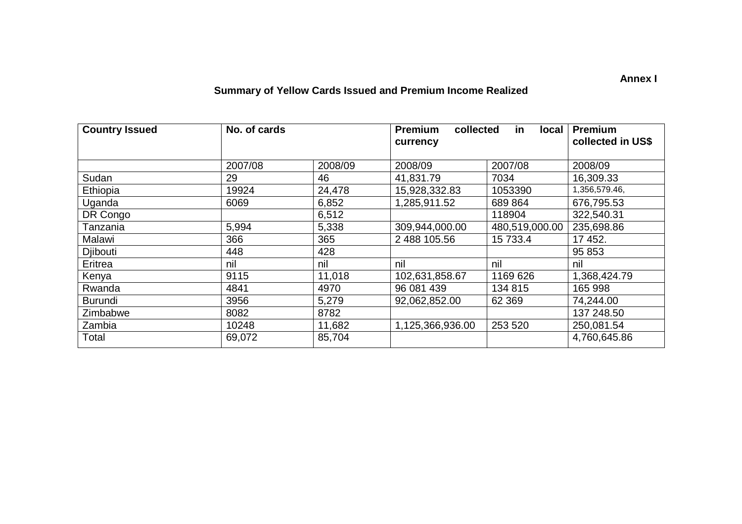**Annex I**

## Summary of Yellow Cards Issued and Premium Income Realized

| Country Issued | No. of cards | | Premium collected in local currency | | Premium collected in US$ |
|---|---|---|---|---|---|
| | 2007/08 | 2008/09 | 2008/09 | 2007/08 | 2008/09 |
| Sudan | 29 | 46 | 41,831.79 | 7034 | 16,309.33 |
| Ethiopia | 19924 | 24,478 | 15,928,332.83 | 1053390 | 1,356,579.46, |
| Uganda | 6069 | 6,852 | 1,285,911.52 | 689 864 | 676,795.53 |
| DR Congo | | 6,512 | | 118904 | 322,540.31 |
| Tanzania | 5,994 | 5,338 | 309,944,000.00 | 480,519,000.00 | 235,698.86 |
| Malawi | 366 | 365 | 2 488 105.56 | 15 733.4 | 17 452. |
| Djibouti | 448 | 428 | | | 95 853 |
| Eritrea | nil | nil | nil | nil | nil |
| Kenya | 9115 | 11,018 | 102,631,858.67 | 1169 626 | 1,368,424.79 |
| Rwanda | 4841 | 4970 | 96 081 439 | 134 815 | 165 998 |
| Burundi | 3956 | 5,279 | 92,062,852.00 | 62 369 | 74,244.00 |
| Zimbabwe | 8082 | 8782 | | | 137 248.50 |
| Zambia | 10248 | 11,682 | 1,125,366,936.00 | 253 520 | 250,081.54 |
| Total | 69,072 | 85,704 | | | 4,760,645.86 |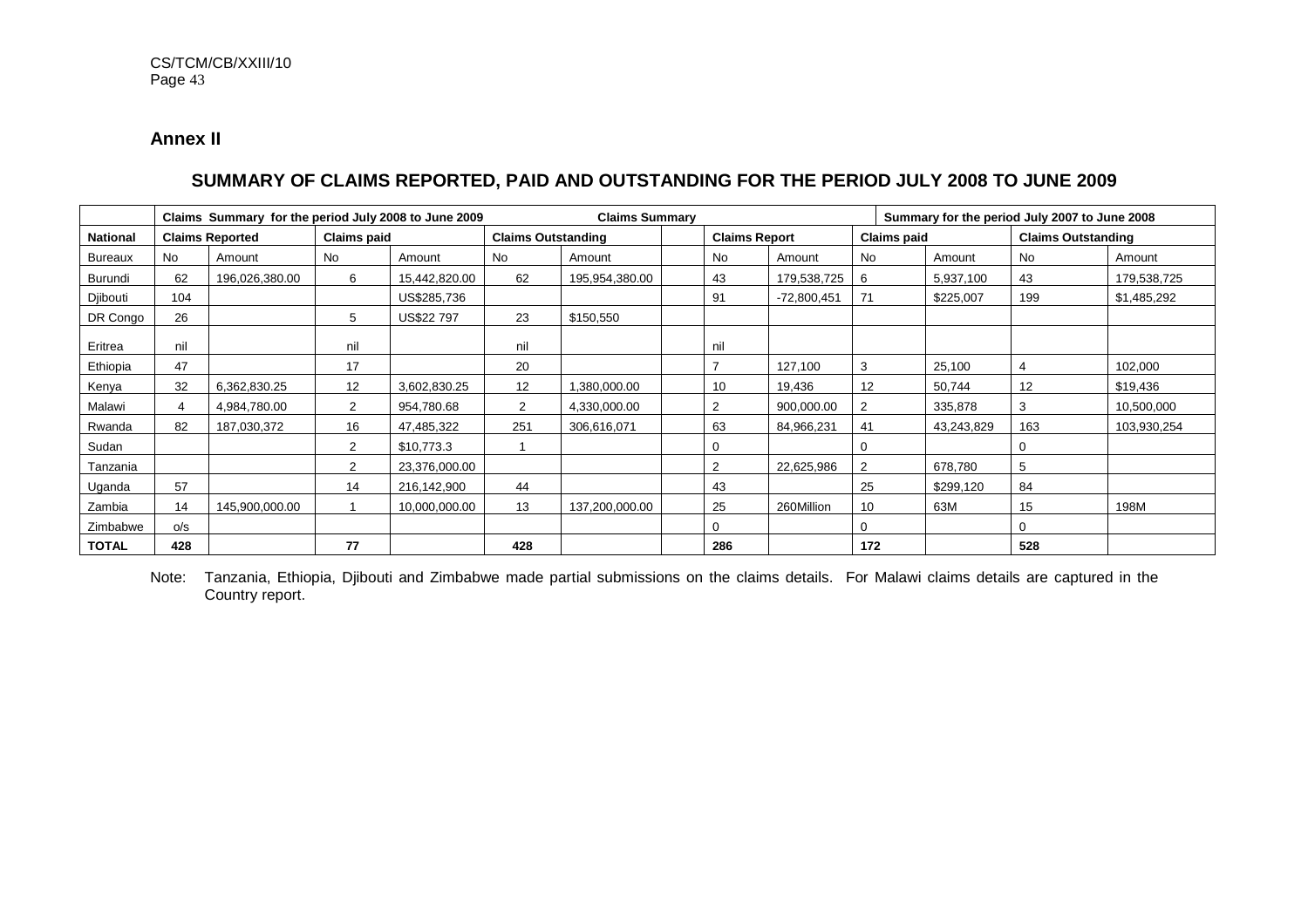## Annex II

### SUMMARY OF CLAIMS REPORTED, PAID AND OUTSTANDING FOR THE PERIOD JULY 2008 TO JUNE 2009

| | Claims Summary for the period July 2008 to June 2009 | | | | | Claims Summary | | | | Summary for the period July 2007 to June 2008 | | | |
|---|---|---|---|---|---|---|---|---|---|---|---|---|---|
| **National** | **Claims Reported** | | **Claims paid** | | **Claims Outstanding** | | | **Claims Report** | | **Claims paid** | | **Claims Outstanding** | |
| Bureaux | No | Amount | No | Amount | No | Amount | | No | Amount | No | Amount | No | Amount |
| Burundi | 62 | 196,026,380.00 | 6 | 15,442,820.00 | 62 | 195,954,380.00 | | 43 | 179,538,725 | 6 | 5,937,100 | 43 | 179,538,725 |
| Djibouti | 104 | | | US$285,736 | | | | 91 | -72,800,451 | 71 | $225,007 | 199 | $1,485,292 |
| DR Congo | 26 | | 5 | US$22 797 | 23 | $150,550 | | | | | | | |
| Eritrea | nil | | nil | | nil | | | nil | | | | | |
| Ethiopia | 47 | | 17 | | 20 | | | 7 | 127,100 | 3 | 25,100 | 4 | 102,000 |
| Kenya | 32 | 6,362,830.25 | 12 | 3,602,830.25 | 12 | 1,380,000.00 | | 10 | 19,436 | 12 | 50,744 | 12 | $19,436 |
| Malawi | 4 | 4,984,780.00 | 2 | 954,780.68 | 2 | 4,330,000.00 | | 2 | 900,000.00 | 2 | 335,878 | 3 | 10,500,000 |
| Rwanda | 82 | 187,030,372 | 16 | 47,485,322 | 251 | 306,616,071 | | 63 | 84,966,231 | 41 | 43,243,829 | 163 | 103,930,254 |
| Sudan | | | 2 | $10,773.3 | 1 | | | 0 | | 0 | | 0 | |
| Tanzania | | | 2 | 23,376,000.00 | | | | 2 | 22,625,986 | 2 | 678,780 | 5 | |
| Uganda | 57 | | 14 | 216,142,900 | 44 | | | 43 | | 25 | $299,120 | 84 | |
| Zambia | 14 | 145,900,000.00 | 1 | 10,000,000.00 | 13 | 137,200,000.00 | | 25 | 260Million | 10 | 63M | 15 | 198M |
| Zimbabwe | o/s | | | | | | | 0 | | 0 | | 0 | |
| **TOTAL** | **428** | | **77** | | **428** | | | **286** | | **172** | | **528** | |

Note: Tanzania, Ethiopia, Djibouti and Zimbabwe made partial submissions on the claims details. For Malawi claims details are captured in the Country report.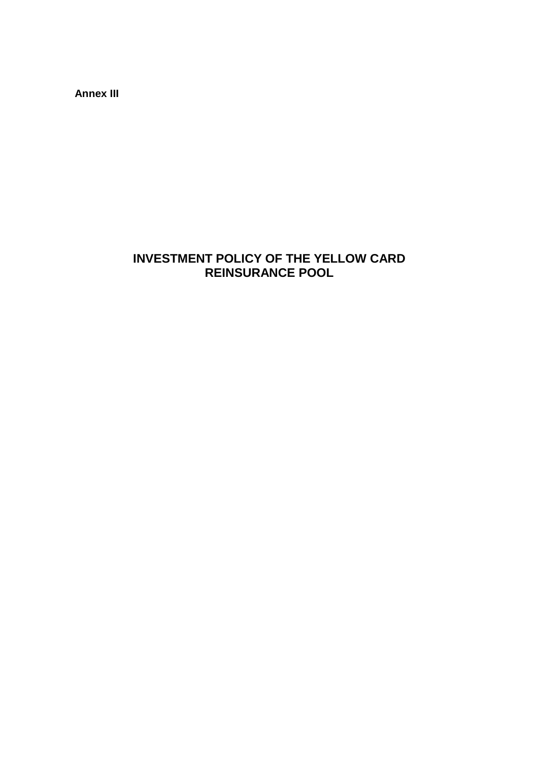**Annex III**

# INVESTMENT POLICY OF THE YELLOW CARD REINSURANCE POOL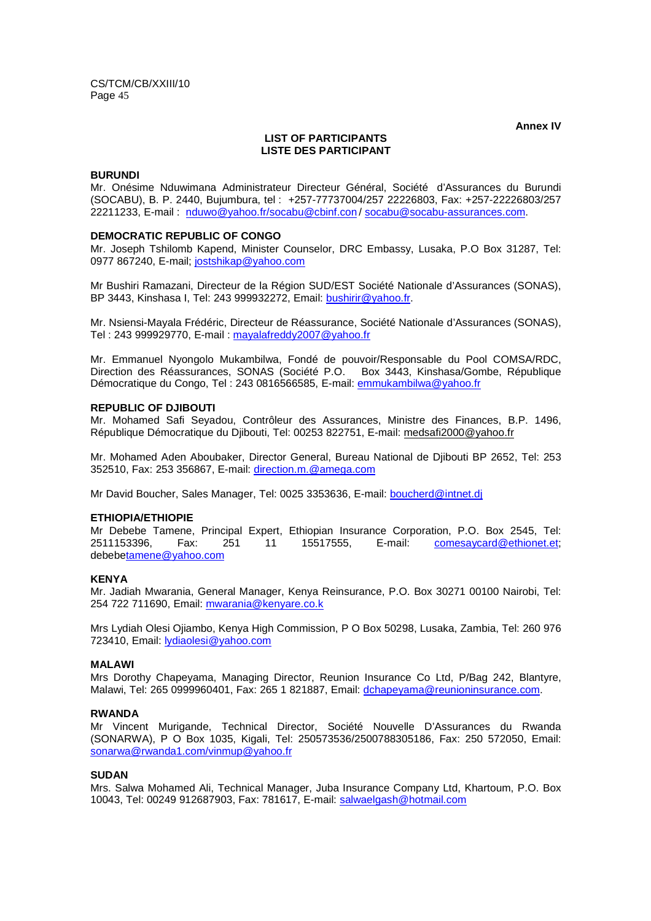**Annex IV**

**LIST OF PARTICIPANTS**
**LISTE DES PARTICIPANT**

**BURUNDI**
Mr. Onésime Nduwimana Administrateur Directeur Général, Société d'Assurances du Burundi (SOCABU), B. P. 2440, Bujumbura, tel : +257-77737004/257 22226803, Fax: +257-22226803/257 22211233, E-mail : nduwo@yahoo.fr/socabu@cbinf.com / socabu@socabu-assurances.com.

**DEMOCRATIC REPUBLIC OF CONGO**
Mr. Joseph Tshilomb Kapend, Minister Counselor, DRC Embassy, Lusaka, P.O Box 31287, Tel: 0977 867240, E-mail; jostshikap@yahoo.com

Mr Bushiri Ramazani, Directeur de la Région SUD/EST Société Nationale d'Assurances (SONAS), BP 3443, Kinshasa I, Tel: 243 999932272, Email: bushirir@yahoo.fr.

Mr. Nsiensi-Mayala Frédéric, Directeur de Réassurance, Société Nationale d'Assurances (SONAS), Tel : 243 999929770, E-mail : mayalafreddy2007@yahoo.fr

Mr. Emmanuel Nyongolo Mukambilwa, Fondé de pouvoir/Responsable du Pool COMSA/RDC, Direction des Réassurances, SONAS (Société P.O. Box 3443, Kinshasa/Gombe, République Démocratique du Congo, Tel : 243 0816566585, E-mail: emmukambilwa@yahoo.fr

**REPUBLIC OF DJIBOUTI**
Mr. Mohamed Safi Seyadou, Contrôleur des Assurances, Ministre des Finances, B.P. 1496, République Démocratique du Djibouti, Tel: 00253 822751, E-mail: medsafi2000@yahoo.fr

Mr. Mohamed Aden Aboubaker, Director General, Bureau National de Djibouti BP 2652, Tel: 253 352510, Fax: 253 356867, E-mail: direction.m.@amega.com

Mr David Boucher, Sales Manager, Tel: 0025 3353636, E-mail: boucherd@intnet.dj

**ETHIOPIA/ETHIOPIE**
Mr Debebe Tamene, Principal Expert, Ethiopian Insurance Corporation, P.O. Box 2545, Tel: 2511153396, Fax: 251 11 15517555, E-mail: comesaycard@ethionet.et; debebetamene@yahoo.com

**KENYA**
Mr. Jadiah Mwarania, General Manager, Kenya Reinsurance, P.O. Box 30271 00100 Nairobi, Tel: 254 722 711690, Email: mwarania@kenyare.co.k

Mrs Lydiah Olesi Ojiambo, Kenya High Commission, P O Box 50298, Lusaka, Zambia, Tel: 260 976 723410, Email: lydiaolesi@yahoo.com

**MALAWI**
Mrs Dorothy Chapeyama, Managing Director, Reunion Insurance Co Ltd, P/Bag 242, Blantyre, Malawi, Tel: 265 0999960401, Fax: 265 1 821887, Email: dchapeyama@reunioninsurance.com.

**RWANDA**
Mr Vincent Murigande, Technical Director, Société Nouvelle D'Assurances du Rwanda (SONARWA), P O Box 1035, Kigali, Tel: 250573536/2500788305186, Fax: 250 572050, Email: sonarwa@rwanda1.com/vinmup@yahoo.fr

**SUDAN**
Mrs. Salwa Mohamed Ali, Technical Manager, Juba Insurance Company Ltd, Khartoum, P.O. Box 10043, Tel: 00249 912687903, Fax: 781617, E-mail: salwaelgash@hotmail.com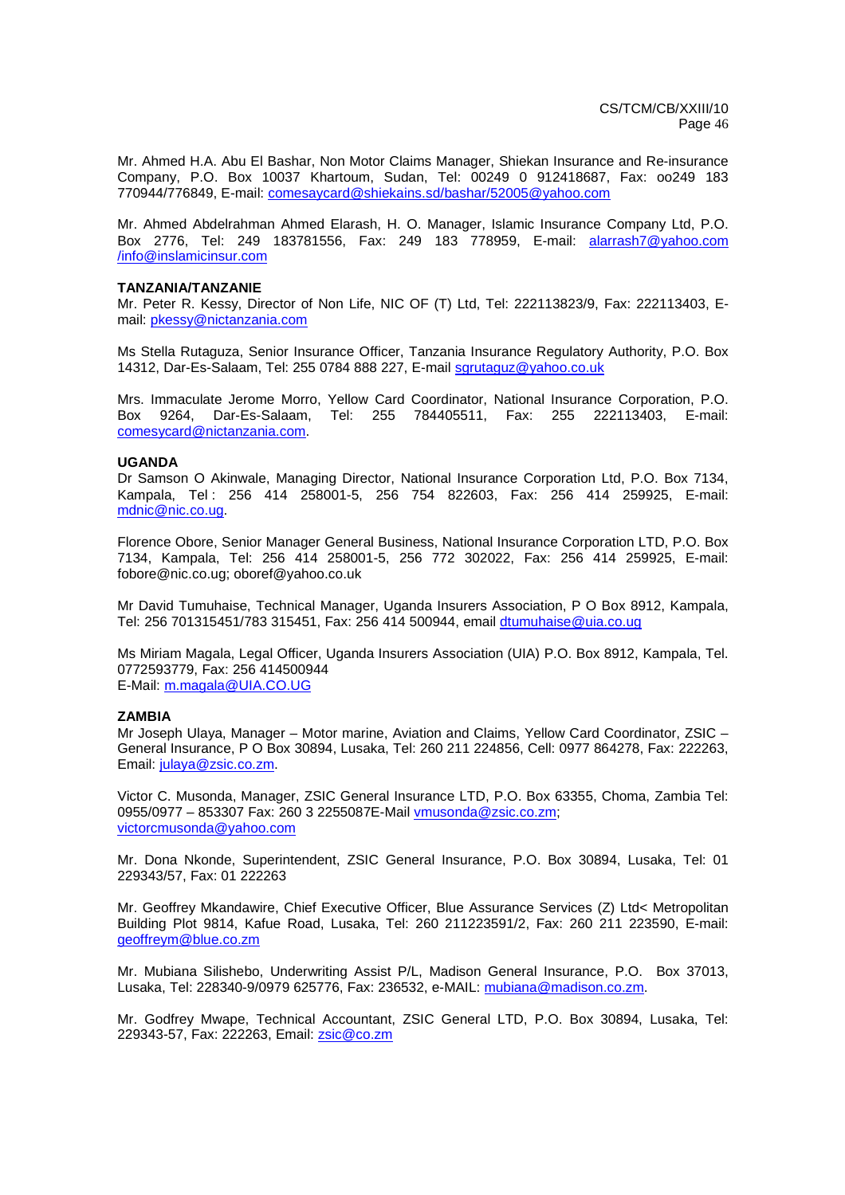Mr. Ahmed H.A. Abu El Bashar, Non Motor Claims Manager, Shiekan Insurance and Re-insurance Company, P.O. Box 10037 Khartoum, Sudan, Tel: 00249 0 912418687, Fax: oo249 183 770944/776849, E-mail: comesaycard@shiekains.sd/bashar/52005@yahoo.com

Mr. Ahmed Abdelrahman Ahmed Elarash, H. O. Manager, Islamic Insurance Company Ltd, P.O. Box 2776, Tel: 249 183781556, Fax: 249 183 778959, E-mail: alarrash7@yahoo.com /info@inslamicinsur.com

**TANZANIA/TANZANIE**

Mr. Peter R. Kessy, Director of Non Life, NIC OF (T) Ltd, Tel: 222113823/9, Fax: 222113403, E-mail: pkessy@nictanzania.com

Ms Stella Rutaguza, Senior Insurance Officer, Tanzania Insurance Regulatory Authority, P.O. Box 14312, Dar-Es-Salaam, Tel: 255 0784 888 227, E-mail sgrutaguz@yahoo.co.uk

Mrs. Immaculate Jerome Morro, Yellow Card Coordinator, National Insurance Corporation, P.O. Box 9264, Dar-Es-Salaam, Tel: 255 784405511, Fax: 255 222113403, E-mail: comesycard@nictanzania.com.

**UGANDA**

Dr Samson O Akinwale, Managing Director, National Insurance Corporation Ltd, P.O. Box 7134, Kampala, Tel : 256 414 258001-5, 256 754 822603, Fax: 256 414 259925, E-mail: mdnic@nic.co.ug.

Florence Obore, Senior Manager General Business, National Insurance Corporation LTD, P.O. Box 7134, Kampala, Tel: 256 414 258001-5, 256 772 302022, Fax: 256 414 259925, E-mail: fobore@nic.co.ug; oboref@yahoo.co.uk

Mr David Tumuhaise, Technical Manager, Uganda Insurers Association, P O Box 8912, Kampala, Tel: 256 701315451/783 315451, Fax: 256 414 500944, email dtumuhaise@uia.co.ug

Ms Miriam Magala, Legal Officer, Uganda Insurers Association (UIA) P.O. Box 8912, Kampala, Tel. 0772593779, Fax: 256 414500944
E-Mail: m.magala@UIA.CO.UG

**ZAMBIA**

Mr Joseph Ulaya, Manager – Motor marine, Aviation and Claims, Yellow Card Coordinator, ZSIC – General Insurance, P O Box 30894, Lusaka, Tel: 260 211 224856, Cell: 0977 864278, Fax: 222263, Email: julaya@zsic.co.zm.

Victor C. Musonda, Manager, ZSIC General Insurance LTD, P.O. Box 63355, Choma, Zambia Tel: 0955/0977 – 853307 Fax: 260 3 2255087E-Mail vmusonda@zsic.co.zm; victorcmusonda@yahoo.com

Mr. Dona Nkonde, Superintendent, ZSIC General Insurance, P.O. Box 30894, Lusaka, Tel: 01 229343/57, Fax: 01 222263

Mr. Geoffrey Mkandawire, Chief Executive Officer, Blue Assurance Services (Z) Ltd< Metropolitan Building Plot 9814, Kafue Road, Lusaka, Tel: 260 211223591/2, Fax: 260 211 223590, E-mail: geoffreym@blue.co.zm

Mr. Mubiana Silishebo, Underwriting Assist P/L, Madison General Insurance, P.O. Box 37013, Lusaka, Tel: 228340-9/0979 625776, Fax: 236532, e-MAIL: mubiana@madison.co.zm.

Mr. Godfrey Mwape, Technical Accountant, ZSIC General LTD, P.O. Box 30894, Lusaka, Tel: 229343-57, Fax: 222263, Email: zsic@co.zm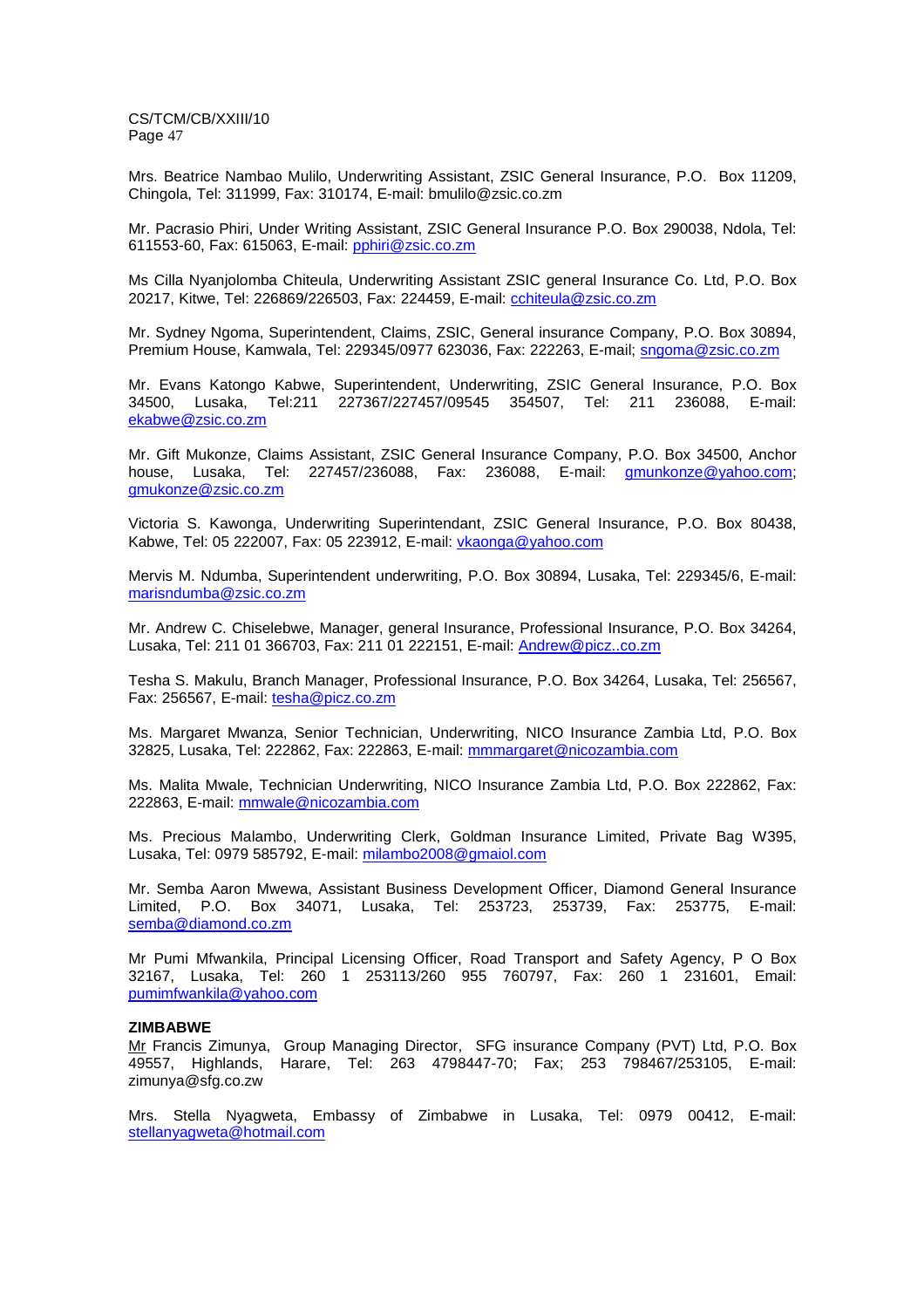Mrs. Beatrice Nambao Mulilo, Underwriting Assistant, ZSIC General Insurance, P.O. Box 11209, Chingola, Tel: 311999, Fax: 310174, E-mail: bmulilo@zsic.co.zm

Mr. Pacrasio Phiri, Under Writing Assistant, ZSIC General Insurance P.O. Box 290038, Ndola, Tel: 611553-60, Fax: 615063, E-mail: pphiri@zsic.co.zm

Ms Cilla Nyanjolomba Chiteula, Underwriting Assistant ZSIC general Insurance Co. Ltd, P.O. Box 20217, Kitwe, Tel: 226869/226503, Fax: 224459, E-mail: cchiteula@zsic.co.zm

Mr. Sydney Ngoma, Superintendent, Claims, ZSIC, General insurance Company, P.O. Box 30894, Premium House, Kamwala, Tel: 229345/0977 623036, Fax: 222263, E-mail; sngoma@zsic.co.zm

Mr. Evans Katongo Kabwe, Superintendent, Underwriting, ZSIC General Insurance, P.O. Box 34500, Lusaka, Tel:211 227367/227457/09545 354507, Tel: 211 236088, E-mail: ekabwe@zsic.co.zm

Mr. Gift Mukonze, Claims Assistant, ZSIC General Insurance Company, P.O. Box 34500, Anchor house, Lusaka, Tel: 227457/236088, Fax: 236088, E-mail: gmunkonze@yahoo.com; gmukonze@zsic.co.zm

Victoria S. Kawonga, Underwriting Superintendant, ZSIC General Insurance, P.O. Box 80438, Kabwe, Tel: 05 222007, Fax: 05 223912, E-mail: vkaonga@yahoo.com

Mervis M. Ndumba, Superintendent underwriting, P.O. Box 30894, Lusaka, Tel: 229345/6, E-mail: marisndumba@zsic.co.zm

Mr. Andrew C. Chiselebwe, Manager, general Insurance, Professional Insurance, P.O. Box 34264, Lusaka, Tel: 211 01 366703, Fax: 211 01 222151, E-mail: Andrew@picz..co.zm

Tesha S. Makulu, Branch Manager, Professional Insurance, P.O. Box 34264, Lusaka, Tel: 256567, Fax: 256567, E-mail: tesha@picz.co.zm

Ms. Margaret Mwanza, Senior Technician, Underwriting, NICO Insurance Zambia Ltd, P.O. Box 32825, Lusaka, Tel: 222862, Fax: 222863, E-mail: mmmargaret@nicozambia.com

Ms. Malita Mwale, Technician Underwriting, NICO Insurance Zambia Ltd, P.O. Box 222862, Fax: 222863, E-mail: mmwale@nicozambia.com

Ms. Precious Malambo, Underwriting Clerk, Goldman Insurance Limited, Private Bag W395, Lusaka, Tel: 0979 585792, E-mail: milambo2008@gmaiol.com

Mr. Semba Aaron Mwewa, Assistant Business Development Officer, Diamond General Insurance Limited, P.O. Box 34071, Lusaka, Tel: 253723, 253739, Fax: 253775, E-mail: semba@diamond.co.zm

Mr Pumi Mfwankila, Principal Licensing Officer, Road Transport and Safety Agency, P O Box 32167, Lusaka, Tel: 260 1 253113/260 955 760797, Fax: 260 1 231601, Email: pumimfwankila@yahoo.com

**ZIMBABWE**

Mr Francis Zimunya, Group Managing Director, SFG insurance Company (PVT) Ltd, P.O. Box 49557, Highlands, Harare, Tel: 263 4798447-70; Fax; 253 798467/253105, E-mail: zimunya@sfg.co.zw

Mrs. Stella Nyagweta, Embassy of Zimbabwe in Lusaka, Tel: 0979 00412, E-mail: stellanyagweta@hotmail.com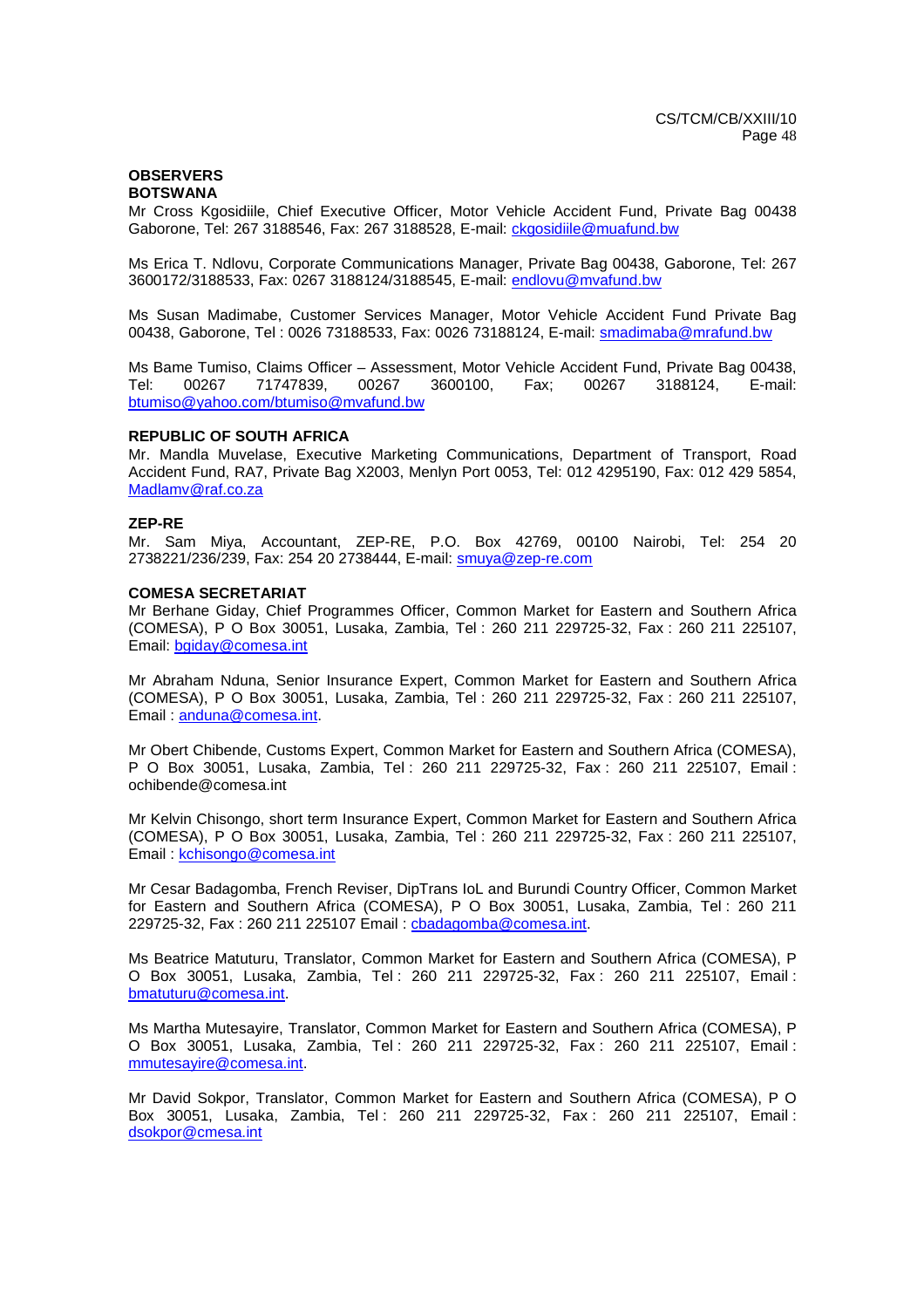**OBSERVERS**

**BOTSWANA**

Mr Cross Kgosidiile, Chief Executive Officer, Motor Vehicle Accident Fund, Private Bag 00438 Gaborone, Tel: 267 3188546, Fax: 267 3188528, E-mail: ckgosidiile@muafund.bw

Ms Erica T. Ndlovu, Corporate Communications Manager, Private Bag 00438, Gaborone, Tel: 267 3600172/3188533, Fax: 0267 3188124/3188545, E-mail: endlovu@mvafund.bw

Ms Susan Madimabe, Customer Services Manager, Motor Vehicle Accident Fund Private Bag 00438, Gaborone, Tel : 0026 73188533, Fax: 0026 73188124, E-mail: smadimaba@mrafund.bw

Ms Bame Tumiso, Claims Officer – Assessment, Motor Vehicle Accident Fund, Private Bag 00438, Tel: 00267 71747839, 00267 3600100, Fax; 00267 3188124, E-mail: btumiso@yahoo.com/btumiso@mvafund.bw

**REPUBLIC OF SOUTH AFRICA**

Mr. Mandla Muvelase, Executive Marketing Communications, Department of Transport, Road Accident Fund, RA7, Private Bag X2003, Menlyn Port 0053, Tel: 012 4295190, Fax: 012 429 5854, Madlamv@raf.co.za

**ZEP-RE**

Mr. Sam Miya, Accountant, ZEP-RE, P.O. Box 42769, 00100 Nairobi, Tel: 254 20 2738221/236/239, Fax: 254 20 2738444, E-mail: smuya@zep-re.com

**COMESA SECRETARIAT**

Mr Berhane Giday, Chief Programmes Officer, Common Market for Eastern and Southern Africa (COMESA), P O Box 30051, Lusaka, Zambia, Tel : 260 211 229725-32, Fax : 260 211 225107, Email: bgiday@comesa.int

Mr Abraham Nduna, Senior Insurance Expert, Common Market for Eastern and Southern Africa (COMESA), P O Box 30051, Lusaka, Zambia, Tel : 260 211 229725-32, Fax : 260 211 225107, Email : anduna@comesa.int.

Mr Obert Chibende, Customs Expert, Common Market for Eastern and Southern Africa (COMESA), P O Box 30051, Lusaka, Zambia, Tel : 260 211 229725-32, Fax : 260 211 225107, Email : ochibende@comesa.int

Mr Kelvin Chisongo, short term Insurance Expert, Common Market for Eastern and Southern Africa (COMESA), P O Box 30051, Lusaka, Zambia, Tel : 260 211 229725-32, Fax : 260 211 225107, Email : kchisongo@comesa.int

Mr Cesar Badagomba, French Reviser, DipTrans IoL and Burundi Country Officer, Common Market for Eastern and Southern Africa (COMESA), P O Box 30051, Lusaka, Zambia, Tel : 260 211 229725-32, Fax : 260 211 225107 Email : cbadagomba@comesa.int.

Ms Beatrice Matuturu, Translator, Common Market for Eastern and Southern Africa (COMESA), P O Box 30051, Lusaka, Zambia, Tel : 260 211 229725-32, Fax : 260 211 225107, Email : bmatuturu@comesa.int.

Ms Martha Mutesayire, Translator, Common Market for Eastern and Southern Africa (COMESA), P O Box 30051, Lusaka, Zambia, Tel : 260 211 229725-32, Fax : 260 211 225107, Email : mmutesayire@comesa.int.

Mr David Sokpor, Translator, Common Market for Eastern and Southern Africa (COMESA), P O Box 30051, Lusaka, Zambia, Tel : 260 211 229725-32, Fax : 260 211 225107, Email : dsokpor@cmesa.int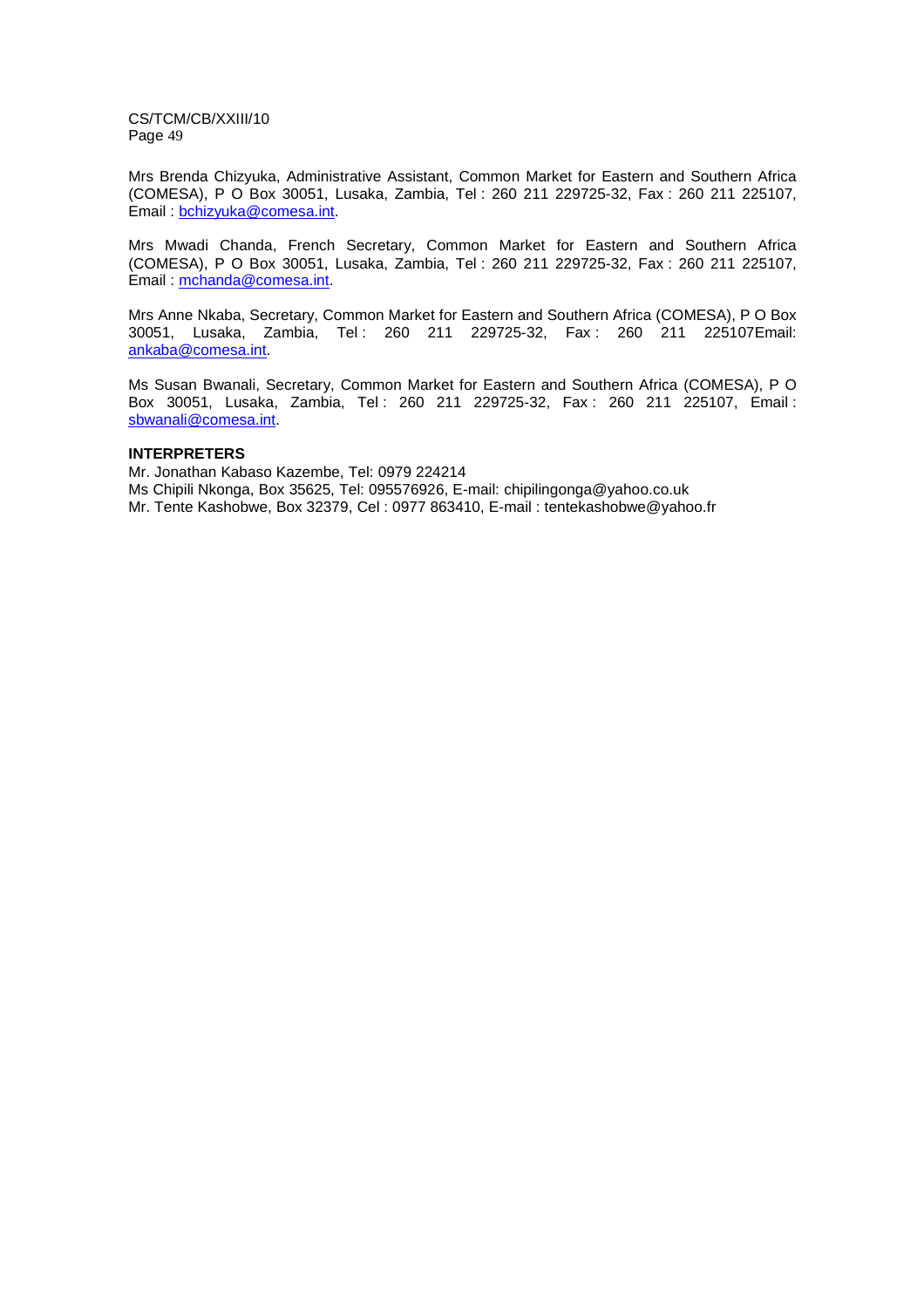Mrs Brenda Chizyuka, Administrative Assistant, Common Market for Eastern and Southern Africa (COMESA), P O Box 30051, Lusaka, Zambia, Tel : 260 211 229725-32, Fax : 260 211 225107, Email : bchizyuka@comesa.int.

Mrs Mwadi Chanda, French Secretary, Common Market for Eastern and Southern Africa (COMESA), P O Box 30051, Lusaka, Zambia, Tel : 260 211 229725-32, Fax : 260 211 225107, Email : mchanda@comesa.int.

Mrs Anne Nkaba, Secretary, Common Market for Eastern and Southern Africa (COMESA), P O Box 30051, Lusaka, Zambia, Tel : 260 211 229725-32, Fax : 260 211 225107Email: ankaba@comesa.int.

Ms Susan Bwanali, Secretary, Common Market for Eastern and Southern Africa (COMESA), P O Box 30051, Lusaka, Zambia, Tel : 260 211 229725-32, Fax : 260 211 225107, Email : sbwanali@comesa.int.

**INTERPRETERS**

Mr. Jonathan Kabaso Kazembe, Tel: 0979 224214
Ms Chipili Nkonga, Box 35625, Tel: 095576926, E-mail: chipilingonga@yahoo.co.uk
Mr. Tente Kashobwe, Box 32379, Cel : 0977 863410, E-mail : tentekashobwe@yahoo.fr